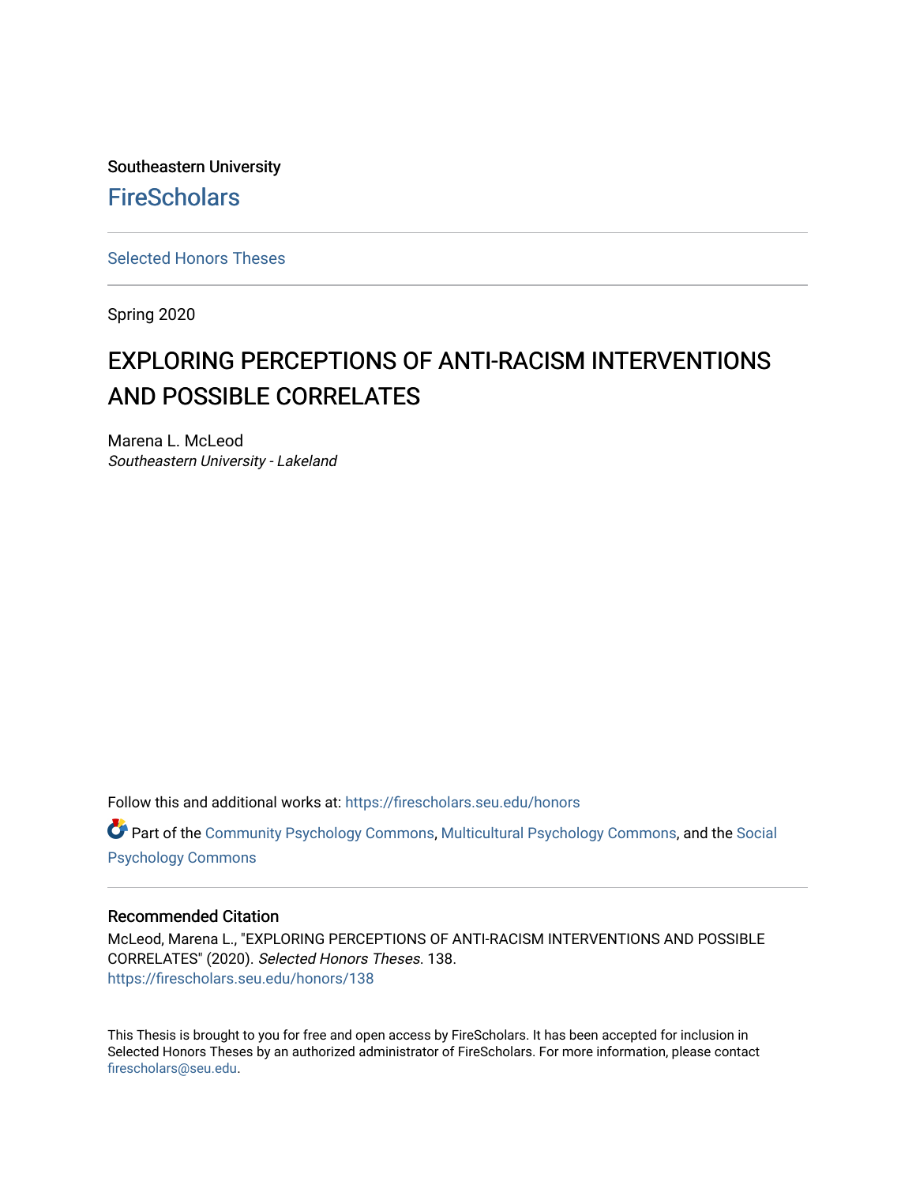Southeastern University

FireScholars

Selected Honors Theses

Spring 2020

# EXPLORING PERCEPTIONS OF ANTI-RACISM INTERVENTIONS AND POSSIBLE CORRELATES

Marena L. McLeod
*Southeastern University - Lakeland*

Follow this and additional works at: https://firescholars.seu.edu/honors

Part of the Community Psychology Commons, Multicultural Psychology Commons, and the Social Psychology Commons

## Recommended Citation

McLeod, Marena L., "EXPLORING PERCEPTIONS OF ANTI-RACISM INTERVENTIONS AND POSSIBLE CORRELATES" (2020). *Selected Honors Theses*. 138.
https://firescholars.seu.edu/honors/138

This Thesis is brought to you for free and open access by FireScholars. It has been accepted for inclusion in Selected Honors Theses by an authorized administrator of FireScholars. For more information, please contact firescholars@seu.edu.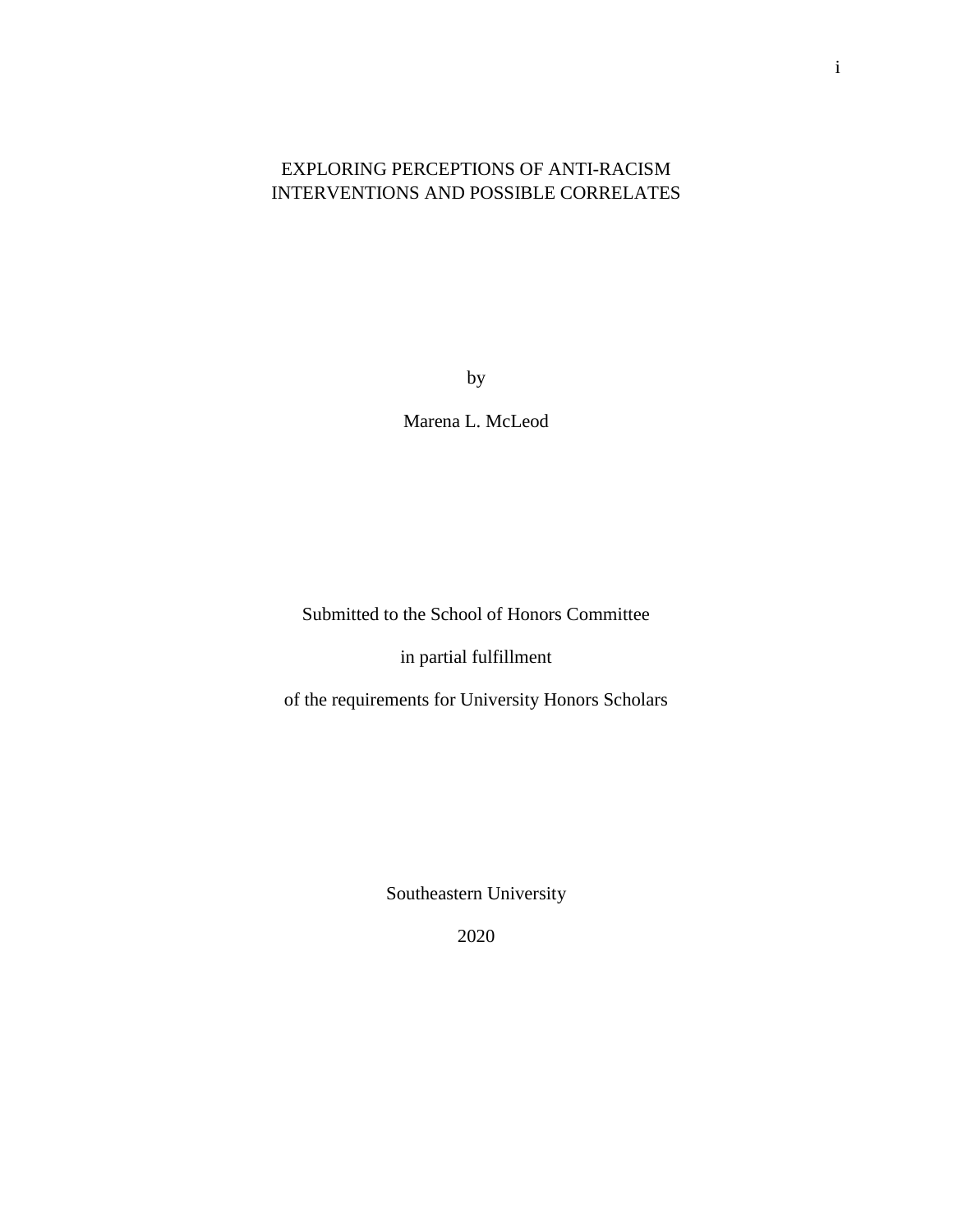# EXPLORING PERCEPTIONS OF ANTI-RACISM INTERVENTIONS AND POSSIBLE CORRELATES

by

Marena L. McLeod

Submitted to the School of Honors Committee

in partial fulfillment

of the requirements for University Honors Scholars

Southeastern University

2020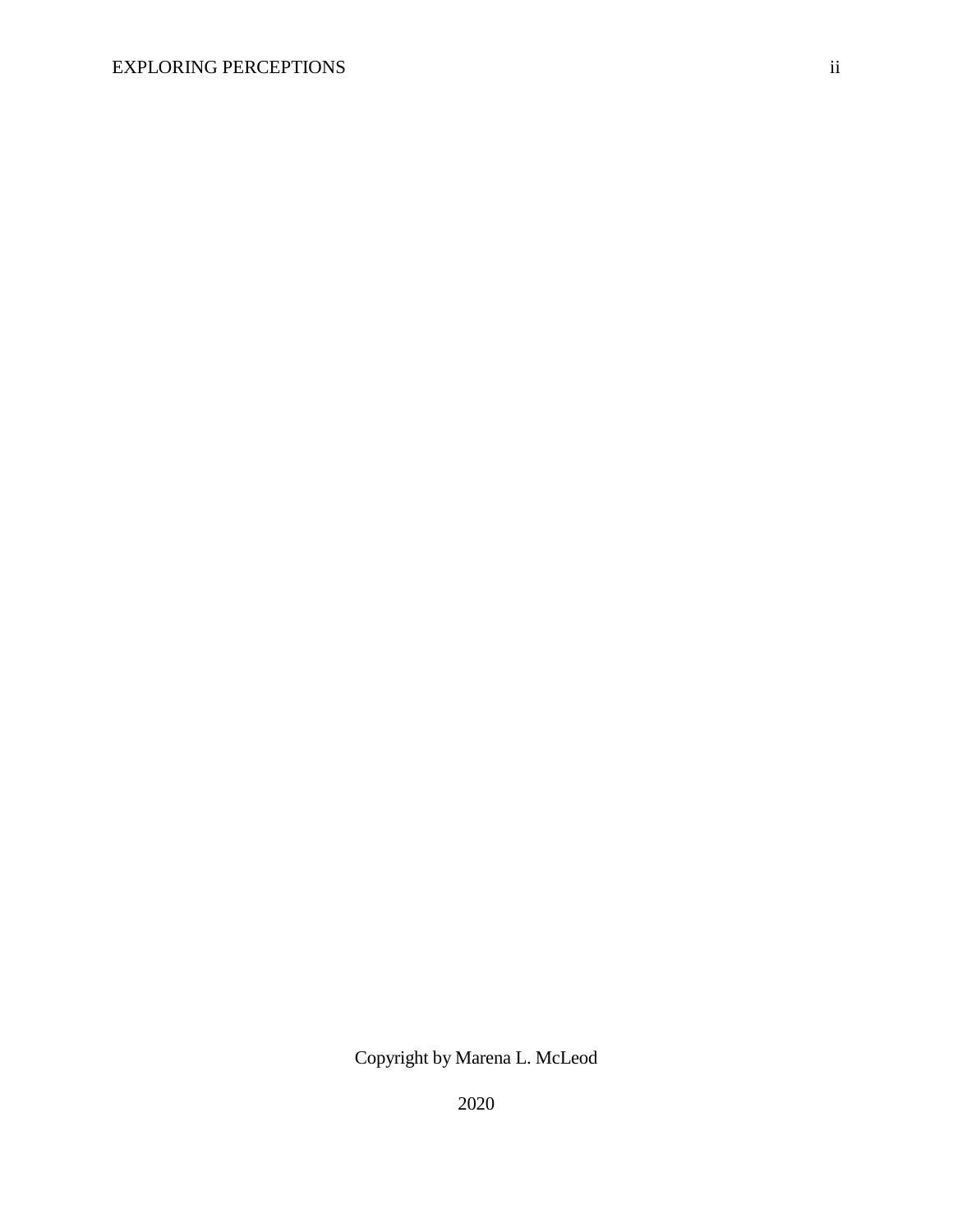Copyright by Marena L. McLeod

2020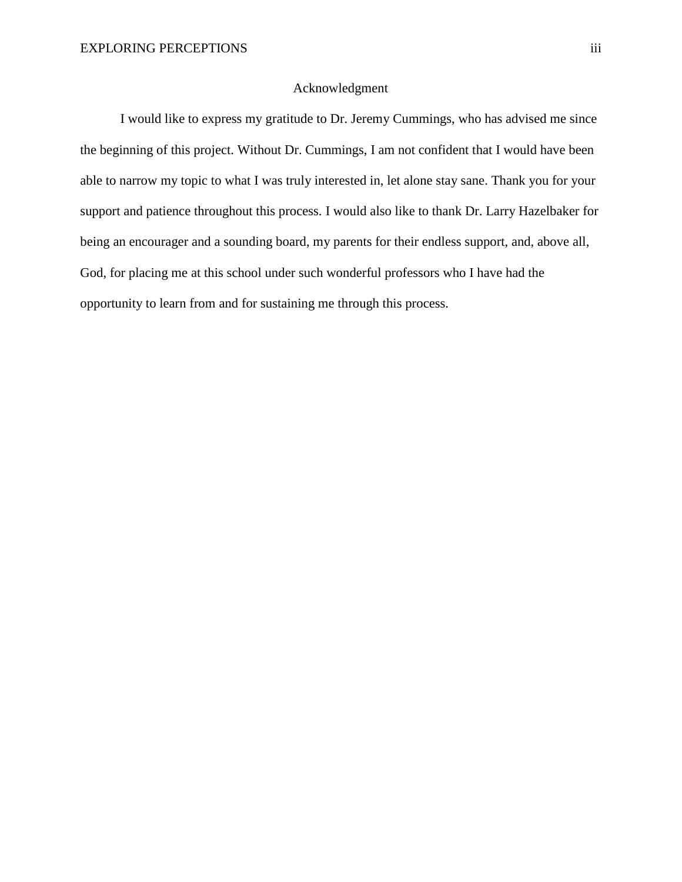# Acknowledgment

I would like to express my gratitude to Dr. Jeremy Cummings, who has advised me since the beginning of this project. Without Dr. Cummings, I am not confident that I would have been able to narrow my topic to what I was truly interested in, let alone stay sane. Thank you for your support and patience throughout this process. I would also like to thank Dr. Larry Hazelbaker for being an encourager and a sounding board, my parents for their endless support, and, above all, God, for placing me at this school under such wonderful professors who I have had the opportunity to learn from and for sustaining me through this process.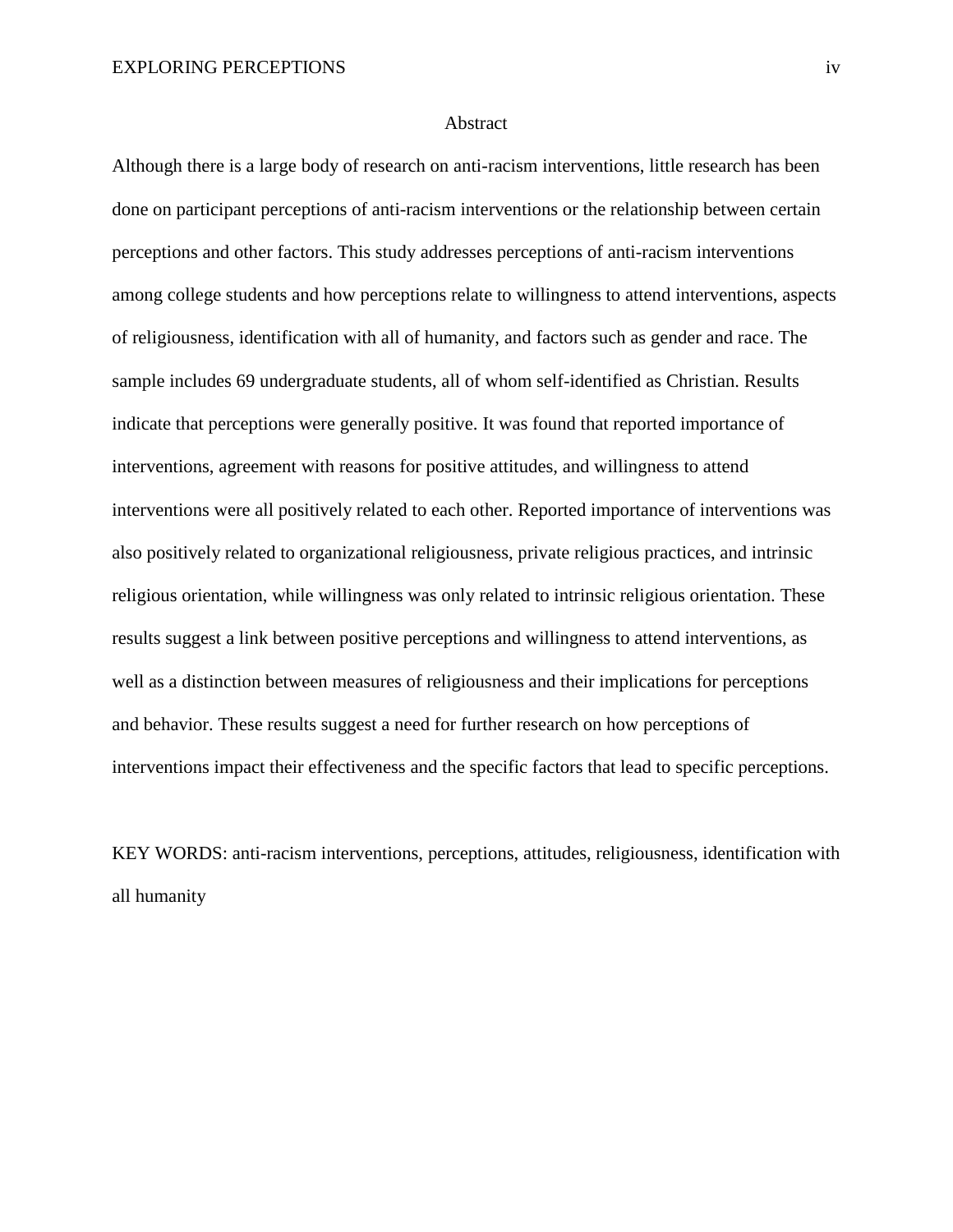# Abstract

Although there is a large body of research on anti-racism interventions, little research has been done on participant perceptions of anti-racism interventions or the relationship between certain perceptions and other factors. This study addresses perceptions of anti-racism interventions among college students and how perceptions relate to willingness to attend interventions, aspects of religiousness, identification with all of humanity, and factors such as gender and race. The sample includes 69 undergraduate students, all of whom self-identified as Christian. Results indicate that perceptions were generally positive. It was found that reported importance of interventions, agreement with reasons for positive attitudes, and willingness to attend interventions were all positively related to each other. Reported importance of interventions was also positively related to organizational religiousness, private religious practices, and intrinsic religious orientation, while willingness was only related to intrinsic religious orientation. These results suggest a link between positive perceptions and willingness to attend interventions, as well as a distinction between measures of religiousness and their implications for perceptions and behavior. These results suggest a need for further research on how perceptions of interventions impact their effectiveness and the specific factors that lead to specific perceptions.

KEY WORDS: anti-racism interventions, perceptions, attitudes, religiousness, identification with all humanity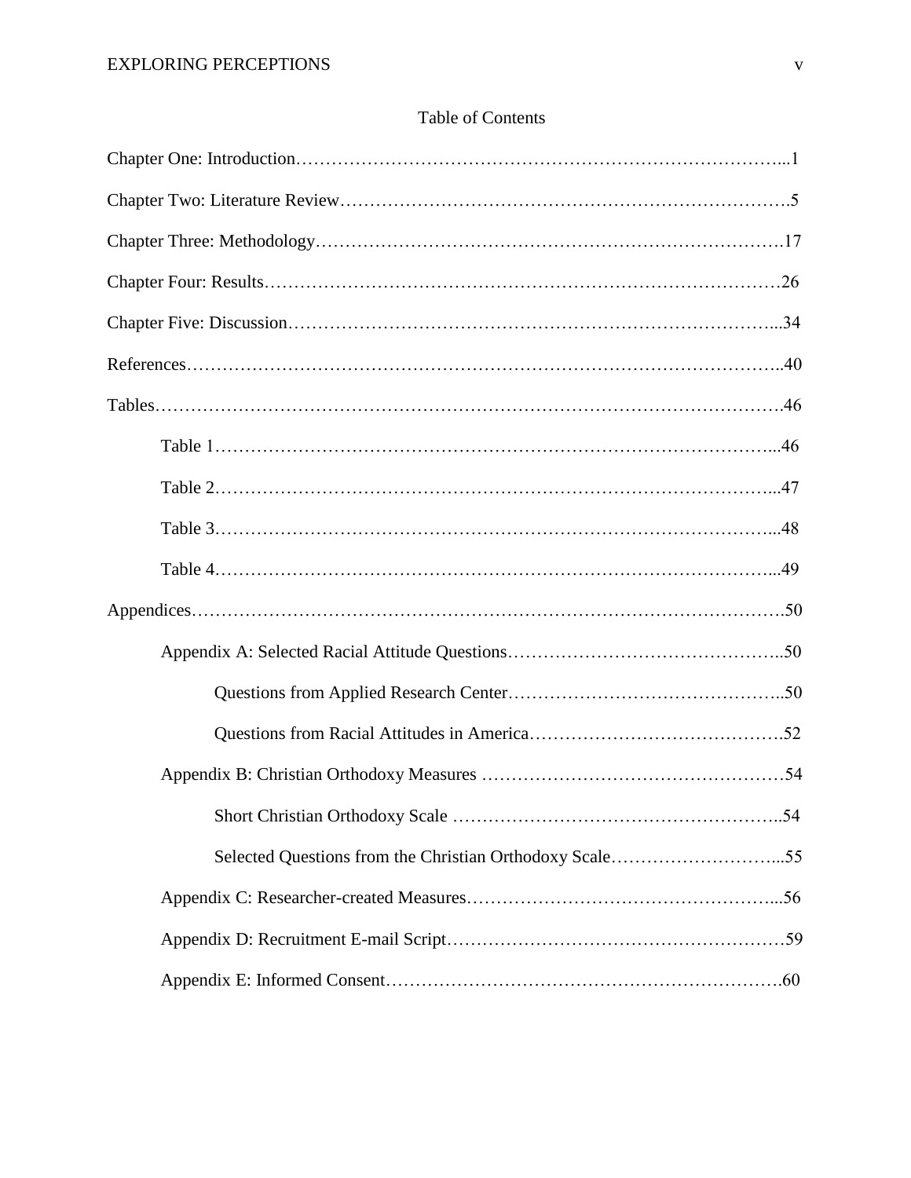# Table of Contents

Chapter One: Introduction……………………………………………………………………...1

Chapter Two: Literature Review…………………………………………………………………5

Chapter Three: Methodology……………………………………………………………………17

Chapter Four: Results……………………………………………………………………………26

Chapter Five: Discussion………………………………………………………………………...34

References………………………………………………………………………………………..40

Tables……………………………………………………………………………………………46

- Table 1…………………………………………………………………………………...46
- Table 2…………………………………………………………………………………...47
- Table 3…………………………………………………………………………………...48
- Table 4…………………………………………………………………………………...49

Appendices………………………………………………………………………………………50

- Appendix A: Selected Racial Attitude Questions………………………………………..50
  - Questions from Applied Research Center………………………………………..50
  - Questions from Racial Attitudes in America…………………………………….52
- Appendix B: Christian Orthodoxy Measures ……………………………………………54
  - Short Christian Orthodoxy Scale ………………………………………………..54
  - Selected Questions from the Christian Orthodoxy Scale………………………...55
- Appendix C: Researcher-created Measures……………………………………………...56
- Appendix D: Recruitment E-mail Script…………………………………………………59
- Appendix E: Informed Consent………………………………………………………….60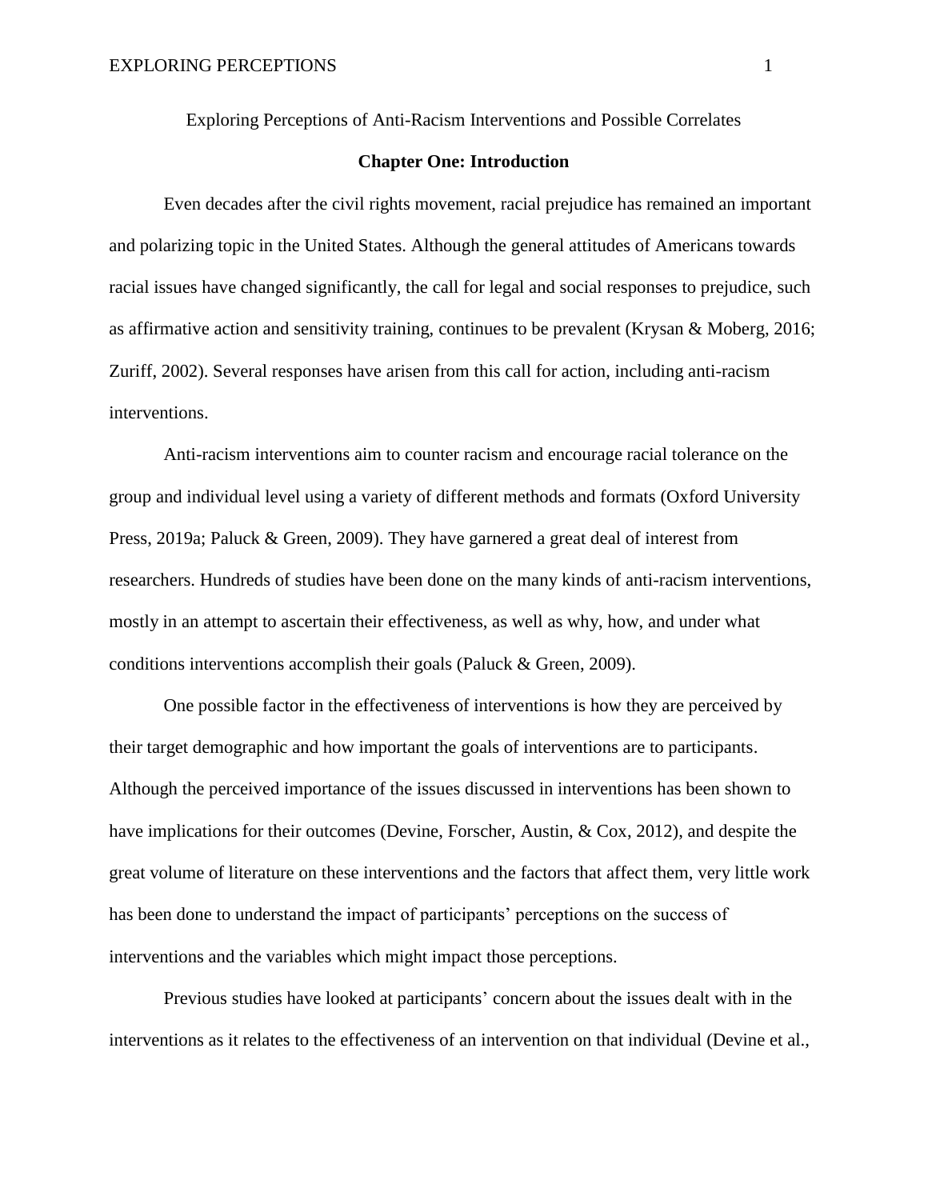Exploring Perceptions of Anti-Racism Interventions and Possible Correlates

## Chapter One: Introduction

Even decades after the civil rights movement, racial prejudice has remained an important and polarizing topic in the United States. Although the general attitudes of Americans towards racial issues have changed significantly, the call for legal and social responses to prejudice, such as affirmative action and sensitivity training, continues to be prevalent (Krysan & Moberg, 2016; Zuriff, 2002). Several responses have arisen from this call for action, including anti-racism interventions.

Anti-racism interventions aim to counter racism and encourage racial tolerance on the group and individual level using a variety of different methods and formats (Oxford University Press, 2019a; Paluck & Green, 2009). They have garnered a great deal of interest from researchers. Hundreds of studies have been done on the many kinds of anti-racism interventions, mostly in an attempt to ascertain their effectiveness, as well as why, how, and under what conditions interventions accomplish their goals (Paluck & Green, 2009).

One possible factor in the effectiveness of interventions is how they are perceived by their target demographic and how important the goals of interventions are to participants. Although the perceived importance of the issues discussed in interventions has been shown to have implications for their outcomes (Devine, Forscher, Austin, & Cox, 2012), and despite the great volume of literature on these interventions and the factors that affect them, very little work has been done to understand the impact of participants' perceptions on the success of interventions and the variables which might impact those perceptions.

Previous studies have looked at participants' concern about the issues dealt with in the interventions as it relates to the effectiveness of an intervention on that individual (Devine et al.,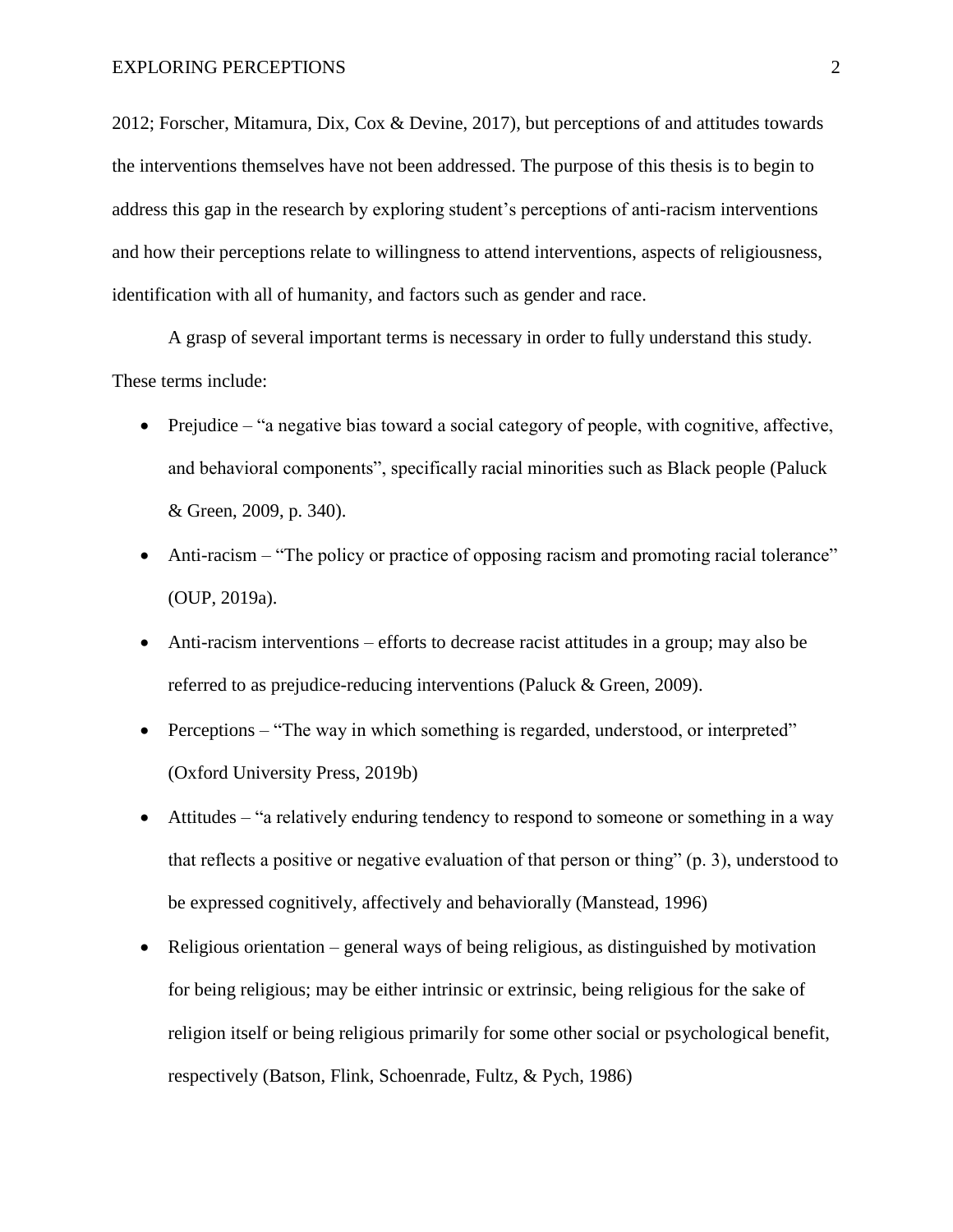2012; Forscher, Mitamura, Dix, Cox & Devine, 2017), but perceptions of and attitudes towards the interventions themselves have not been addressed. The purpose of this thesis is to begin to address this gap in the research by exploring student's perceptions of anti-racism interventions and how their perceptions relate to willingness to attend interventions, aspects of religiousness, identification with all of humanity, and factors such as gender and race.

A grasp of several important terms is necessary in order to fully understand this study. These terms include:

- Prejudice – "a negative bias toward a social category of people, with cognitive, affective, and behavioral components", specifically racial minorities such as Black people (Paluck & Green, 2009, p. 340).
- Anti-racism – "The policy or practice of opposing racism and promoting racial tolerance" (OUP, 2019a).
- Anti-racism interventions – efforts to decrease racist attitudes in a group; may also be referred to as prejudice-reducing interventions (Paluck & Green, 2009).
- Perceptions – "The way in which something is regarded, understood, or interpreted" (Oxford University Press, 2019b)
- Attitudes – "a relatively enduring tendency to respond to someone or something in a way that reflects a positive or negative evaluation of that person or thing" (p. 3), understood to be expressed cognitively, affectively and behaviorally (Manstead, 1996)
- Religious orientation – general ways of being religious, as distinguished by motivation for being religious; may be either intrinsic or extrinsic, being religious for the sake of religion itself or being religious primarily for some other social or psychological benefit, respectively (Batson, Flink, Schoenrade, Fultz, & Pych, 1986)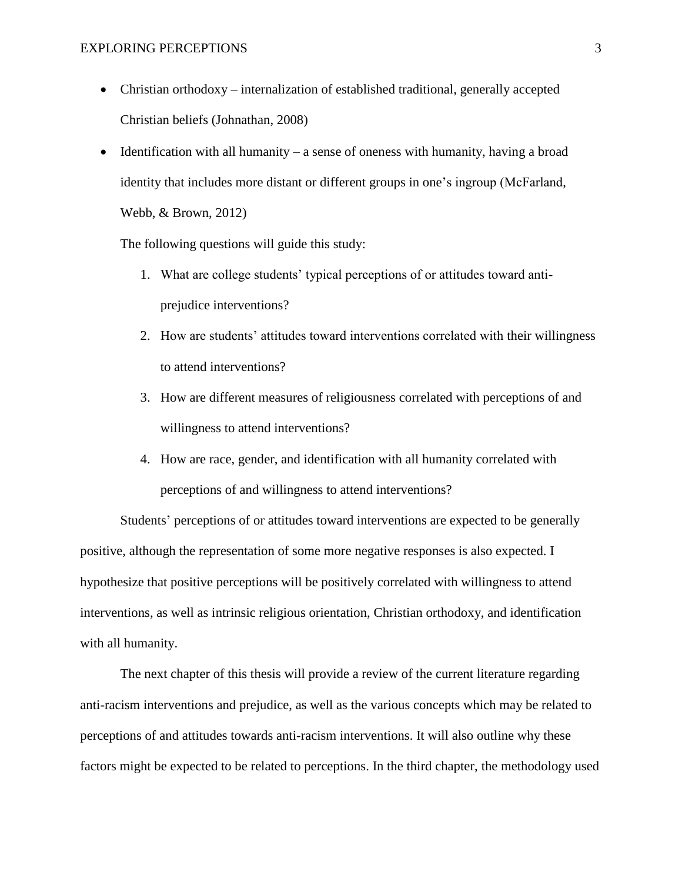- Christian orthodoxy – internalization of established traditional, generally accepted Christian beliefs (Johnathan, 2008)
- Identification with all humanity – a sense of oneness with humanity, having a broad identity that includes more distant or different groups in one's ingroup (McFarland, Webb, & Brown, 2012)

The following questions will guide this study:

1. What are college students' typical perceptions of or attitudes toward anti-prejudice interventions?
2. How are students' attitudes toward interventions correlated with their willingness to attend interventions?
3. How are different measures of religiousness correlated with perceptions of and willingness to attend interventions?
4. How are race, gender, and identification with all humanity correlated with perceptions of and willingness to attend interventions?

Students' perceptions of or attitudes toward interventions are expected to be generally positive, although the representation of some more negative responses is also expected. I hypothesize that positive perceptions will be positively correlated with willingness to attend interventions, as well as intrinsic religious orientation, Christian orthodoxy, and identification with all humanity.

The next chapter of this thesis will provide a review of the current literature regarding anti-racism interventions and prejudice, as well as the various concepts which may be related to perceptions of and attitudes towards anti-racism interventions. It will also outline why these factors might be expected to be related to perceptions. In the third chapter, the methodology used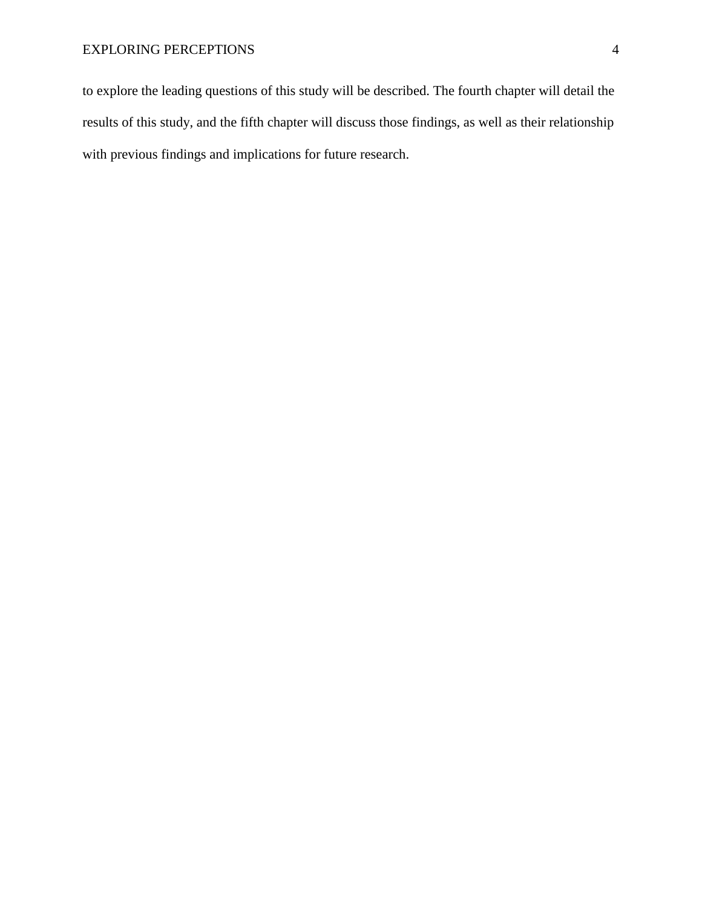to explore the leading questions of this study will be described. The fourth chapter will detail the results of this study, and the fifth chapter will discuss those findings, as well as their relationship with previous findings and implications for future research.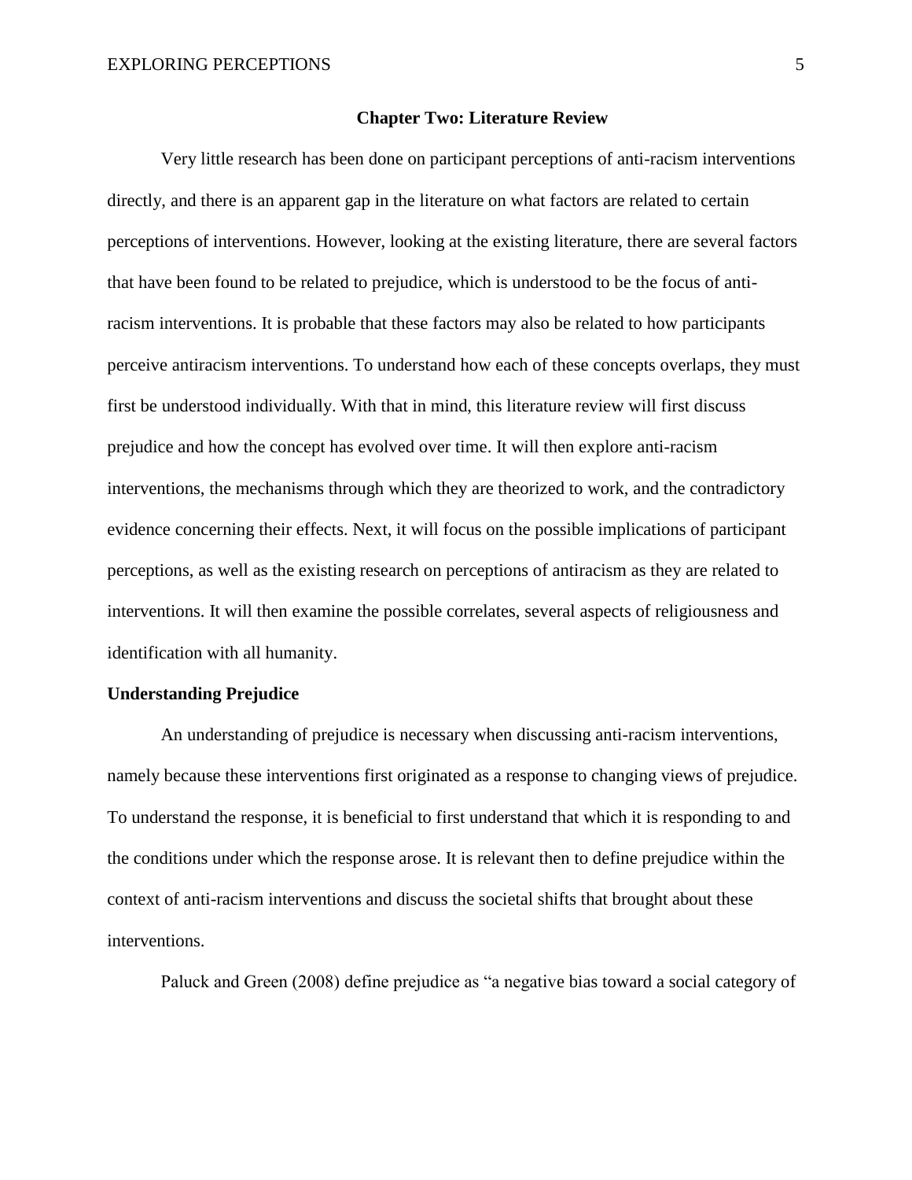# Chapter Two: Literature Review

Very little research has been done on participant perceptions of anti-racism interventions directly, and there is an apparent gap in the literature on what factors are related to certain perceptions of interventions. However, looking at the existing literature, there are several factors that have been found to be related to prejudice, which is understood to be the focus of anti-racism interventions. It is probable that these factors may also be related to how participants perceive antiracism interventions. To understand how each of these concepts overlaps, they must first be understood individually. With that in mind, this literature review will first discuss prejudice and how the concept has evolved over time. It will then explore anti-racism interventions, the mechanisms through which they are theorized to work, and the contradictory evidence concerning their effects. Next, it will focus on the possible implications of participant perceptions, as well as the existing research on perceptions of antiracism as they are related to interventions. It will then examine the possible correlates, several aspects of religiousness and identification with all humanity.

## Understanding Prejudice

An understanding of prejudice is necessary when discussing anti-racism interventions, namely because these interventions first originated as a response to changing views of prejudice. To understand the response, it is beneficial to first understand that which it is responding to and the conditions under which the response arose. It is relevant then to define prejudice within the context of anti-racism interventions and discuss the societal shifts that brought about these interventions.

Paluck and Green (2008) define prejudice as "a negative bias toward a social category of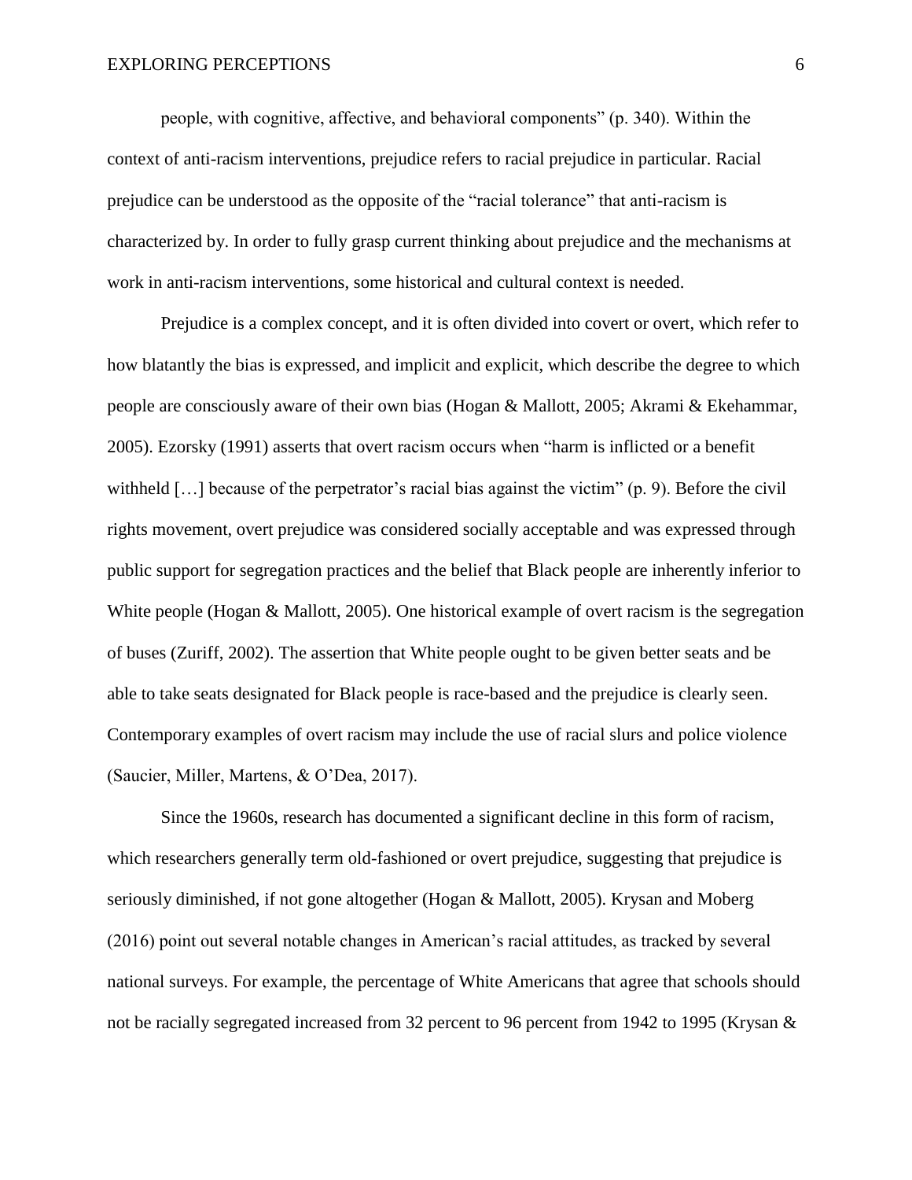people, with cognitive, affective, and behavioral components" (p. 340). Within the context of anti-racism interventions, prejudice refers to racial prejudice in particular. Racial prejudice can be understood as the opposite of the "racial tolerance" that anti-racism is characterized by. In order to fully grasp current thinking about prejudice and the mechanisms at work in anti-racism interventions, some historical and cultural context is needed.

Prejudice is a complex concept, and it is often divided into covert or overt, which refer to how blatantly the bias is expressed, and implicit and explicit, which describe the degree to which people are consciously aware of their own bias (Hogan & Mallott, 2005; Akrami & Ekehammar, 2005). Ezorsky (1991) asserts that overt racism occurs when "harm is inflicted or a benefit withheld […] because of the perpetrator's racial bias against the victim" (p. 9). Before the civil rights movement, overt prejudice was considered socially acceptable and was expressed through public support for segregation practices and the belief that Black people are inherently inferior to White people (Hogan & Mallott, 2005). One historical example of overt racism is the segregation of buses (Zuriff, 2002). The assertion that White people ought to be given better seats and be able to take seats designated for Black people is race-based and the prejudice is clearly seen. Contemporary examples of overt racism may include the use of racial slurs and police violence (Saucier, Miller, Martens, & O'Dea, 2017).

Since the 1960s, research has documented a significant decline in this form of racism, which researchers generally term old-fashioned or overt prejudice, suggesting that prejudice is seriously diminished, if not gone altogether (Hogan & Mallott, 2005). Krysan and Moberg (2016) point out several notable changes in American's racial attitudes, as tracked by several national surveys. For example, the percentage of White Americans that agree that schools should not be racially segregated increased from 32 percent to 96 percent from 1942 to 1995 (Krysan &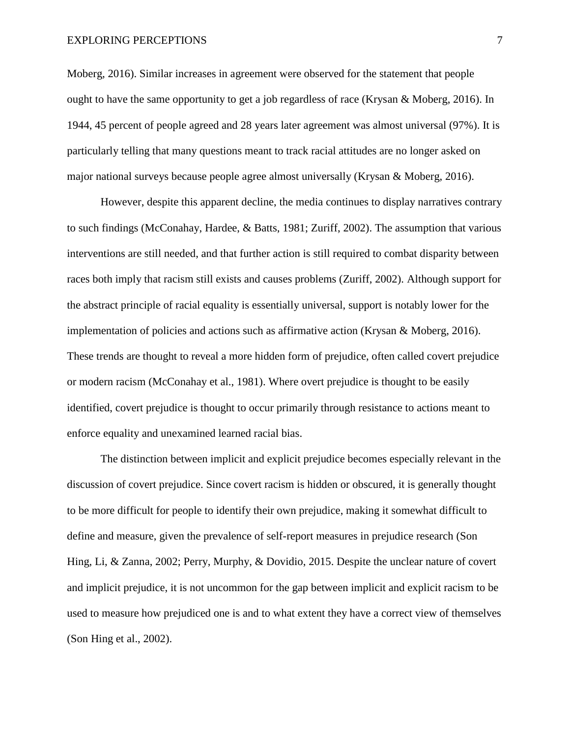Moberg, 2016). Similar increases in agreement were observed for the statement that people ought to have the same opportunity to get a job regardless of race (Krysan & Moberg, 2016). In 1944, 45 percent of people agreed and 28 years later agreement was almost universal (97%). It is particularly telling that many questions meant to track racial attitudes are no longer asked on major national surveys because people agree almost universally (Krysan & Moberg, 2016).

However, despite this apparent decline, the media continues to display narratives contrary to such findings (McConahay, Hardee, & Batts, 1981; Zuriff, 2002). The assumption that various interventions are still needed, and that further action is still required to combat disparity between races both imply that racism still exists and causes problems (Zuriff, 2002). Although support for the abstract principle of racial equality is essentially universal, support is notably lower for the implementation of policies and actions such as affirmative action (Krysan & Moberg, 2016). These trends are thought to reveal a more hidden form of prejudice, often called covert prejudice or modern racism (McConahay et al., 1981). Where overt prejudice is thought to be easily identified, covert prejudice is thought to occur primarily through resistance to actions meant to enforce equality and unexamined learned racial bias.

The distinction between implicit and explicit prejudice becomes especially relevant in the discussion of covert prejudice. Since covert racism is hidden or obscured, it is generally thought to be more difficult for people to identify their own prejudice, making it somewhat difficult to define and measure, given the prevalence of self-report measures in prejudice research (Son Hing, Li, & Zanna, 2002; Perry, Murphy, & Dovidio, 2015. Despite the unclear nature of covert and implicit prejudice, it is not uncommon for the gap between implicit and explicit racism to be used to measure how prejudiced one is and to what extent they have a correct view of themselves (Son Hing et al., 2002).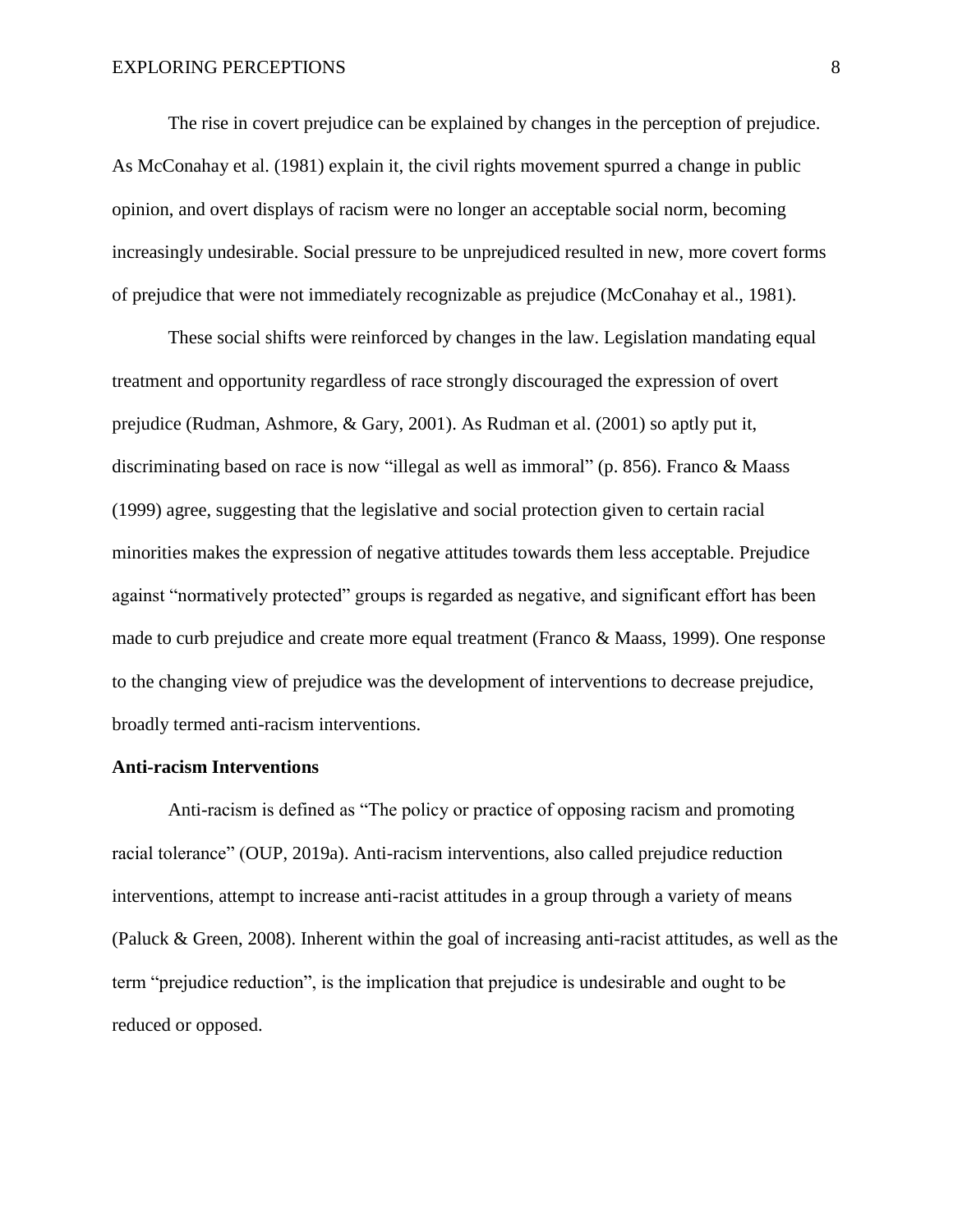The rise in covert prejudice can be explained by changes in the perception of prejudice. As McConahay et al. (1981) explain it, the civil rights movement spurred a change in public opinion, and overt displays of racism were no longer an acceptable social norm, becoming increasingly undesirable. Social pressure to be unprejudiced resulted in new, more covert forms of prejudice that were not immediately recognizable as prejudice (McConahay et al., 1981).

These social shifts were reinforced by changes in the law. Legislation mandating equal treatment and opportunity regardless of race strongly discouraged the expression of overt prejudice (Rudman, Ashmore, & Gary, 2001). As Rudman et al. (2001) so aptly put it, discriminating based on race is now "illegal as well as immoral" (p. 856). Franco & Maass (1999) agree, suggesting that the legislative and social protection given to certain racial minorities makes the expression of negative attitudes towards them less acceptable. Prejudice against "normatively protected" groups is regarded as negative, and significant effort has been made to curb prejudice and create more equal treatment (Franco & Maass, 1999). One response to the changing view of prejudice was the development of interventions to decrease prejudice, broadly termed anti-racism interventions.

**Anti-racism Interventions**

Anti-racism is defined as "The policy or practice of opposing racism and promoting racial tolerance" (OUP, 2019a). Anti-racism interventions, also called prejudice reduction interventions, attempt to increase anti-racist attitudes in a group through a variety of means (Paluck & Green, 2008). Inherent within the goal of increasing anti-racist attitudes, as well as the term "prejudice reduction", is the implication that prejudice is undesirable and ought to be reduced or opposed.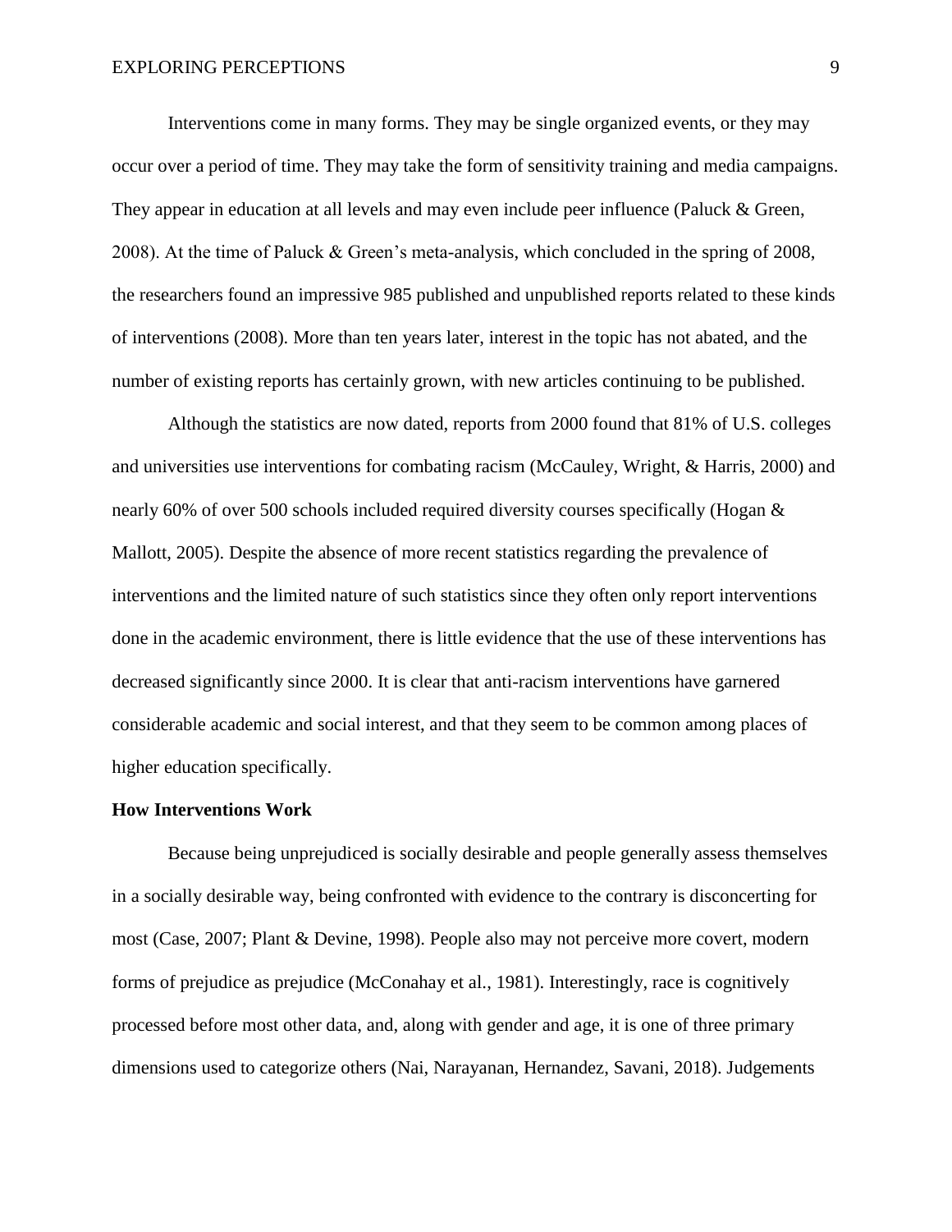Interventions come in many forms. They may be single organized events, or they may occur over a period of time. They may take the form of sensitivity training and media campaigns. They appear in education at all levels and may even include peer influence (Paluck & Green, 2008). At the time of Paluck & Green's meta-analysis, which concluded in the spring of 2008, the researchers found an impressive 985 published and unpublished reports related to these kinds of interventions (2008). More than ten years later, interest in the topic has not abated, and the number of existing reports has certainly grown, with new articles continuing to be published.

Although the statistics are now dated, reports from 2000 found that 81% of U.S. colleges and universities use interventions for combating racism (McCauley, Wright, & Harris, 2000) and nearly 60% of over 500 schools included required diversity courses specifically (Hogan & Mallott, 2005). Despite the absence of more recent statistics regarding the prevalence of interventions and the limited nature of such statistics since they often only report interventions done in the academic environment, there is little evidence that the use of these interventions has decreased significantly since 2000. It is clear that anti-racism interventions have garnered considerable academic and social interest, and that they seem to be common among places of higher education specifically.

**How Interventions Work**

Because being unprejudiced is socially desirable and people generally assess themselves in a socially desirable way, being confronted with evidence to the contrary is disconcerting for most (Case, 2007; Plant & Devine, 1998). People also may not perceive more covert, modern forms of prejudice as prejudice (McConahay et al., 1981). Interestingly, race is cognitively processed before most other data, and, along with gender and age, it is one of three primary dimensions used to categorize others (Nai, Narayanan, Hernandez, Savani, 2018). Judgements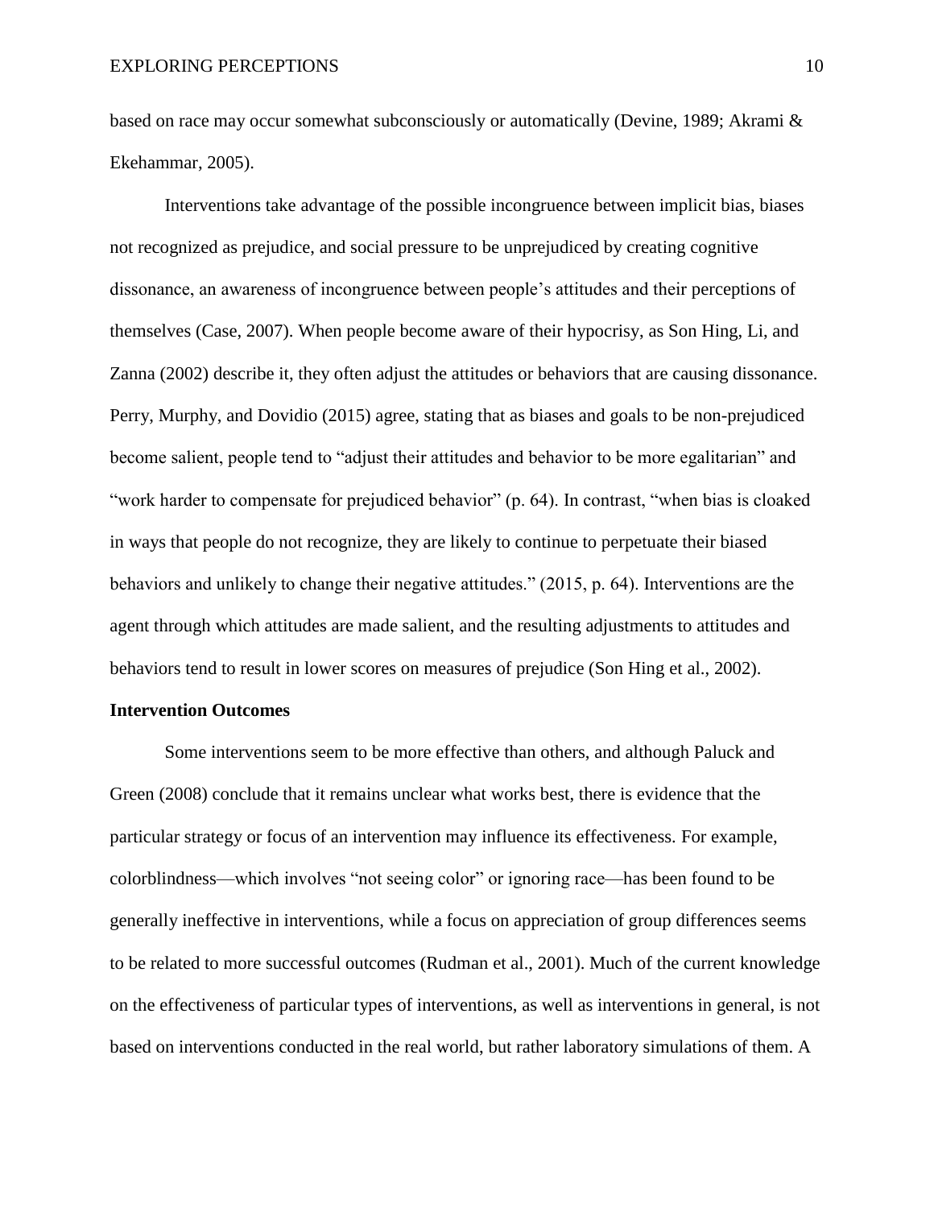based on race may occur somewhat subconsciously or automatically (Devine, 1989; Akrami & Ekehammar, 2005).

Interventions take advantage of the possible incongruence between implicit bias, biases not recognized as prejudice, and social pressure to be unprejudiced by creating cognitive dissonance, an awareness of incongruence between people's attitudes and their perceptions of themselves (Case, 2007). When people become aware of their hypocrisy, as Son Hing, Li, and Zanna (2002) describe it, they often adjust the attitudes or behaviors that are causing dissonance. Perry, Murphy, and Dovidio (2015) agree, stating that as biases and goals to be non-prejudiced become salient, people tend to "adjust their attitudes and behavior to be more egalitarian" and "work harder to compensate for prejudiced behavior" (p. 64). In contrast, "when bias is cloaked in ways that people do not recognize, they are likely to continue to perpetuate their biased behaviors and unlikely to change their negative attitudes." (2015, p. 64). Interventions are the agent through which attitudes are made salient, and the resulting adjustments to attitudes and behaviors tend to result in lower scores on measures of prejudice (Son Hing et al., 2002).

**Intervention Outcomes**

Some interventions seem to be more effective than others, and although Paluck and Green (2008) conclude that it remains unclear what works best, there is evidence that the particular strategy or focus of an intervention may influence its effectiveness. For example, colorblindness—which involves "not seeing color" or ignoring race—has been found to be generally ineffective in interventions, while a focus on appreciation of group differences seems to be related to more successful outcomes (Rudman et al., 2001). Much of the current knowledge on the effectiveness of particular types of interventions, as well as interventions in general, is not based on interventions conducted in the real world, but rather laboratory simulations of them. A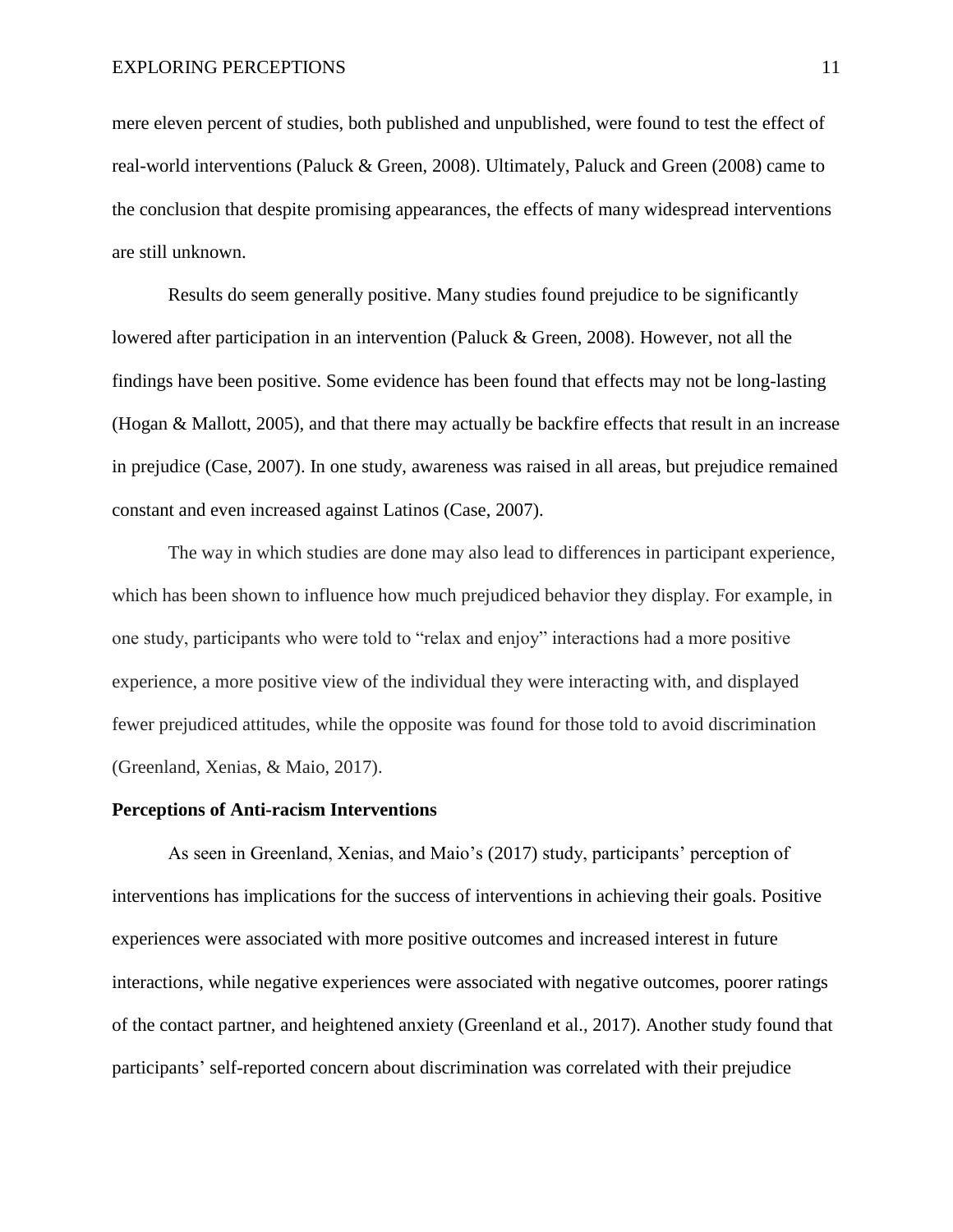mere eleven percent of studies, both published and unpublished, were found to test the effect of real-world interventions (Paluck & Green, 2008). Ultimately, Paluck and Green (2008) came to the conclusion that despite promising appearances, the effects of many widespread interventions are still unknown.

Results do seem generally positive. Many studies found prejudice to be significantly lowered after participation in an intervention (Paluck & Green, 2008). However, not all the findings have been positive. Some evidence has been found that effects may not be long-lasting (Hogan & Mallott, 2005), and that there may actually be backfire effects that result in an increase in prejudice (Case, 2007). In one study, awareness was raised in all areas, but prejudice remained constant and even increased against Latinos (Case, 2007).

The way in which studies are done may also lead to differences in participant experience, which has been shown to influence how much prejudiced behavior they display. For example, in one study, participants who were told to "relax and enjoy" interactions had a more positive experience, a more positive view of the individual they were interacting with, and displayed fewer prejudiced attitudes, while the opposite was found for those told to avoid discrimination (Greenland, Xenias, & Maio, 2017).

**Perceptions of Anti-racism Interventions**

As seen in Greenland, Xenias, and Maio's (2017) study, participants' perception of interventions has implications for the success of interventions in achieving their goals. Positive experiences were associated with more positive outcomes and increased interest in future interactions, while negative experiences were associated with negative outcomes, poorer ratings of the contact partner, and heightened anxiety (Greenland et al., 2017). Another study found that participants' self-reported concern about discrimination was correlated with their prejudice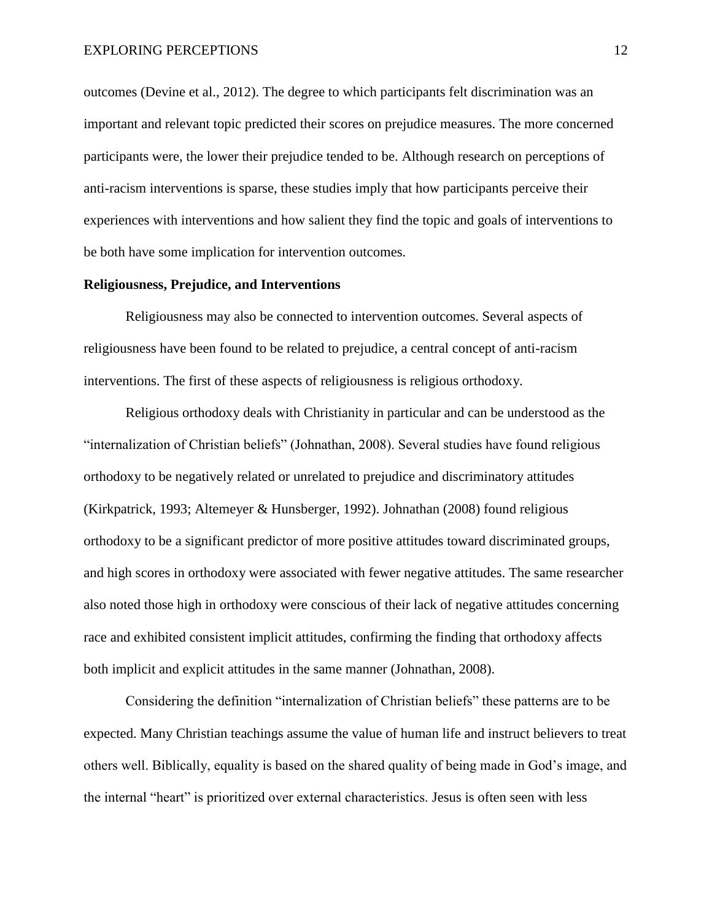outcomes (Devine et al., 2012). The degree to which participants felt discrimination was an important and relevant topic predicted their scores on prejudice measures. The more concerned participants were, the lower their prejudice tended to be. Although research on perceptions of anti-racism interventions is sparse, these studies imply that how participants perceive their experiences with interventions and how salient they find the topic and goals of interventions to be both have some implication for intervention outcomes.

**Religiousness, Prejudice, and Interventions**

Religiousness may also be connected to intervention outcomes. Several aspects of religiousness have been found to be related to prejudice, a central concept of anti-racism interventions. The first of these aspects of religiousness is religious orthodoxy.

Religious orthodoxy deals with Christianity in particular and can be understood as the "internalization of Christian beliefs" (Johnathan, 2008). Several studies have found religious orthodoxy to be negatively related or unrelated to prejudice and discriminatory attitudes (Kirkpatrick, 1993; Altemeyer & Hunsberger, 1992). Johnathan (2008) found religious orthodoxy to be a significant predictor of more positive attitudes toward discriminated groups, and high scores in orthodoxy were associated with fewer negative attitudes. The same researcher also noted those high in orthodoxy were conscious of their lack of negative attitudes concerning race and exhibited consistent implicit attitudes, confirming the finding that orthodoxy affects both implicit and explicit attitudes in the same manner (Johnathan, 2008).

Considering the definition "internalization of Christian beliefs" these patterns are to be expected. Many Christian teachings assume the value of human life and instruct believers to treat others well. Biblically, equality is based on the shared quality of being made in God's image, and the internal "heart" is prioritized over external characteristics. Jesus is often seen with less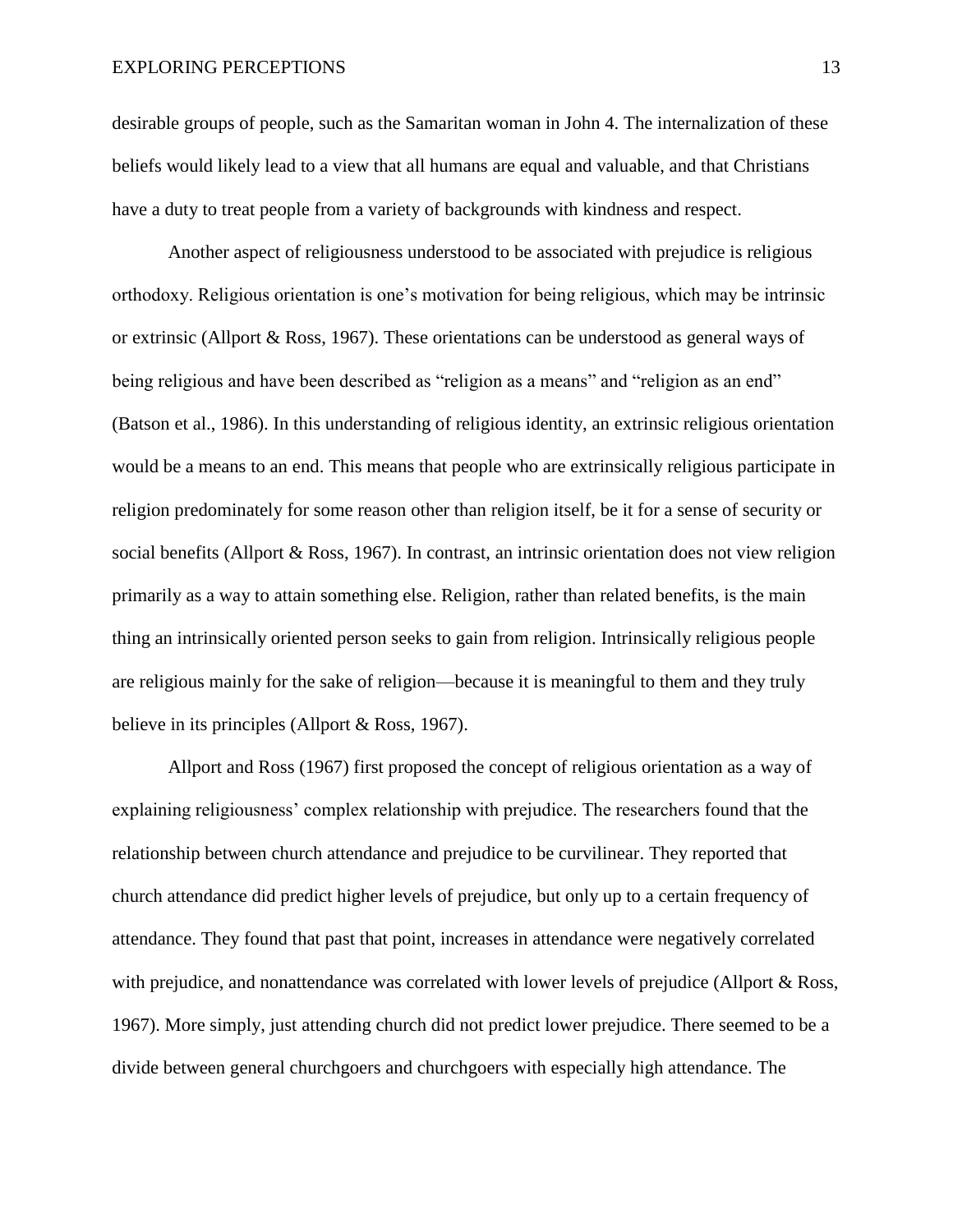desirable groups of people, such as the Samaritan woman in John 4. The internalization of these beliefs would likely lead to a view that all humans are equal and valuable, and that Christians have a duty to treat people from a variety of backgrounds with kindness and respect.

Another aspect of religiousness understood to be associated with prejudice is religious orthodoxy. Religious orientation is one's motivation for being religious, which may be intrinsic or extrinsic (Allport & Ross, 1967). These orientations can be understood as general ways of being religious and have been described as "religion as a means" and "religion as an end" (Batson et al., 1986). In this understanding of religious identity, an extrinsic religious orientation would be a means to an end. This means that people who are extrinsically religious participate in religion predominately for some reason other than religion itself, be it for a sense of security or social benefits (Allport & Ross, 1967). In contrast, an intrinsic orientation does not view religion primarily as a way to attain something else. Religion, rather than related benefits, is the main thing an intrinsically oriented person seeks to gain from religion. Intrinsically religious people are religious mainly for the sake of religion—because it is meaningful to them and they truly believe in its principles (Allport & Ross, 1967).

Allport and Ross (1967) first proposed the concept of religious orientation as a way of explaining religiousness' complex relationship with prejudice. The researchers found that the relationship between church attendance and prejudice to be curvilinear. They reported that church attendance did predict higher levels of prejudice, but only up to a certain frequency of attendance. They found that past that point, increases in attendance were negatively correlated with prejudice, and nonattendance was correlated with lower levels of prejudice (Allport & Ross, 1967). More simply, just attending church did not predict lower prejudice. There seemed to be a divide between general churchgoers and churchgoers with especially high attendance. The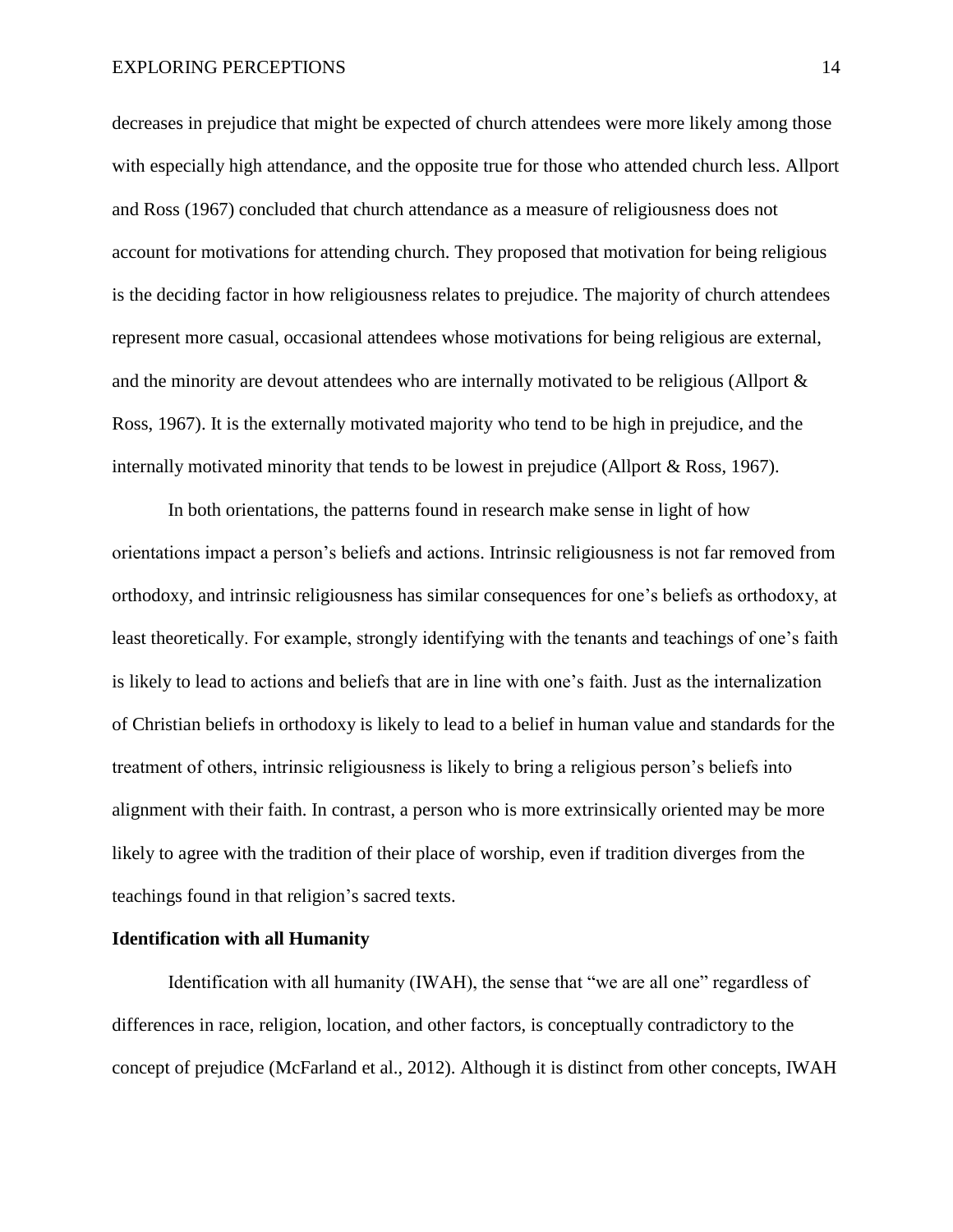decreases in prejudice that might be expected of church attendees were more likely among those with especially high attendance, and the opposite true for those who attended church less. Allport and Ross (1967) concluded that church attendance as a measure of religiousness does not account for motivations for attending church. They proposed that motivation for being religious is the deciding factor in how religiousness relates to prejudice. The majority of church attendees represent more casual, occasional attendees whose motivations for being religious are external, and the minority are devout attendees who are internally motivated to be religious (Allport & Ross, 1967). It is the externally motivated majority who tend to be high in prejudice, and the internally motivated minority that tends to be lowest in prejudice (Allport & Ross, 1967).

In both orientations, the patterns found in research make sense in light of how orientations impact a person's beliefs and actions. Intrinsic religiousness is not far removed from orthodoxy, and intrinsic religiousness has similar consequences for one's beliefs as orthodoxy, at least theoretically. For example, strongly identifying with the tenants and teachings of one's faith is likely to lead to actions and beliefs that are in line with one's faith. Just as the internalization of Christian beliefs in orthodoxy is likely to lead to a belief in human value and standards for the treatment of others, intrinsic religiousness is likely to bring a religious person's beliefs into alignment with their faith. In contrast, a person who is more extrinsically oriented may be more likely to agree with the tradition of their place of worship, even if tradition diverges from the teachings found in that religion's sacred texts.

**Identification with all Humanity**

Identification with all humanity (IWAH), the sense that "we are all one" regardless of differences in race, religion, location, and other factors, is conceptually contradictory to the concept of prejudice (McFarland et al., 2012). Although it is distinct from other concepts, IWAH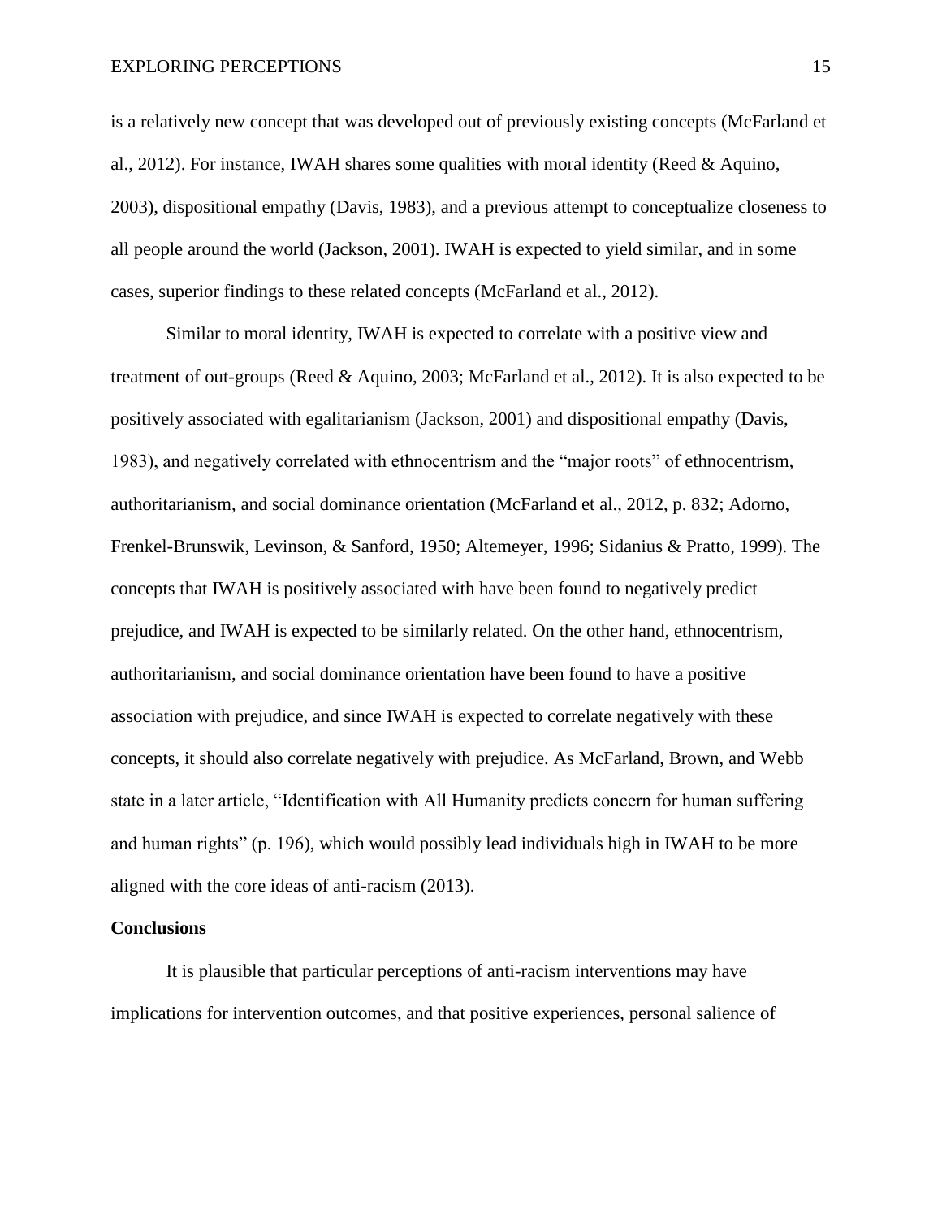is a relatively new concept that was developed out of previously existing concepts (McFarland et al., 2012). For instance, IWAH shares some qualities with moral identity (Reed & Aquino, 2003), dispositional empathy (Davis, 1983), and a previous attempt to conceptualize closeness to all people around the world (Jackson, 2001). IWAH is expected to yield similar, and in some cases, superior findings to these related concepts (McFarland et al., 2012).

Similar to moral identity, IWAH is expected to correlate with a positive view and treatment of out-groups (Reed & Aquino, 2003; McFarland et al., 2012). It is also expected to be positively associated with egalitarianism (Jackson, 2001) and dispositional empathy (Davis, 1983), and negatively correlated with ethnocentrism and the "major roots" of ethnocentrism, authoritarianism, and social dominance orientation (McFarland et al., 2012, p. 832; Adorno, Frenkel-Brunswik, Levinson, & Sanford, 1950; Altemeyer, 1996; Sidanius & Pratto, 1999). The concepts that IWAH is positively associated with have been found to negatively predict prejudice, and IWAH is expected to be similarly related. On the other hand, ethnocentrism, authoritarianism, and social dominance orientation have been found to have a positive association with prejudice, and since IWAH is expected to correlate negatively with these concepts, it should also correlate negatively with prejudice. As McFarland, Brown, and Webb state in a later article, "Identification with All Humanity predicts concern for human suffering and human rights" (p. 196), which would possibly lead individuals high in IWAH to be more aligned with the core ideas of anti-racism (2013).

## Conclusions

It is plausible that particular perceptions of anti-racism interventions may have implications for intervention outcomes, and that positive experiences, personal salience of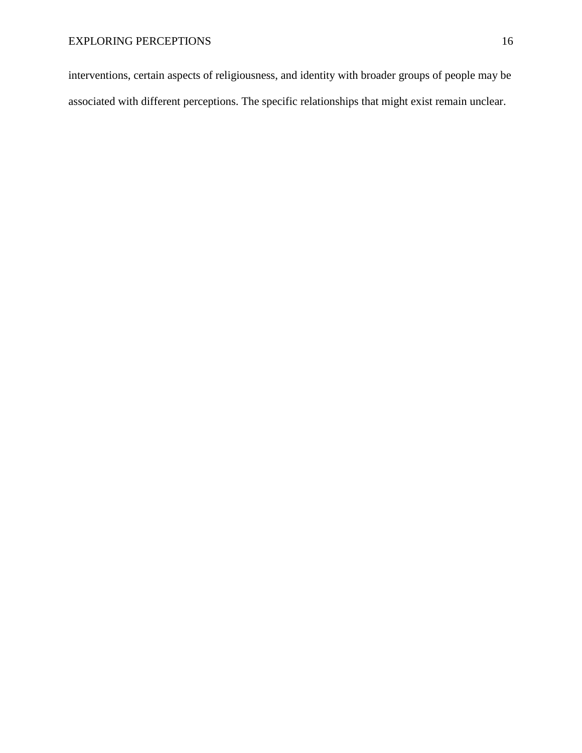interventions, certain aspects of religiousness, and identity with broader groups of people may be associated with different perceptions. The specific relationships that might exist remain unclear.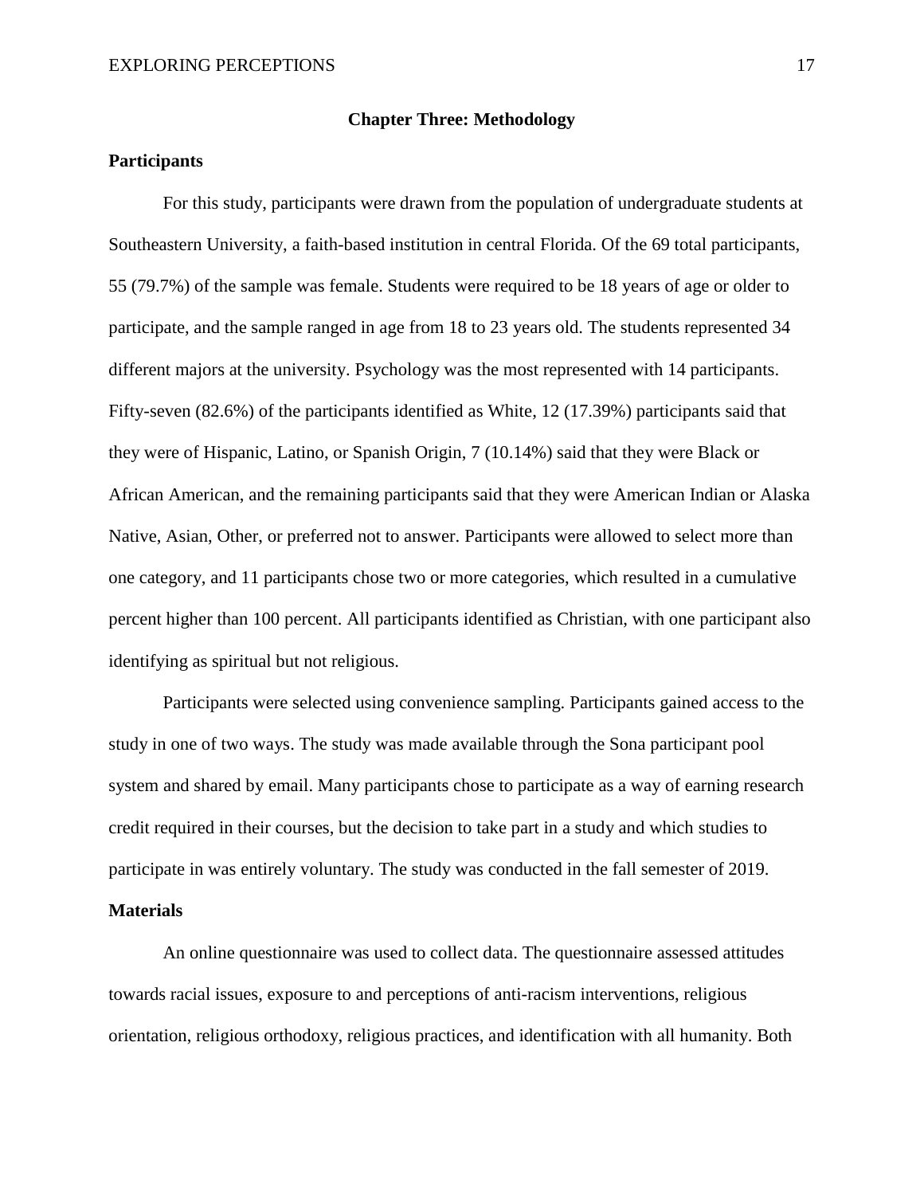# Chapter Three: Methodology

## Participants

For this study, participants were drawn from the population of undergraduate students at Southeastern University, a faith-based institution in central Florida. Of the 69 total participants, 55 (79.7%) of the sample was female. Students were required to be 18 years of age or older to participate, and the sample ranged in age from 18 to 23 years old. The students represented 34 different majors at the university. Psychology was the most represented with 14 participants. Fifty-seven (82.6%) of the participants identified as White, 12 (17.39%) participants said that they were of Hispanic, Latino, or Spanish Origin, 7 (10.14%) said that they were Black or African American, and the remaining participants said that they were American Indian or Alaska Native, Asian, Other, or preferred not to answer. Participants were allowed to select more than one category, and 11 participants chose two or more categories, which resulted in a cumulative percent higher than 100 percent. All participants identified as Christian, with one participant also identifying as spiritual but not religious.

Participants were selected using convenience sampling. Participants gained access to the study in one of two ways. The study was made available through the Sona participant pool system and shared by email. Many participants chose to participate as a way of earning research credit required in their courses, but the decision to take part in a study and which studies to participate in was entirely voluntary. The study was conducted in the fall semester of 2019.

## Materials

An online questionnaire was used to collect data. The questionnaire assessed attitudes towards racial issues, exposure to and perceptions of anti-racism interventions, religious orientation, religious orthodoxy, religious practices, and identification with all humanity. Both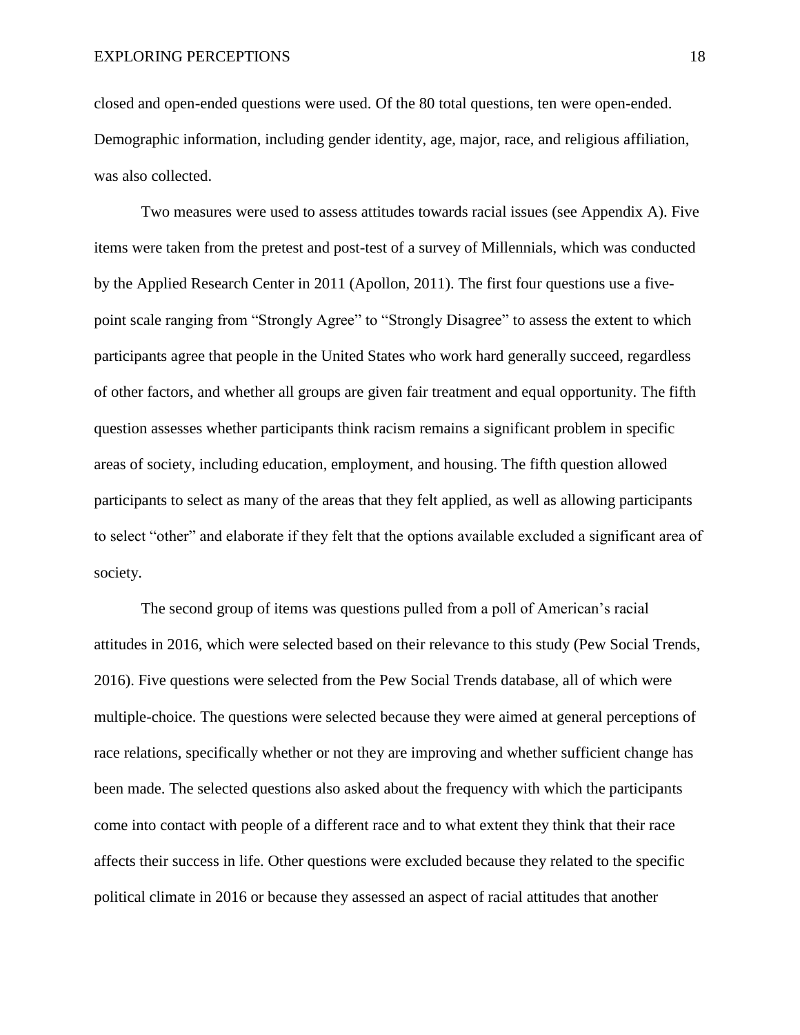closed and open-ended questions were used. Of the 80 total questions, ten were open-ended. Demographic information, including gender identity, age, major, race, and religious affiliation, was also collected.

Two measures were used to assess attitudes towards racial issues (see Appendix A). Five items were taken from the pretest and post-test of a survey of Millennials, which was conducted by the Applied Research Center in 2011 (Apollon, 2011). The first four questions use a five-point scale ranging from "Strongly Agree" to "Strongly Disagree" to assess the extent to which participants agree that people in the United States who work hard generally succeed, regardless of other factors, and whether all groups are given fair treatment and equal opportunity. The fifth question assesses whether participants think racism remains a significant problem in specific areas of society, including education, employment, and housing. The fifth question allowed participants to select as many of the areas that they felt applied, as well as allowing participants to select "other" and elaborate if they felt that the options available excluded a significant area of society.

The second group of items was questions pulled from a poll of American's racial attitudes in 2016, which were selected based on their relevance to this study (Pew Social Trends, 2016). Five questions were selected from the Pew Social Trends database, all of which were multiple-choice. The questions were selected because they were aimed at general perceptions of race relations, specifically whether or not they are improving and whether sufficient change has been made. The selected questions also asked about the frequency with which the participants come into contact with people of a different race and to what extent they think that their race affects their success in life. Other questions were excluded because they related to the specific political climate in 2016 or because they assessed an aspect of racial attitudes that another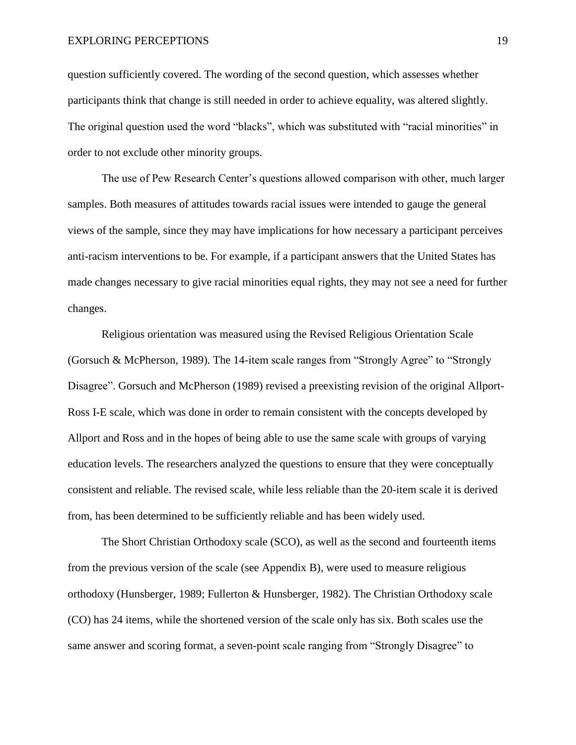question sufficiently covered. The wording of the second question, which assesses whether participants think that change is still needed in order to achieve equality, was altered slightly. The original question used the word "blacks", which was substituted with "racial minorities" in order to not exclude other minority groups.

The use of Pew Research Center's questions allowed comparison with other, much larger samples. Both measures of attitudes towards racial issues were intended to gauge the general views of the sample, since they may have implications for how necessary a participant perceives anti-racism interventions to be. For example, if a participant answers that the United States has made changes necessary to give racial minorities equal rights, they may not see a need for further changes.

Religious orientation was measured using the Revised Religious Orientation Scale (Gorsuch & McPherson, 1989). The 14-item scale ranges from "Strongly Agree" to "Strongly Disagree". Gorsuch and McPherson (1989) revised a preexisting revision of the original Allport-Ross I-E scale, which was done in order to remain consistent with the concepts developed by Allport and Ross and in the hopes of being able to use the same scale with groups of varying education levels. The researchers analyzed the questions to ensure that they were conceptually consistent and reliable. The revised scale, while less reliable than the 20-item scale it is derived from, has been determined to be sufficiently reliable and has been widely used.

The Short Christian Orthodoxy scale (SCO), as well as the second and fourteenth items from the previous version of the scale (see Appendix B), were used to measure religious orthodoxy (Hunsberger, 1989; Fullerton & Hunsberger, 1982). The Christian Orthodoxy scale (CO) has 24 items, while the shortened version of the scale only has six. Both scales use the same answer and scoring format, a seven-point scale ranging from "Strongly Disagree" to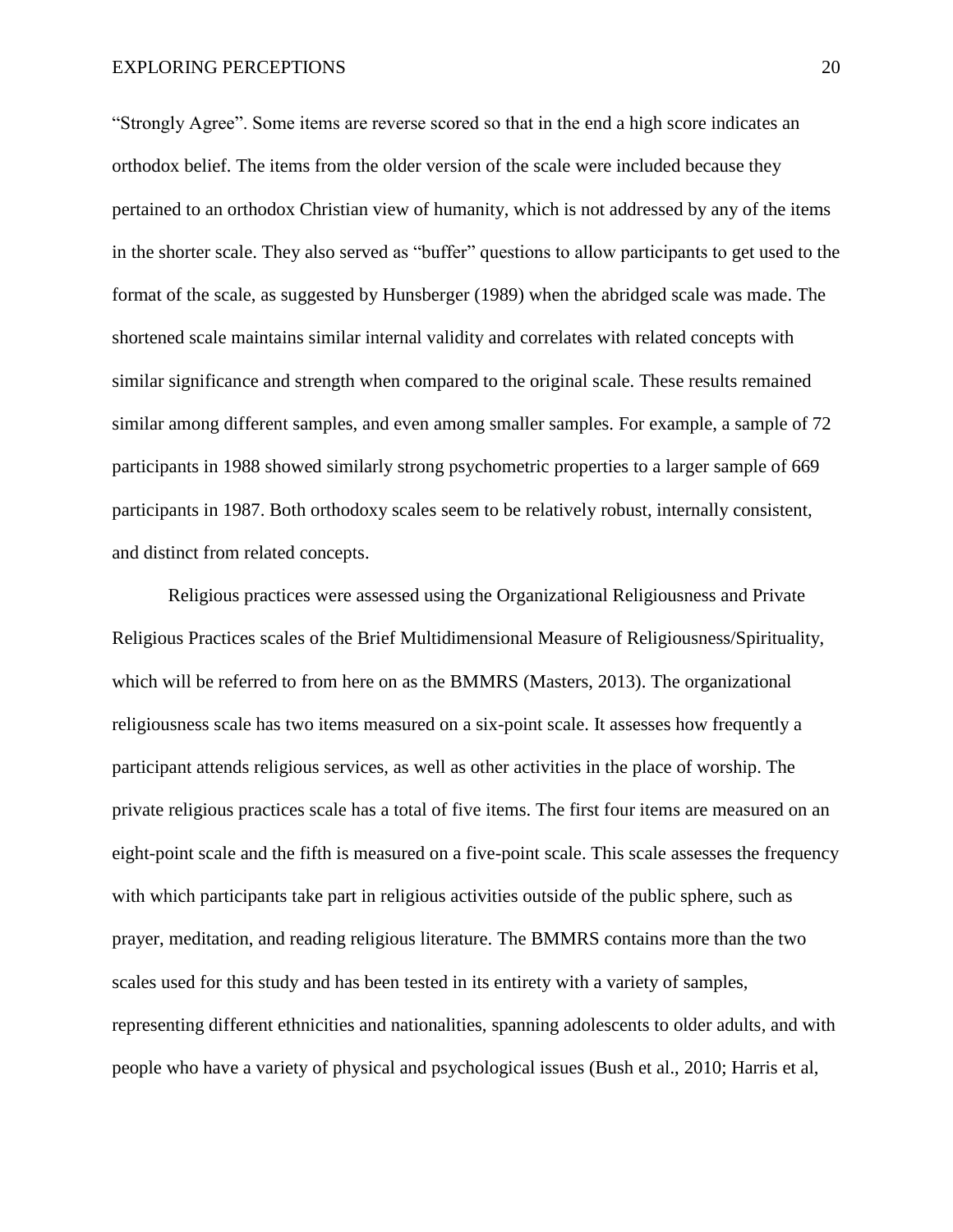"Strongly Agree". Some items are reverse scored so that in the end a high score indicates an orthodox belief. The items from the older version of the scale were included because they pertained to an orthodox Christian view of humanity, which is not addressed by any of the items in the shorter scale. They also served as "buffer" questions to allow participants to get used to the format of the scale, as suggested by Hunsberger (1989) when the abridged scale was made. The shortened scale maintains similar internal validity and correlates with related concepts with similar significance and strength when compared to the original scale. These results remained similar among different samples, and even among smaller samples. For example, a sample of 72 participants in 1988 showed similarly strong psychometric properties to a larger sample of 669 participants in 1987. Both orthodoxy scales seem to be relatively robust, internally consistent, and distinct from related concepts.

Religious practices were assessed using the Organizational Religiousness and Private Religious Practices scales of the Brief Multidimensional Measure of Religiousness/Spirituality, which will be referred to from here on as the BMMRS (Masters, 2013). The organizational religiousness scale has two items measured on a six-point scale. It assesses how frequently a participant attends religious services, as well as other activities in the place of worship. The private religious practices scale has a total of five items. The first four items are measured on an eight-point scale and the fifth is measured on a five-point scale. This scale assesses the frequency with which participants take part in religious activities outside of the public sphere, such as prayer, meditation, and reading religious literature. The BMMRS contains more than the two scales used for this study and has been tested in its entirety with a variety of samples, representing different ethnicities and nationalities, spanning adolescents to older adults, and with people who have a variety of physical and psychological issues (Bush et al., 2010; Harris et al,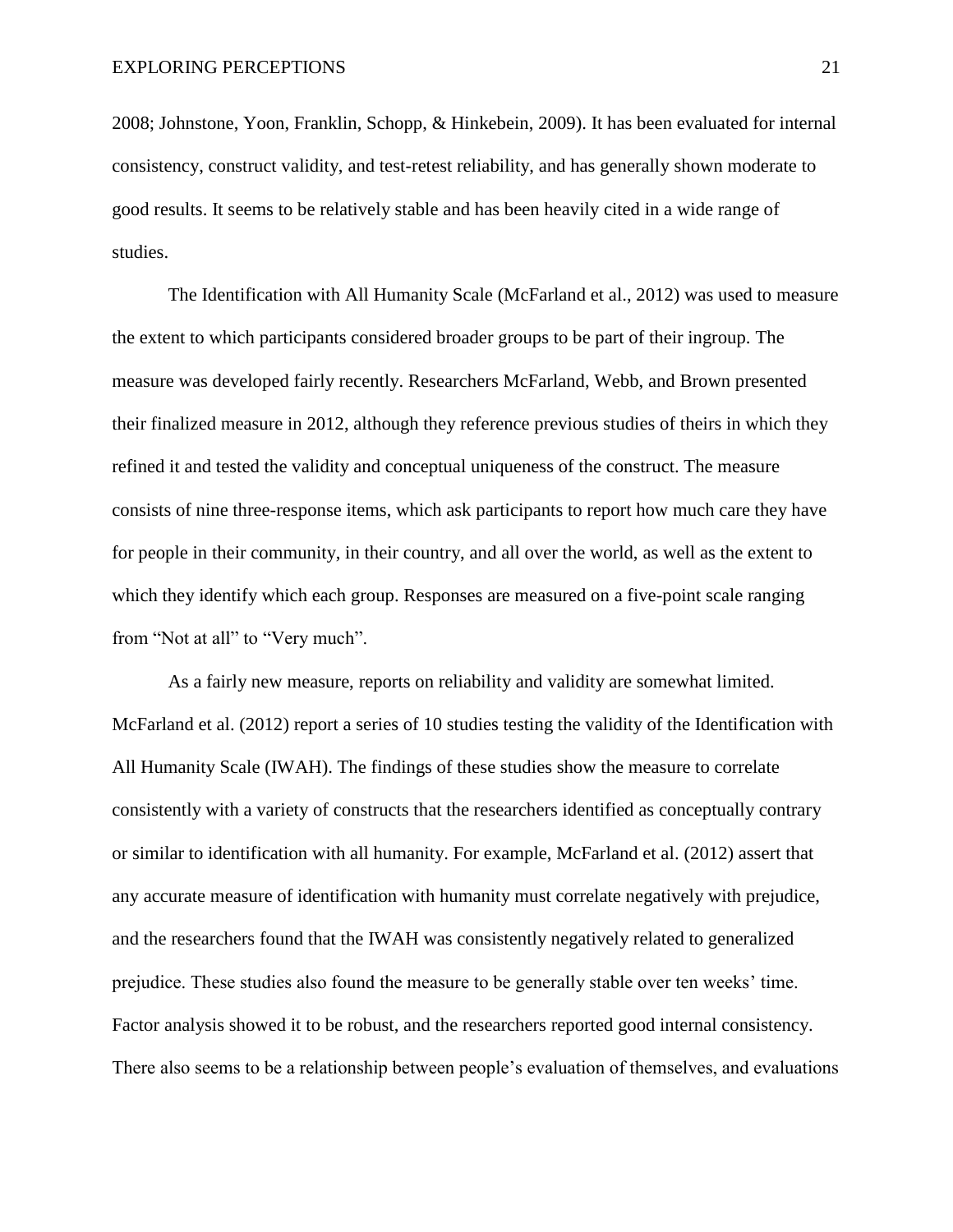2008; Johnstone, Yoon, Franklin, Schopp, & Hinkebein, 2009). It has been evaluated for internal consistency, construct validity, and test-retest reliability, and has generally shown moderate to good results. It seems to be relatively stable and has been heavily cited in a wide range of studies.

The Identification with All Humanity Scale (McFarland et al., 2012) was used to measure the extent to which participants considered broader groups to be part of their ingroup. The measure was developed fairly recently. Researchers McFarland, Webb, and Brown presented their finalized measure in 2012, although they reference previous studies of theirs in which they refined it and tested the validity and conceptual uniqueness of the construct. The measure consists of nine three-response items, which ask participants to report how much care they have for people in their community, in their country, and all over the world, as well as the extent to which they identify which each group. Responses are measured on a five-point scale ranging from "Not at all" to "Very much".

As a fairly new measure, reports on reliability and validity are somewhat limited. McFarland et al. (2012) report a series of 10 studies testing the validity of the Identification with All Humanity Scale (IWAH). The findings of these studies show the measure to correlate consistently with a variety of constructs that the researchers identified as conceptually contrary or similar to identification with all humanity. For example, McFarland et al. (2012) assert that any accurate measure of identification with humanity must correlate negatively with prejudice, and the researchers found that the IWAH was consistently negatively related to generalized prejudice. These studies also found the measure to be generally stable over ten weeks' time. Factor analysis showed it to be robust, and the researchers reported good internal consistency. There also seems to be a relationship between people's evaluation of themselves, and evaluations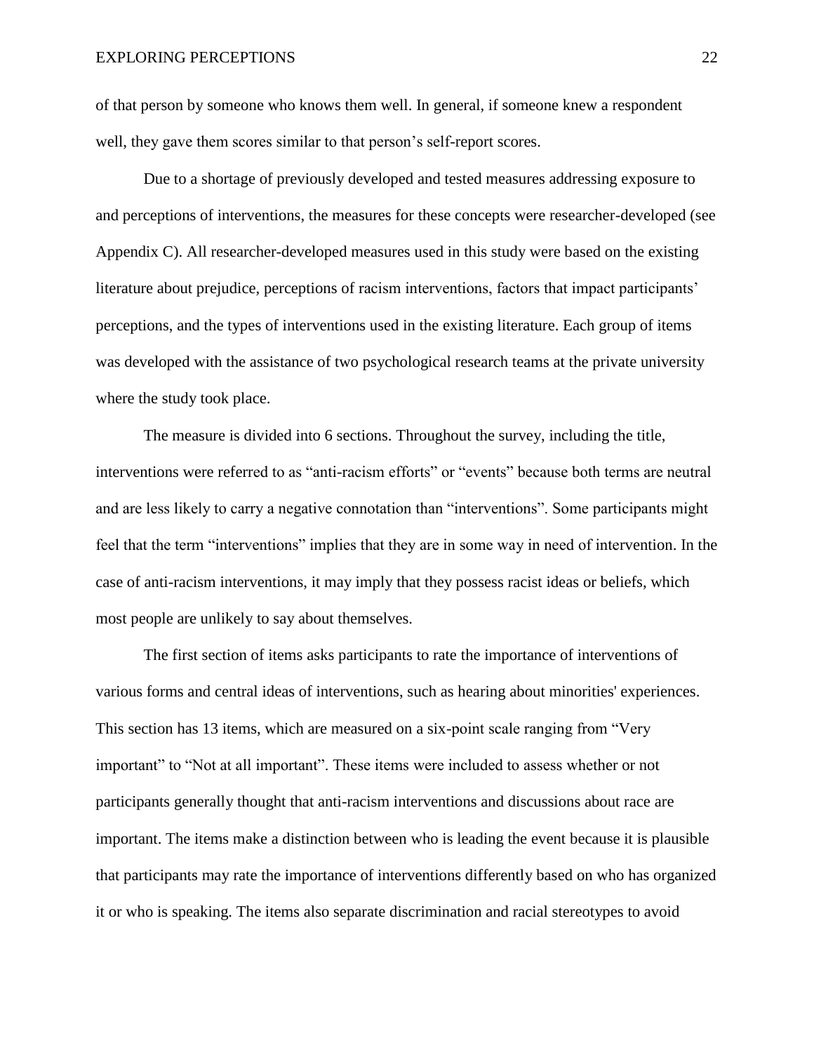of that person by someone who knows them well. In general, if someone knew a respondent well, they gave them scores similar to that person's self-report scores.

Due to a shortage of previously developed and tested measures addressing exposure to and perceptions of interventions, the measures for these concepts were researcher-developed (see Appendix C). All researcher-developed measures used in this study were based on the existing literature about prejudice, perceptions of racism interventions, factors that impact participants' perceptions, and the types of interventions used in the existing literature. Each group of items was developed with the assistance of two psychological research teams at the private university where the study took place.

The measure is divided into 6 sections. Throughout the survey, including the title, interventions were referred to as "anti-racism efforts" or "events" because both terms are neutral and are less likely to carry a negative connotation than "interventions". Some participants might feel that the term "interventions" implies that they are in some way in need of intervention. In the case of anti-racism interventions, it may imply that they possess racist ideas or beliefs, which most people are unlikely to say about themselves.

The first section of items asks participants to rate the importance of interventions of various forms and central ideas of interventions, such as hearing about minorities' experiences. This section has 13 items, which are measured on a six-point scale ranging from "Very important" to "Not at all important". These items were included to assess whether or not participants generally thought that anti-racism interventions and discussions about race are important. The items make a distinction between who is leading the event because it is plausible that participants may rate the importance of interventions differently based on who has organized it or who is speaking. The items also separate discrimination and racial stereotypes to avoid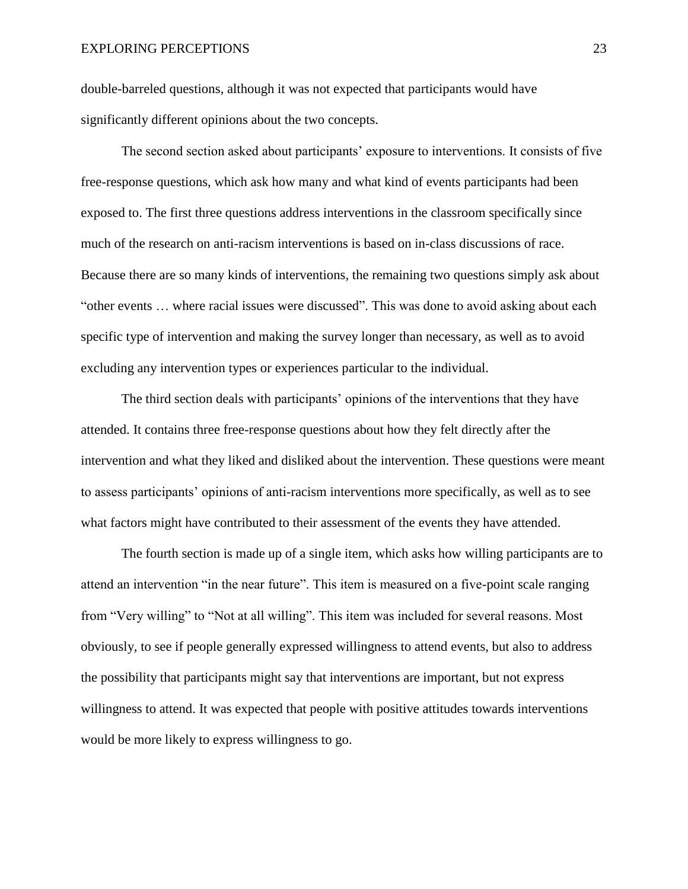double-barreled questions, although it was not expected that participants would have significantly different opinions about the two concepts.

The second section asked about participants' exposure to interventions. It consists of five free-response questions, which ask how many and what kind of events participants had been exposed to. The first three questions address interventions in the classroom specifically since much of the research on anti-racism interventions is based on in-class discussions of race. Because there are so many kinds of interventions, the remaining two questions simply ask about "other events … where racial issues were discussed". This was done to avoid asking about each specific type of intervention and making the survey longer than necessary, as well as to avoid excluding any intervention types or experiences particular to the individual.

The third section deals with participants' opinions of the interventions that they have attended. It contains three free-response questions about how they felt directly after the intervention and what they liked and disliked about the intervention. These questions were meant to assess participants' opinions of anti-racism interventions more specifically, as well as to see what factors might have contributed to their assessment of the events they have attended.

The fourth section is made up of a single item, which asks how willing participants are to attend an intervention "in the near future". This item is measured on a five-point scale ranging from "Very willing" to "Not at all willing". This item was included for several reasons. Most obviously, to see if people generally expressed willingness to attend events, but also to address the possibility that participants might say that interventions are important, but not express willingness to attend. It was expected that people with positive attitudes towards interventions would be more likely to express willingness to go.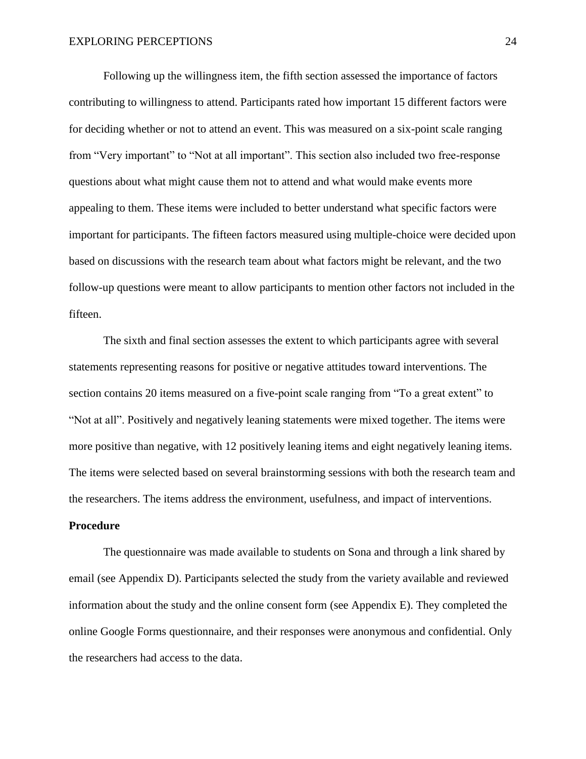Following up the willingness item, the fifth section assessed the importance of factors contributing to willingness to attend. Participants rated how important 15 different factors were for deciding whether or not to attend an event. This was measured on a six-point scale ranging from "Very important" to "Not at all important". This section also included two free-response questions about what might cause them not to attend and what would make events more appealing to them. These items were included to better understand what specific factors were important for participants. The fifteen factors measured using multiple-choice were decided upon based on discussions with the research team about what factors might be relevant, and the two follow-up questions were meant to allow participants to mention other factors not included in the fifteen.

The sixth and final section assesses the extent to which participants agree with several statements representing reasons for positive or negative attitudes toward interventions. The section contains 20 items measured on a five-point scale ranging from "To a great extent" to "Not at all". Positively and negatively leaning statements were mixed together. The items were more positive than negative, with 12 positively leaning items and eight negatively leaning items. The items were selected based on several brainstorming sessions with both the research team and the researchers. The items address the environment, usefulness, and impact of interventions.

## Procedure

The questionnaire was made available to students on Sona and through a link shared by email (see Appendix D). Participants selected the study from the variety available and reviewed information about the study and the online consent form (see Appendix E). They completed the online Google Forms questionnaire, and their responses were anonymous and confidential. Only the researchers had access to the data.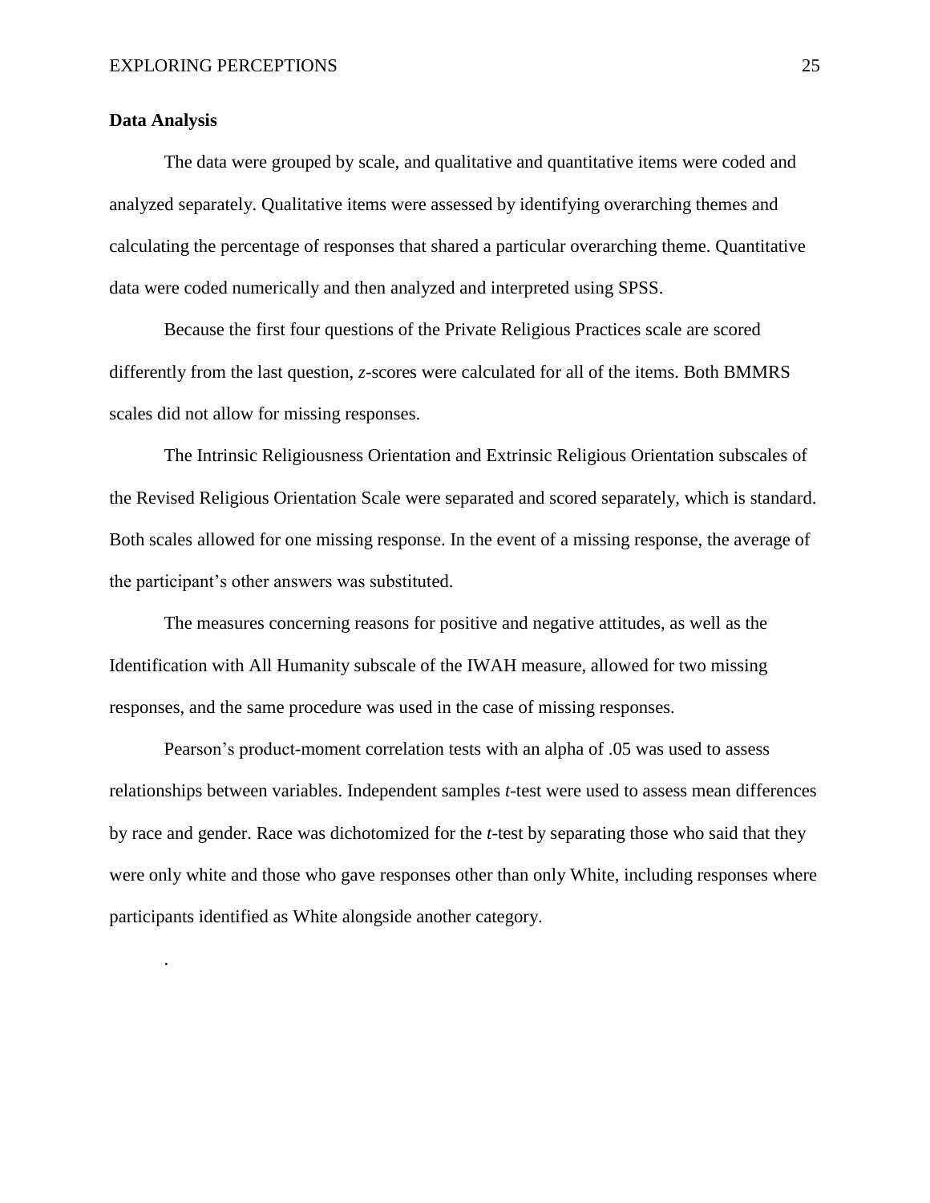**Data Analysis**

The data were grouped by scale, and qualitative and quantitative items were coded and analyzed separately. Qualitative items were assessed by identifying overarching themes and calculating the percentage of responses that shared a particular overarching theme. Quantitative data were coded numerically and then analyzed and interpreted using SPSS.

Because the first four questions of the Private Religious Practices scale are scored differently from the last question, *z*-scores were calculated for all of the items. Both BMMRS scales did not allow for missing responses.

The Intrinsic Religiousness Orientation and Extrinsic Religious Orientation subscales of the Revised Religious Orientation Scale were separated and scored separately, which is standard. Both scales allowed for one missing response. In the event of a missing response, the average of the participant's other answers was substituted.

The measures concerning reasons for positive and negative attitudes, as well as the Identification with All Humanity subscale of the IWAH measure, allowed for two missing responses, and the same procedure was used in the case of missing responses.

Pearson's product-moment correlation tests with an alpha of .05 was used to assess relationships between variables. Independent samples *t*-test were used to assess mean differences by race and gender. Race was dichotomized for the *t*-test by separating those who said that they were only white and those who gave responses other than only White, including responses where participants identified as White alongside another category.

.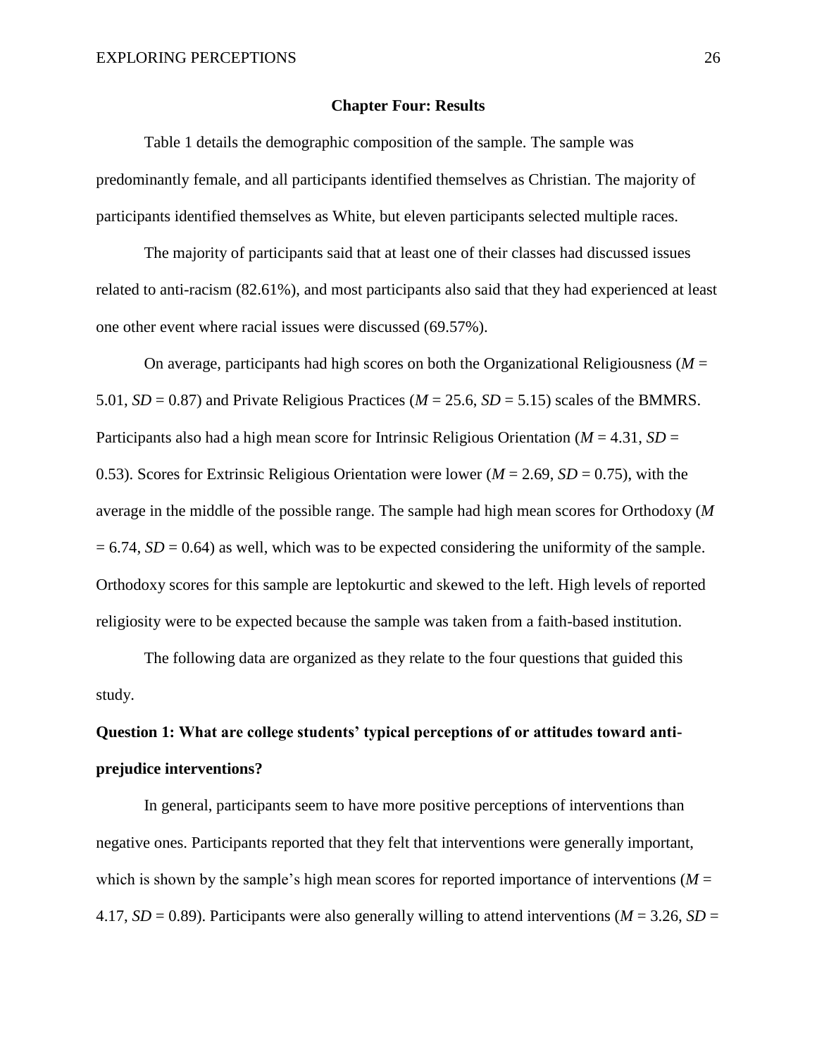# Chapter Four: Results

Table 1 details the demographic composition of the sample. The sample was predominantly female, and all participants identified themselves as Christian. The majority of participants identified themselves as White, but eleven participants selected multiple races.

The majority of participants said that at least one of their classes had discussed issues related to anti-racism (82.61%), and most participants also said that they had experienced at least one other event where racial issues were discussed (69.57%).

On average, participants had high scores on both the Organizational Religiousness ($M$ = 5.01, $SD$ = 0.87) and Private Religious Practices ($M$ = 25.6, $SD$ = 5.15) scales of the BMMRS. Participants also had a high mean score for Intrinsic Religious Orientation ($M$ = 4.31, $SD$ = 0.53). Scores for Extrinsic Religious Orientation were lower ($M$ = 2.69, $SD$ = 0.75), with the average in the middle of the possible range. The sample had high mean scores for Orthodoxy ($M$ = 6.74, $SD$ = 0.64) as well, which was to be expected considering the uniformity of the sample. Orthodoxy scores for this sample are leptokurtic and skewed to the left. High levels of reported religiosity were to be expected because the sample was taken from a faith-based institution.

The following data are organized as they relate to the four questions that guided this study.

## Question 1: What are college students' typical perceptions of or attitudes toward anti-prejudice interventions?

In general, participants seem to have more positive perceptions of interventions than negative ones. Participants reported that they felt that interventions were generally important, which is shown by the sample's high mean scores for reported importance of interventions ($M$ = 4.17, $SD$ = 0.89). Participants were also generally willing to attend interventions ($M$ = 3.26, $SD$ =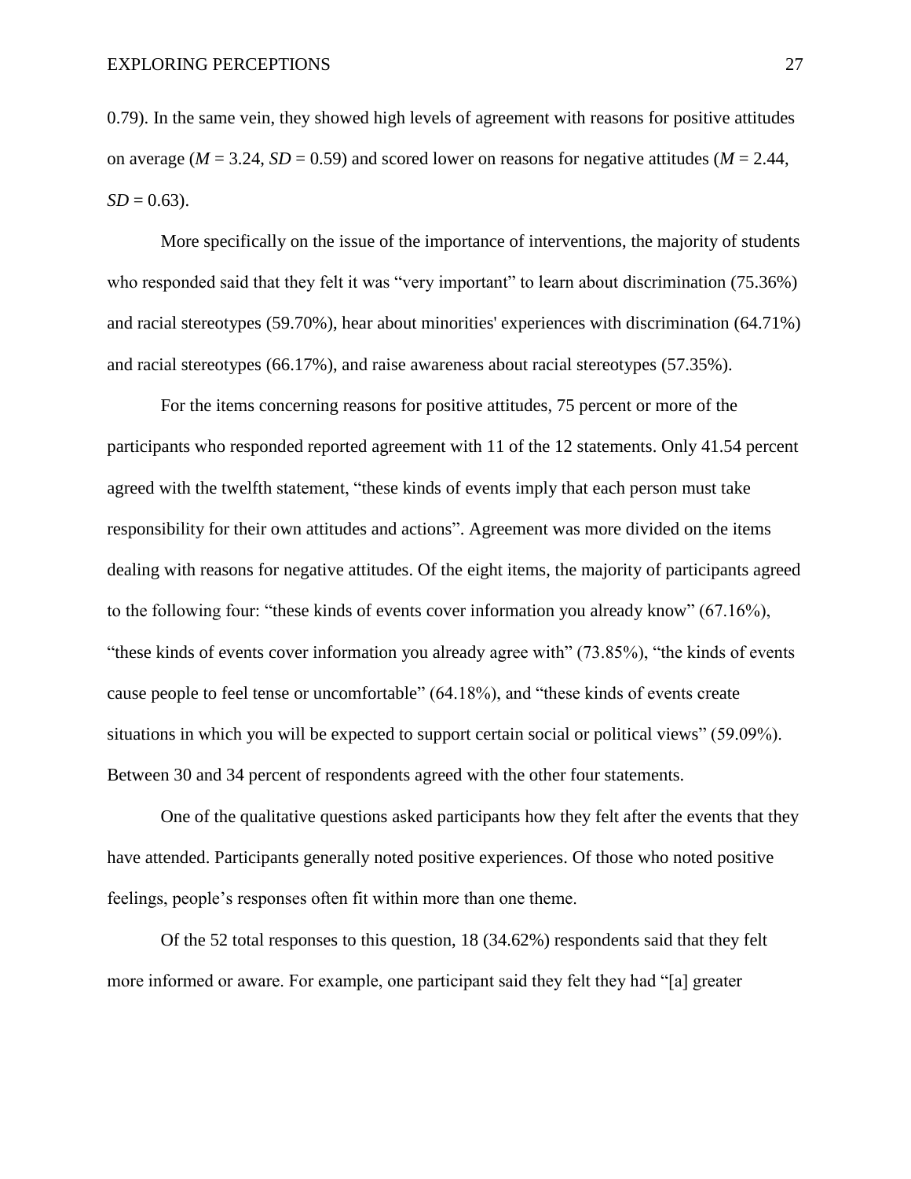0.79). In the same vein, they showed high levels of agreement with reasons for positive attitudes on average ($M = 3.24$, $SD = 0.59$) and scored lower on reasons for negative attitudes ($M = 2.44$, $SD = 0.63$).

More specifically on the issue of the importance of interventions, the majority of students who responded said that they felt it was "very important" to learn about discrimination (75.36%) and racial stereotypes (59.70%), hear about minorities' experiences with discrimination (64.71%) and racial stereotypes (66.17%), and raise awareness about racial stereotypes (57.35%).

For the items concerning reasons for positive attitudes, 75 percent or more of the participants who responded reported agreement with 11 of the 12 statements. Only 41.54 percent agreed with the twelfth statement, "these kinds of events imply that each person must take responsibility for their own attitudes and actions". Agreement was more divided on the items dealing with reasons for negative attitudes. Of the eight items, the majority of participants agreed to the following four: "these kinds of events cover information you already know" (67.16%), "these kinds of events cover information you already agree with" (73.85%), "the kinds of events cause people to feel tense or uncomfortable" (64.18%), and "these kinds of events create situations in which you will be expected to support certain social or political views" (59.09%). Between 30 and 34 percent of respondents agreed with the other four statements.

One of the qualitative questions asked participants how they felt after the events that they have attended. Participants generally noted positive experiences. Of those who noted positive feelings, people's responses often fit within more than one theme.

Of the 52 total responses to this question, 18 (34.62%) respondents said that they felt more informed or aware. For example, one participant said they felt they had "[a] greater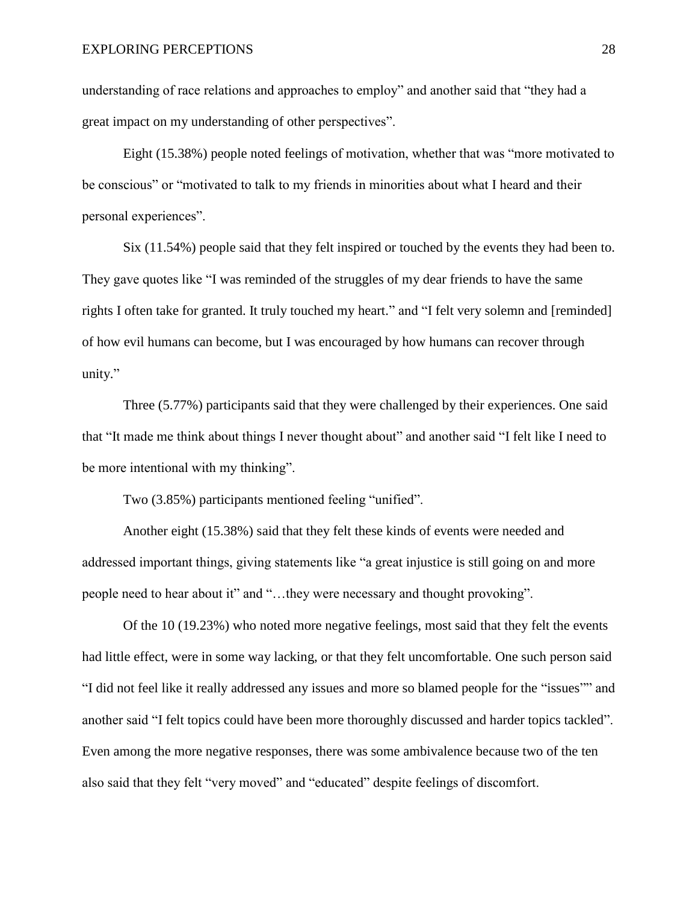understanding of race relations and approaches to employ" and another said that "they had a great impact on my understanding of other perspectives".

Eight (15.38%) people noted feelings of motivation, whether that was "more motivated to be conscious" or "motivated to talk to my friends in minorities about what I heard and their personal experiences".

Six (11.54%) people said that they felt inspired or touched by the events they had been to. They gave quotes like "I was reminded of the struggles of my dear friends to have the same rights I often take for granted. It truly touched my heart." and "I felt very solemn and [reminded] of how evil humans can become, but I was encouraged by how humans can recover through unity."

Three (5.77%) participants said that they were challenged by their experiences. One said that "It made me think about things I never thought about" and another said "I felt like I need to be more intentional with my thinking".

Two (3.85%) participants mentioned feeling "unified".

Another eight (15.38%) said that they felt these kinds of events were needed and addressed important things, giving statements like "a great injustice is still going on and more people need to hear about it" and "…they were necessary and thought provoking".

Of the 10 (19.23%) who noted more negative feelings, most said that they felt the events had little effect, were in some way lacking, or that they felt uncomfortable. One such person said "I did not feel like it really addressed any issues and more so blamed people for the "issues"" and another said "I felt topics could have been more thoroughly discussed and harder topics tackled". Even among the more negative responses, there was some ambivalence because two of the ten also said that they felt "very moved" and "educated" despite feelings of discomfort.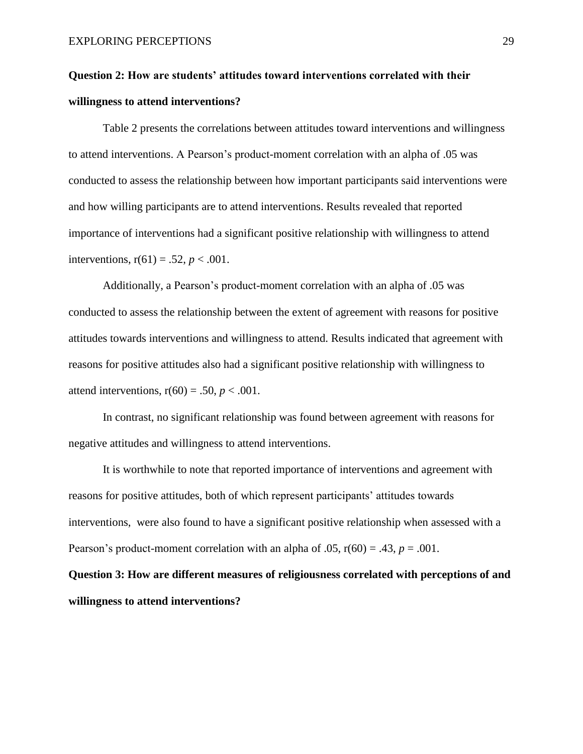**Question 2: How are students' attitudes toward interventions correlated with their willingness to attend interventions?**

Table 2 presents the correlations between attitudes toward interventions and willingness to attend interventions. A Pearson's product-moment correlation with an alpha of .05 was conducted to assess the relationship between how important participants said interventions were and how willing participants are to attend interventions. Results revealed that reported importance of interventions had a significant positive relationship with willingness to attend interventions, $r(61) = .52$, $p < .001$.

Additionally, a Pearson's product-moment correlation with an alpha of .05 was conducted to assess the relationship between the extent of agreement with reasons for positive attitudes towards interventions and willingness to attend. Results indicated that agreement with reasons for positive attitudes also had a significant positive relationship with willingness to attend interventions, $r(60) = .50$, $p < .001$.

In contrast, no significant relationship was found between agreement with reasons for negative attitudes and willingness to attend interventions.

It is worthwhile to note that reported importance of interventions and agreement with reasons for positive attitudes, both of which represent participants' attitudes towards interventions, were also found to have a significant positive relationship when assessed with a Pearson's product-moment correlation with an alpha of .05, $r(60) = .43$, $p = .001$.

**Question 3: How are different measures of religiousness correlated with perceptions of and willingness to attend interventions?**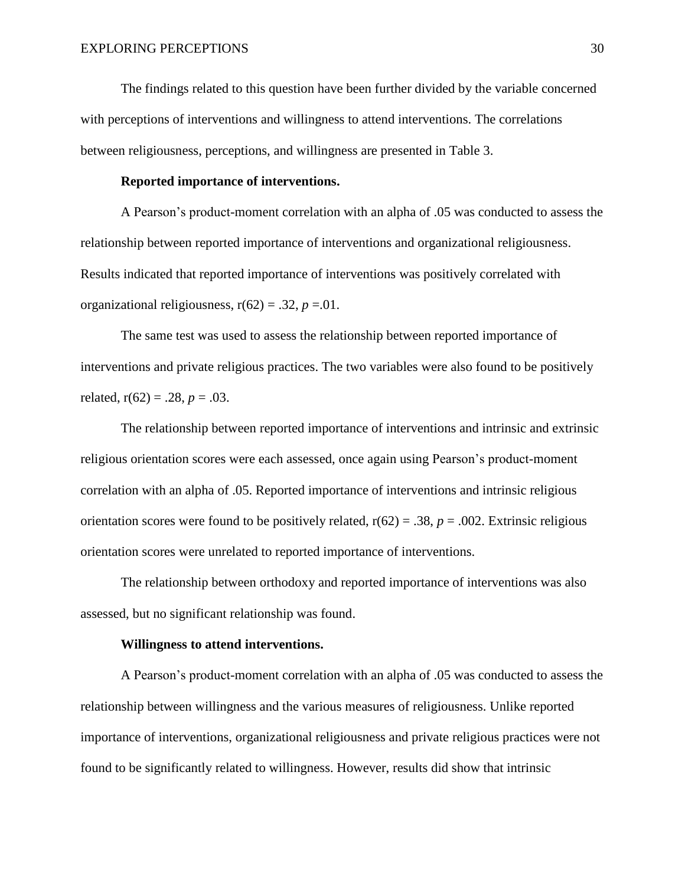The findings related to this question have been further divided by the variable concerned with perceptions of interventions and willingness to attend interventions. The correlations between religiousness, perceptions, and willingness are presented in Table 3.

**Reported importance of interventions.**

A Pearson's product-moment correlation with an alpha of .05 was conducted to assess the relationship between reported importance of interventions and organizational religiousness. Results indicated that reported importance of interventions was positively correlated with organizational religiousness, $r(62) = .32$, $p = .01$.

The same test was used to assess the relationship between reported importance of interventions and private religious practices. The two variables were also found to be positively related, $r(62) = .28$, $p = .03$.

The relationship between reported importance of interventions and intrinsic and extrinsic religious orientation scores were each assessed, once again using Pearson's product-moment correlation with an alpha of .05. Reported importance of interventions and intrinsic religious orientation scores were found to be positively related, $r(62) = .38$, $p = .002$. Extrinsic religious orientation scores were unrelated to reported importance of interventions.

The relationship between orthodoxy and reported importance of interventions was also assessed, but no significant relationship was found.

**Willingness to attend interventions.**

A Pearson's product-moment correlation with an alpha of .05 was conducted to assess the relationship between willingness and the various measures of religiousness. Unlike reported importance of interventions, organizational religiousness and private religious practices were not found to be significantly related to willingness. However, results did show that intrinsic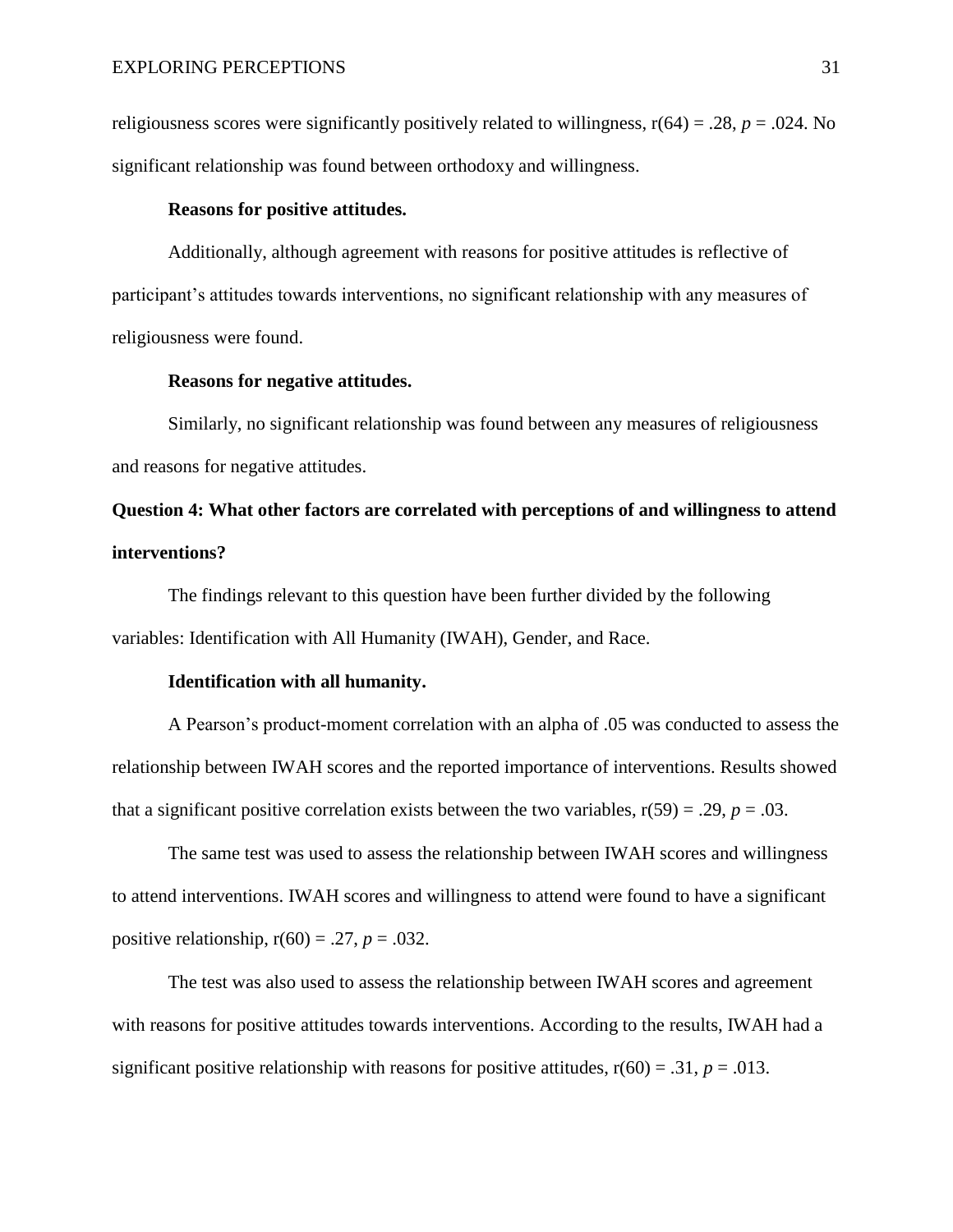religiousness scores were significantly positively related to willingness, $r(64) = .28$, $p = .024$. No significant relationship was found between orthodoxy and willingness.

**Reasons for positive attitudes.**

Additionally, although agreement with reasons for positive attitudes is reflective of participant's attitudes towards interventions, no significant relationship with any measures of religiousness were found.

**Reasons for negative attitudes.**

Similarly, no significant relationship was found between any measures of religiousness and reasons for negative attitudes.

## Question 4: What other factors are correlated with perceptions of and willingness to attend interventions?

The findings relevant to this question have been further divided by the following variables: Identification with All Humanity (IWAH), Gender, and Race.

**Identification with all humanity.**

A Pearson's product-moment correlation with an alpha of .05 was conducted to assess the relationship between IWAH scores and the reported importance of interventions. Results showed that a significant positive correlation exists between the two variables, $r(59) = .29$, $p = .03$.

The same test was used to assess the relationship between IWAH scores and willingness to attend interventions. IWAH scores and willingness to attend were found to have a significant positive relationship, $r(60) = .27$, $p = .032$.

The test was also used to assess the relationship between IWAH scores and agreement with reasons for positive attitudes towards interventions. According to the results, IWAH had a significant positive relationship with reasons for positive attitudes, $r(60) = .31$, $p = .013$.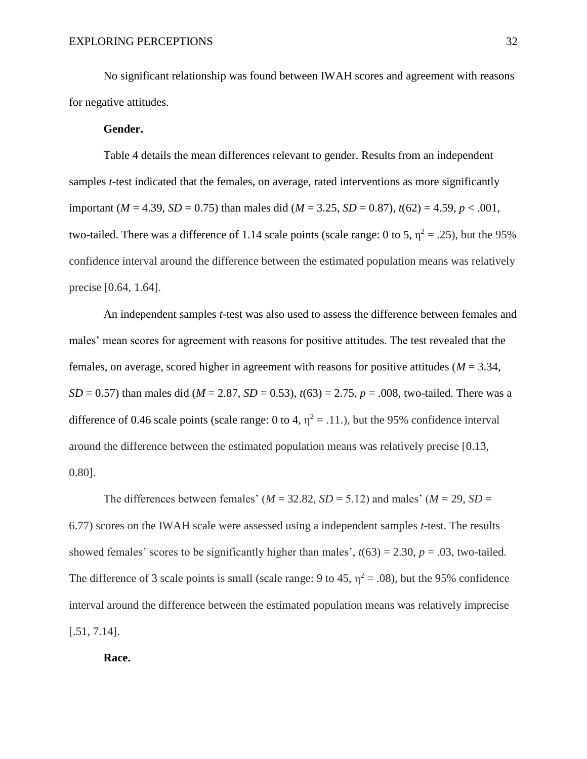No significant relationship was found between IWAH scores and agreement with reasons for negative attitudes.

**Gender.**

Table 4 details the mean differences relevant to gender. Results from an independent samples *t*-test indicated that the females, on average, rated interventions as more significantly important ($M$ = 4.39, $SD$ = 0.75) than males did ($M$ = 3.25, $SD$ = 0.87), $t(62) = 4.59$, $p < .001$, two-tailed. There was a difference of 1.14 scale points (scale range: 0 to 5, $\eta^2 = .25$), but the 95% confidence interval around the difference between the estimated population means was relatively precise [0.64, 1.64].

An independent samples *t*-test was also used to assess the difference between females and males' mean scores for agreement with reasons for positive attitudes. The test revealed that the females, on average, scored higher in agreement with reasons for positive attitudes ($M$ = 3.34, $SD$ = 0.57) than males did ($M$ = 2.87, $SD$ = 0.53), $t(63) = 2.75$, $p = .008$, two-tailed. There was a difference of 0.46 scale points (scale range: 0 to 4, $\eta^2 = .11$.), but the 95% confidence interval around the difference between the estimated population means was relatively precise [0.13, 0.80].

The differences between females' ($M$ = 32.82, $SD$ = 5.12) and males' ($M$ = 29, $SD$ = 6.77) scores on the IWAH scale were assessed using a independent samples *t*-test. The results showed females' scores to be significantly higher than males', $t(63) = 2.30$, $p = .03$, two-tailed. The difference of 3 scale points is small (scale range: 9 to 45, $\eta^2 = .08$), but the 95% confidence interval around the difference between the estimated population means was relatively imprecise [.51, 7.14].

**Race.**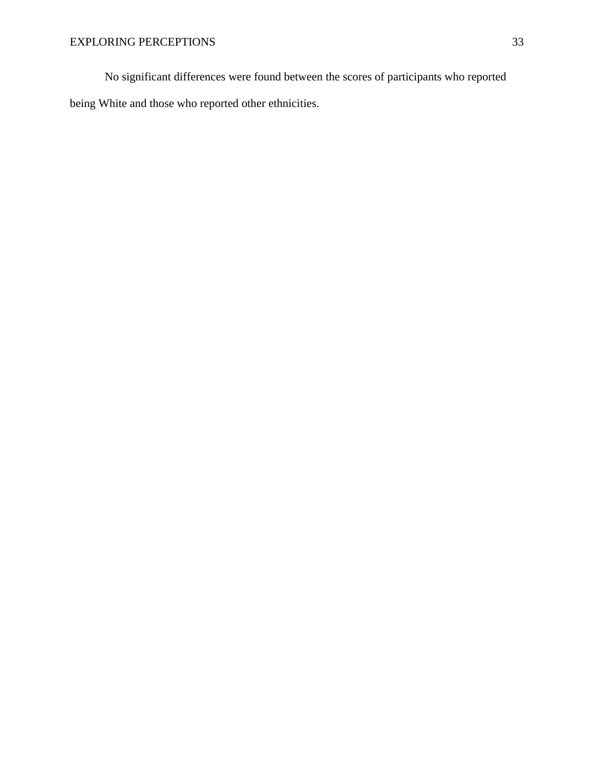No significant differences were found between the scores of participants who reported being White and those who reported other ethnicities.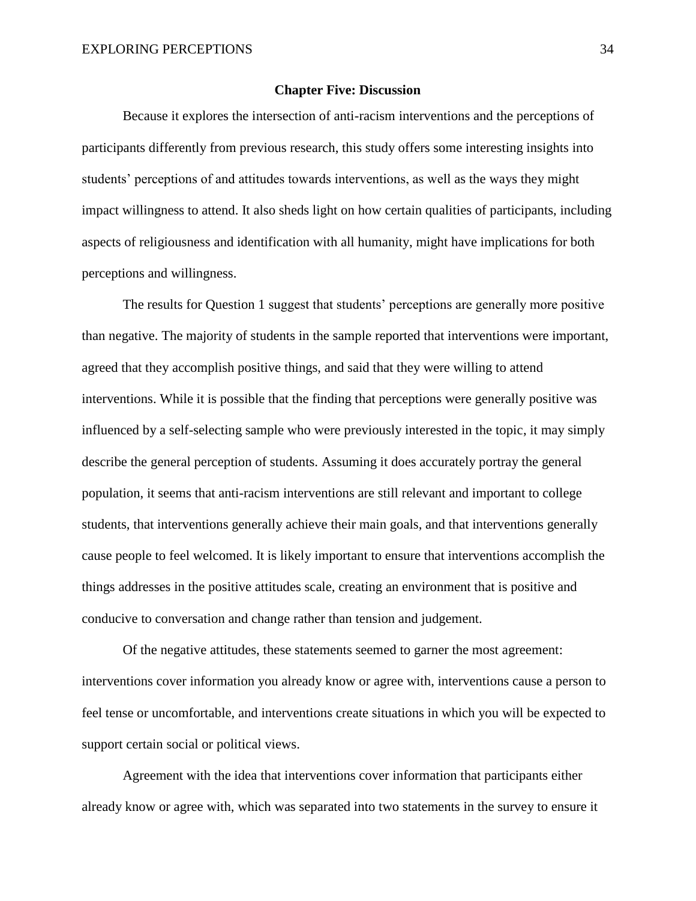## Chapter Five: Discussion

Because it explores the intersection of anti-racism interventions and the perceptions of participants differently from previous research, this study offers some interesting insights into students' perceptions of and attitudes towards interventions, as well as the ways they might impact willingness to attend. It also sheds light on how certain qualities of participants, including aspects of religiousness and identification with all humanity, might have implications for both perceptions and willingness.

The results for Question 1 suggest that students' perceptions are generally more positive than negative. The majority of students in the sample reported that interventions were important, agreed that they accomplish positive things, and said that they were willing to attend interventions. While it is possible that the finding that perceptions were generally positive was influenced by a self-selecting sample who were previously interested in the topic, it may simply describe the general perception of students. Assuming it does accurately portray the general population, it seems that anti-racism interventions are still relevant and important to college students, that interventions generally achieve their main goals, and that interventions generally cause people to feel welcomed. It is likely important to ensure that interventions accomplish the things addresses in the positive attitudes scale, creating an environment that is positive and conducive to conversation and change rather than tension and judgement.

Of the negative attitudes, these statements seemed to garner the most agreement: interventions cover information you already know or agree with, interventions cause a person to feel tense or uncomfortable, and interventions create situations in which you will be expected to support certain social or political views.

Agreement with the idea that interventions cover information that participants either already know or agree with, which was separated into two statements in the survey to ensure it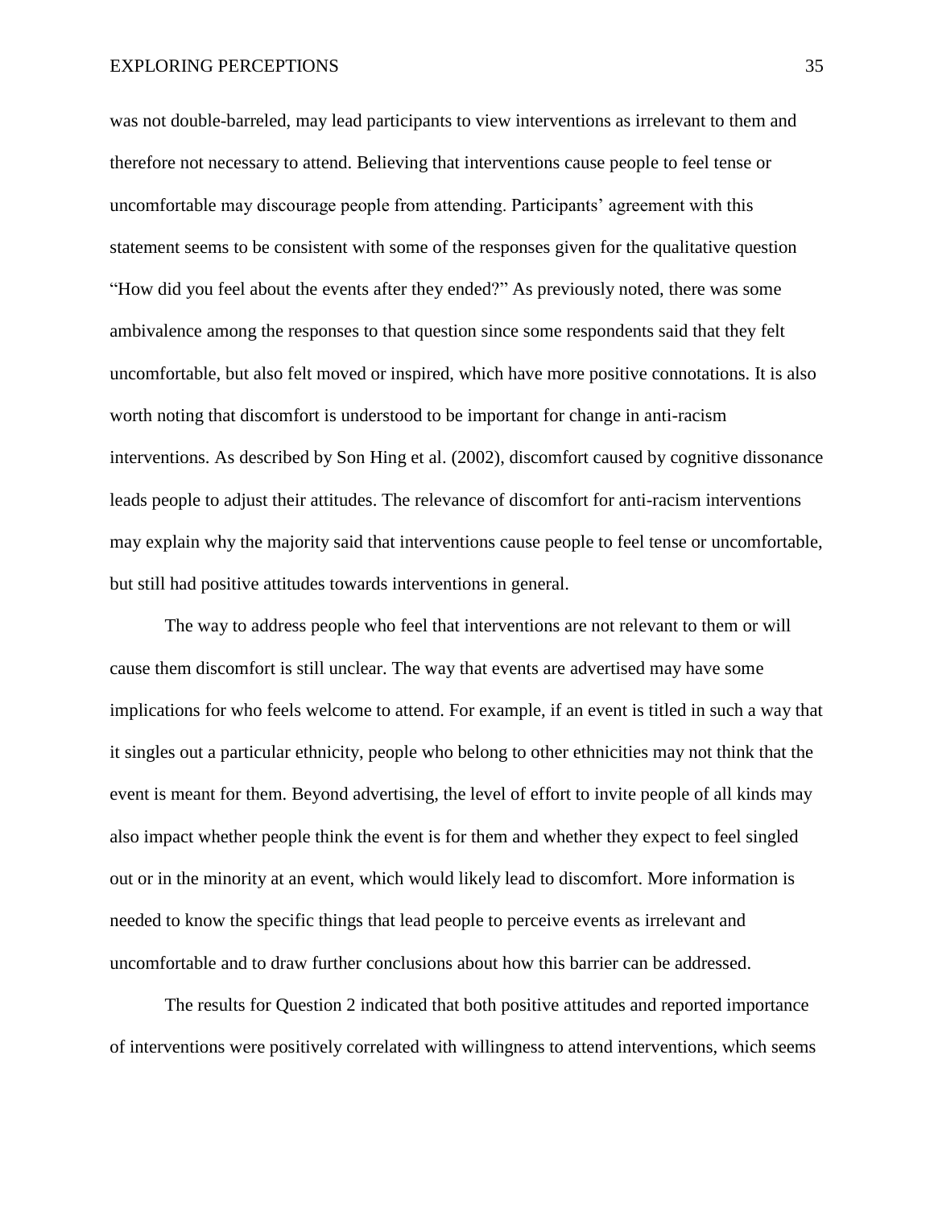was not double-barreled, may lead participants to view interventions as irrelevant to them and therefore not necessary to attend. Believing that interventions cause people to feel tense or uncomfortable may discourage people from attending. Participants' agreement with this statement seems to be consistent with some of the responses given for the qualitative question "How did you feel about the events after they ended?" As previously noted, there was some ambivalence among the responses to that question since some respondents said that they felt uncomfortable, but also felt moved or inspired, which have more positive connotations. It is also worth noting that discomfort is understood to be important for change in anti-racism interventions. As described by Son Hing et al. (2002), discomfort caused by cognitive dissonance leads people to adjust their attitudes. The relevance of discomfort for anti-racism interventions may explain why the majority said that interventions cause people to feel tense or uncomfortable, but still had positive attitudes towards interventions in general.

The way to address people who feel that interventions are not relevant to them or will cause them discomfort is still unclear. The way that events are advertised may have some implications for who feels welcome to attend. For example, if an event is titled in such a way that it singles out a particular ethnicity, people who belong to other ethnicities may not think that the event is meant for them. Beyond advertising, the level of effort to invite people of all kinds may also impact whether people think the event is for them and whether they expect to feel singled out or in the minority at an event, which would likely lead to discomfort. More information is needed to know the specific things that lead people to perceive events as irrelevant and uncomfortable and to draw further conclusions about how this barrier can be addressed.

The results for Question 2 indicated that both positive attitudes and reported importance of interventions were positively correlated with willingness to attend interventions, which seems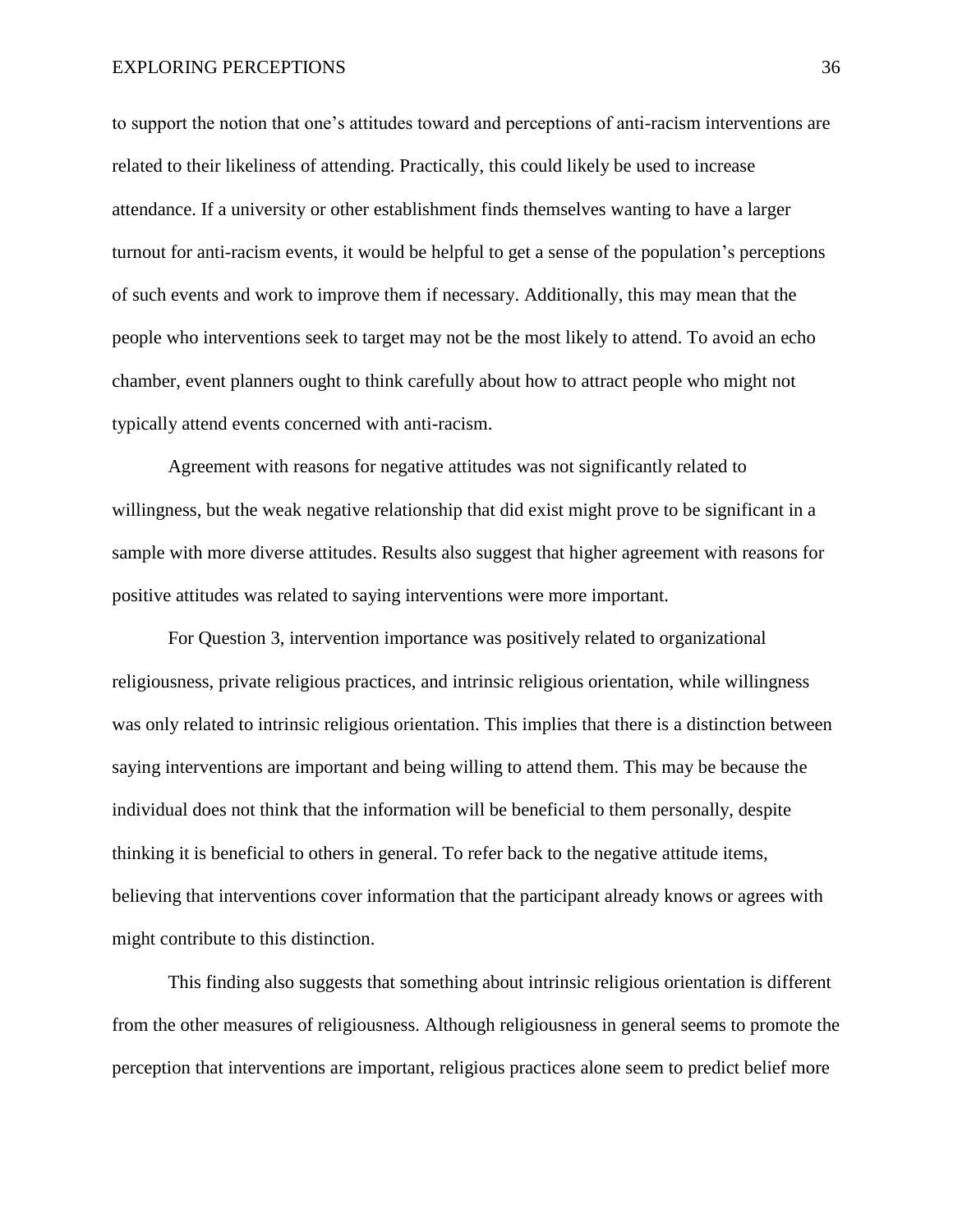to support the notion that one's attitudes toward and perceptions of anti-racism interventions are related to their likeliness of attending. Practically, this could likely be used to increase attendance. If a university or other establishment finds themselves wanting to have a larger turnout for anti-racism events, it would be helpful to get a sense of the population's perceptions of such events and work to improve them if necessary. Additionally, this may mean that the people who interventions seek to target may not be the most likely to attend. To avoid an echo chamber, event planners ought to think carefully about how to attract people who might not typically attend events concerned with anti-racism.

Agreement with reasons for negative attitudes was not significantly related to willingness, but the weak negative relationship that did exist might prove to be significant in a sample with more diverse attitudes. Results also suggest that higher agreement with reasons for positive attitudes was related to saying interventions were more important.

For Question 3, intervention importance was positively related to organizational religiousness, private religious practices, and intrinsic religious orientation, while willingness was only related to intrinsic religious orientation. This implies that there is a distinction between saying interventions are important and being willing to attend them. This may be because the individual does not think that the information will be beneficial to them personally, despite thinking it is beneficial to others in general. To refer back to the negative attitude items, believing that interventions cover information that the participant already knows or agrees with might contribute to this distinction.

This finding also suggests that something about intrinsic religious orientation is different from the other measures of religiousness. Although religiousness in general seems to promote the perception that interventions are important, religious practices alone seem to predict belief more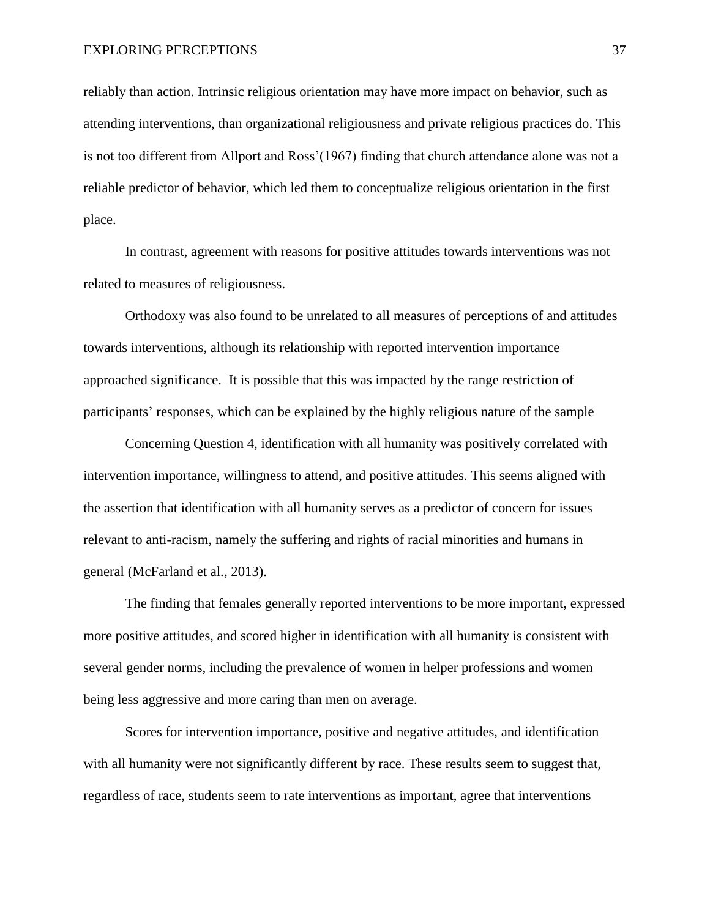reliably than action. Intrinsic religious orientation may have more impact on behavior, such as attending interventions, than organizational religiousness and private religious practices do. This is not too different from Allport and Ross'(1967) finding that church attendance alone was not a reliable predictor of behavior, which led them to conceptualize religious orientation in the first place.

In contrast, agreement with reasons for positive attitudes towards interventions was not related to measures of religiousness.

Orthodoxy was also found to be unrelated to all measures of perceptions of and attitudes towards interventions, although its relationship with reported intervention importance approached significance. It is possible that this was impacted by the range restriction of participants' responses, which can be explained by the highly religious nature of the sample

Concerning Question 4, identification with all humanity was positively correlated with intervention importance, willingness to attend, and positive attitudes. This seems aligned with the assertion that identification with all humanity serves as a predictor of concern for issues relevant to anti-racism, namely the suffering and rights of racial minorities and humans in general (McFarland et al., 2013).

The finding that females generally reported interventions to be more important, expressed more positive attitudes, and scored higher in identification with all humanity is consistent with several gender norms, including the prevalence of women in helper professions and women being less aggressive and more caring than men on average.

Scores for intervention importance, positive and negative attitudes, and identification with all humanity were not significantly different by race. These results seem to suggest that, regardless of race, students seem to rate interventions as important, agree that interventions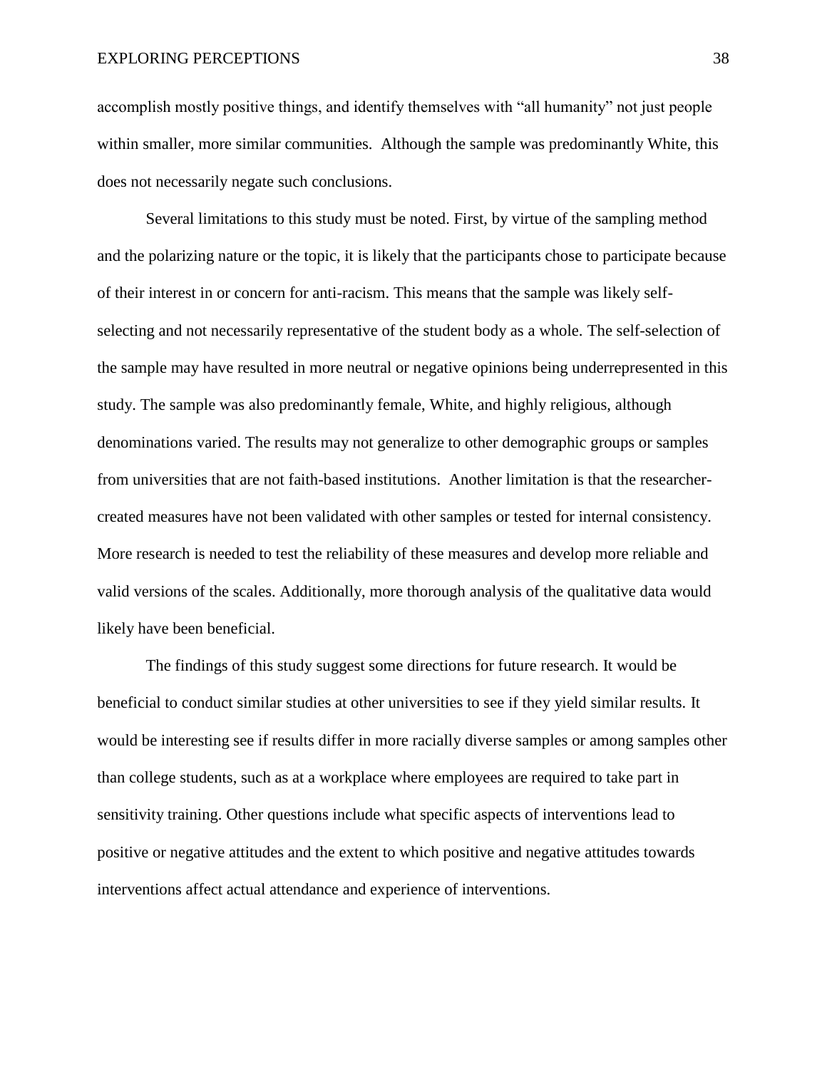accomplish mostly positive things, and identify themselves with "all humanity" not just people within smaller, more similar communities. Although the sample was predominantly White, this does not necessarily negate such conclusions.

Several limitations to this study must be noted. First, by virtue of the sampling method and the polarizing nature or the topic, it is likely that the participants chose to participate because of their interest in or concern for anti-racism. This means that the sample was likely self-selecting and not necessarily representative of the student body as a whole. The self-selection of the sample may have resulted in more neutral or negative opinions being underrepresented in this study. The sample was also predominantly female, White, and highly religious, although denominations varied. The results may not generalize to other demographic groups or samples from universities that are not faith-based institutions. Another limitation is that the researcher-created measures have not been validated with other samples or tested for internal consistency. More research is needed to test the reliability of these measures and develop more reliable and valid versions of the scales. Additionally, more thorough analysis of the qualitative data would likely have been beneficial.

The findings of this study suggest some directions for future research. It would be beneficial to conduct similar studies at other universities to see if they yield similar results. It would be interesting see if results differ in more racially diverse samples or among samples other than college students, such as at a workplace where employees are required to take part in sensitivity training. Other questions include what specific aspects of interventions lead to positive or negative attitudes and the extent to which positive and negative attitudes towards interventions affect actual attendance and experience of interventions.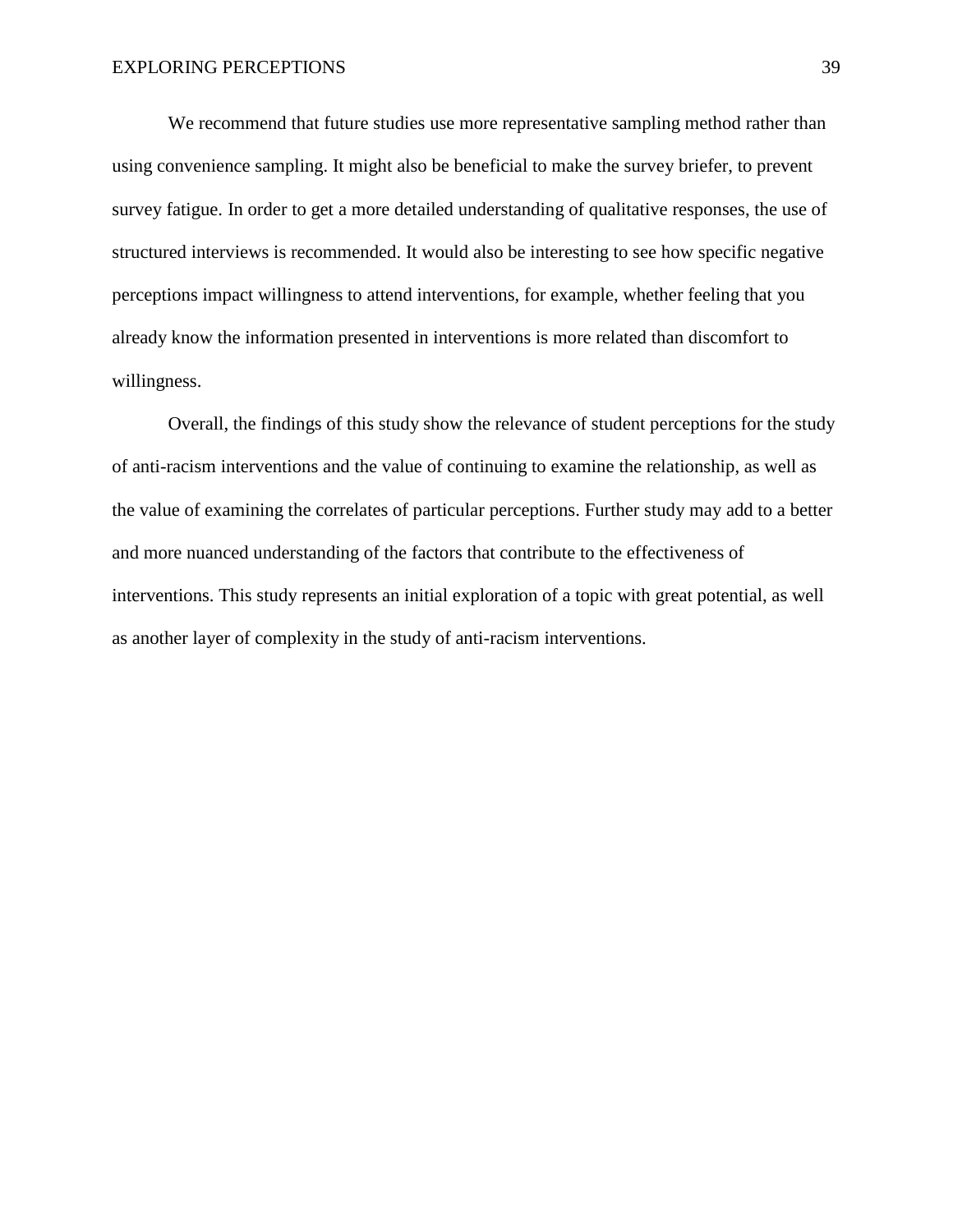We recommend that future studies use more representative sampling method rather than using convenience sampling. It might also be beneficial to make the survey briefer, to prevent survey fatigue. In order to get a more detailed understanding of qualitative responses, the use of structured interviews is recommended. It would also be interesting to see how specific negative perceptions impact willingness to attend interventions, for example, whether feeling that you already know the information presented in interventions is more related than discomfort to willingness.

Overall, the findings of this study show the relevance of student perceptions for the study of anti-racism interventions and the value of continuing to examine the relationship, as well as the value of examining the correlates of particular perceptions. Further study may add to a better and more nuanced understanding of the factors that contribute to the effectiveness of interventions. This study represents an initial exploration of a topic with great potential, as well as another layer of complexity in the study of anti-racism interventions.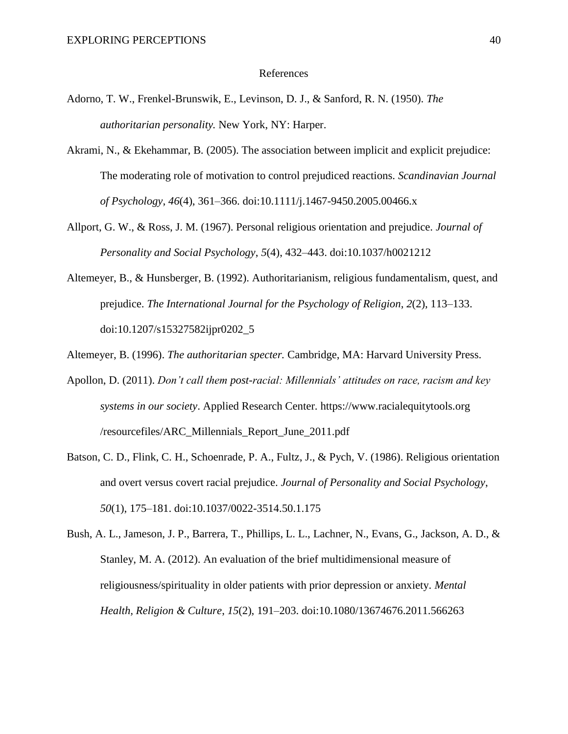# References

Adorno, T. W., Frenkel-Brunswik, E., Levinson, D. J., & Sanford, R. N. (1950). *The authoritarian personality.* New York, NY: Harper.

Akrami, N., & Ekehammar, B. (2005). The association between implicit and explicit prejudice: The moderating role of motivation to control prejudiced reactions. *Scandinavian Journal of Psychology*, *46*(4), 361–366. doi:10.1111/j.1467-9450.2005.00466.x

Allport, G. W., & Ross, J. M. (1967). Personal religious orientation and prejudice. *Journal of Personality and Social Psychology*, *5*(4), 432–443. doi:10.1037/h0021212

Altemeyer, B., & Hunsberger, B. (1992). Authoritarianism, religious fundamentalism, quest, and prejudice. *The International Journal for the Psychology of Religion*, *2*(2), 113–133. doi:10.1207/s15327582ijpr0202_5

Altemeyer, B. (1996). *The authoritarian specter.* Cambridge, MA: Harvard University Press.

Apollon, D. (2011). *Don't call them post-racial: Millennials' attitudes on race, racism and key systems in our society*. Applied Research Center. https://www.racialequitytools.org /resourcefiles/ARC_Millennials_Report_June_2011.pdf

Batson, C. D., Flink, C. H., Schoenrade, P. A., Fultz, J., & Pych, V. (1986). Religious orientation and overt versus covert racial prejudice. *Journal of Personality and Social Psychology*, *50*(1), 175–181. doi:10.1037/0022-3514.50.1.175

Bush, A. L., Jameson, J. P., Barrera, T., Phillips, L. L., Lachner, N., Evans, G., Jackson, A. D., & Stanley, M. A. (2012). An evaluation of the brief multidimensional measure of religiousness/spirituality in older patients with prior depression or anxiety. *Mental Health, Religion & Culture*, *15*(2), 191–203. doi:10.1080/13674676.2011.566263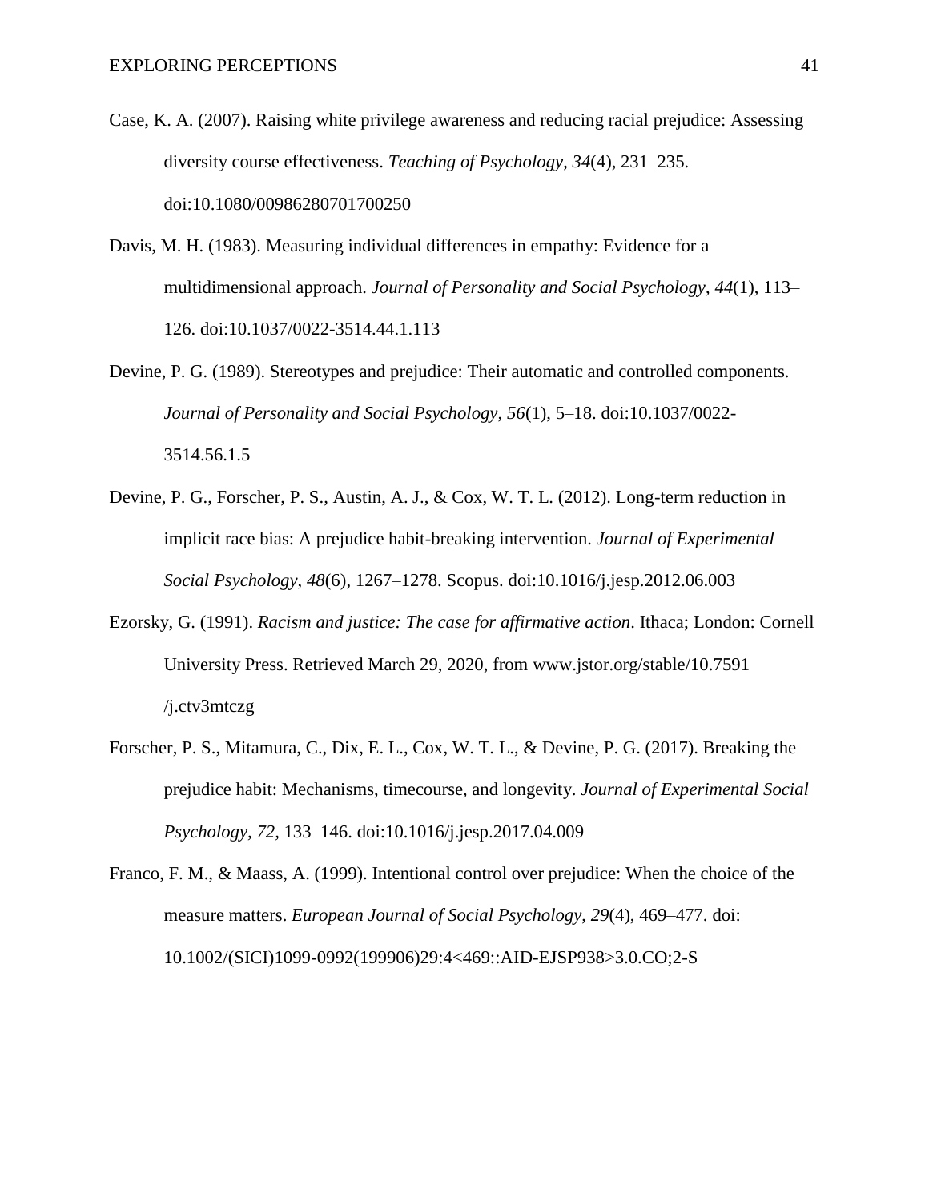Case, K. A. (2007). Raising white privilege awareness and reducing racial prejudice: Assessing diversity course effectiveness. *Teaching of Psychology*, *34*(4), 231–235. doi:10.1080/00986280701700250

Davis, M. H. (1983). Measuring individual differences in empathy: Evidence for a multidimensional approach. *Journal of Personality and Social Psychology*, *44*(1), 113–126. doi:10.1037/0022-3514.44.1.113

Devine, P. G. (1989). Stereotypes and prejudice: Their automatic and controlled components. *Journal of Personality and Social Psychology*, *56*(1), 5–18. doi:10.1037/0022-3514.56.1.5

Devine, P. G., Forscher, P. S., Austin, A. J., & Cox, W. T. L. (2012). Long-term reduction in implicit race bias: A prejudice habit-breaking intervention. *Journal of Experimental Social Psychology*, *48*(6), 1267–1278. Scopus. doi:10.1016/j.jesp.2012.06.003

Ezorsky, G. (1991). *Racism and justice: The case for affirmative action*. Ithaca; London: Cornell University Press. Retrieved March 29, 2020, from www.jstor.org/stable/10.7591/j.ctv3mtczg

Forscher, P. S., Mitamura, C., Dix, E. L., Cox, W. T. L., & Devine, P. G. (2017). Breaking the prejudice habit: Mechanisms, timecourse, and longevity. *Journal of Experimental Social Psychology, 72,* 133–146. doi:10.1016/j.jesp.2017.04.009

Franco, F. M., & Maass, A. (1999). Intentional control over prejudice: When the choice of the measure matters. *European Journal of Social Psychology*, *29*(4), 469–477. doi: 10.1002/(SICI)1099-0992(199906)29:4<469::AID-EJSP938>3.0.CO;2-S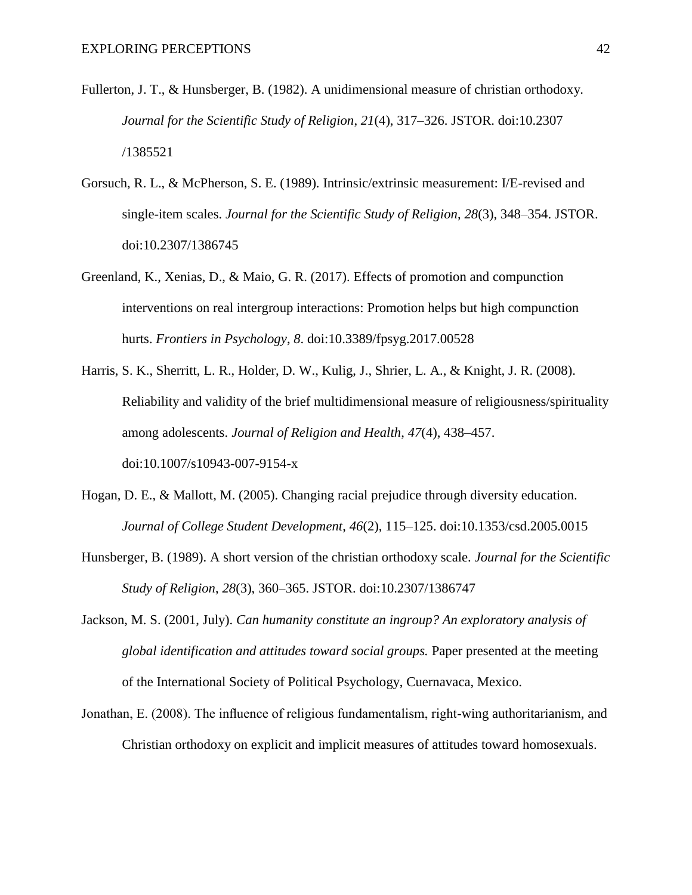Fullerton, J. T., & Hunsberger, B. (1982). A unidimensional measure of christian orthodoxy. *Journal for the Scientific Study of Religion*, *21*(4), 317–326. JSTOR. doi:10.2307/1385521

Gorsuch, R. L., & McPherson, S. E. (1989). Intrinsic/extrinsic measurement: I/E-revised and single-item scales. *Journal for the Scientific Study of Religion*, *28*(3), 348–354. JSTOR. doi:10.2307/1386745

Greenland, K., Xenias, D., & Maio, G. R. (2017). Effects of promotion and compunction interventions on real intergroup interactions: Promotion helps but high compunction hurts. *Frontiers in Psychology*, *8*. doi:10.3389/fpsyg.2017.00528

Harris, S. K., Sherritt, L. R., Holder, D. W., Kulig, J., Shrier, L. A., & Knight, J. R. (2008). Reliability and validity of the brief multidimensional measure of religiousness/spirituality among adolescents. *Journal of Religion and Health*, *47*(4), 438–457. doi:10.1007/s10943-007-9154-x

Hogan, D. E., & Mallott, M. (2005). Changing racial prejudice through diversity education. *Journal of College Student Development*, *46*(2), 115–125. doi:10.1353/csd.2005.0015

Hunsberger, B. (1989). A short version of the christian orthodoxy scale. *Journal for the Scientific Study of Religion*, *28*(3), 360–365. JSTOR. doi:10.2307/1386747

Jackson, M. S. (2001, July). *Can humanity constitute an ingroup? An exploratory analysis of global identification and attitudes toward social groups.* Paper presented at the meeting of the International Society of Political Psychology, Cuernavaca, Mexico.

Jonathan, E. (2008). The influence of religious fundamentalism, right-wing authoritarianism, and Christian orthodoxy on explicit and implicit measures of attitudes toward homosexuals.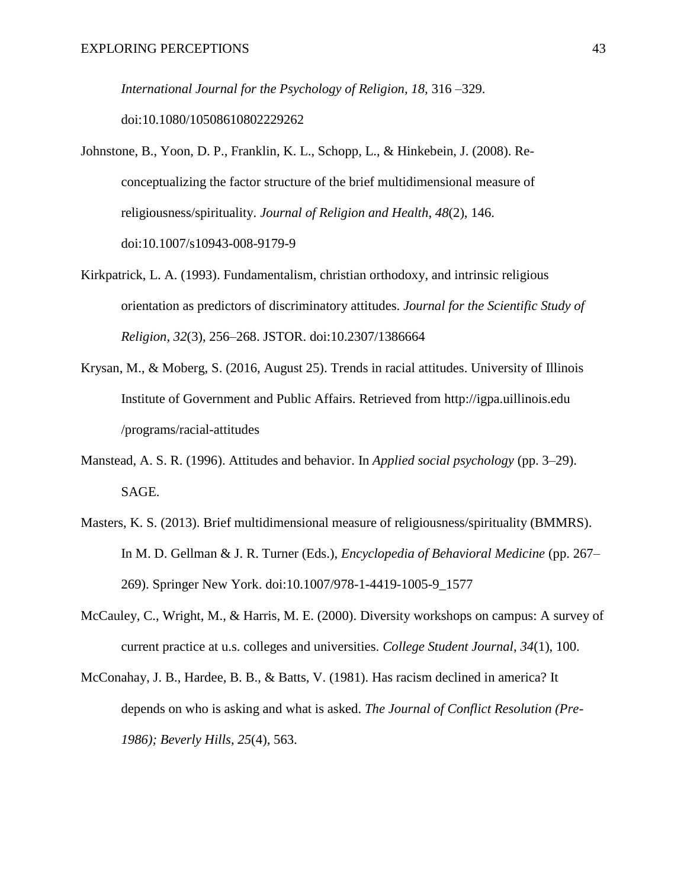*International Journal for the Psychology of Religion, 18,* 316 –329. doi:10.1080/10508610802229262

Johnstone, B., Yoon, D. P., Franklin, K. L., Schopp, L., & Hinkebein, J. (2008). Re-conceptualizing the factor structure of the brief multidimensional measure of religiousness/spirituality. *Journal of Religion and Health*, *48*(2), 146. doi:10.1007/s10943-008-9179-9

Kirkpatrick, L. A. (1993). Fundamentalism, christian orthodoxy, and intrinsic religious orientation as predictors of discriminatory attitudes. *Journal for the Scientific Study of Religion*, *32*(3), 256–268. JSTOR. doi:10.2307/1386664

Krysan, M., & Moberg, S. (2016, August 25). Trends in racial attitudes. University of Illinois Institute of Government and Public Affairs. Retrieved from http://igpa.uillinois.edu /programs/racial-attitudes

Manstead, A. S. R. (1996). Attitudes and behavior. In *Applied social psychology* (pp. 3–29). SAGE.

Masters, K. S. (2013). Brief multidimensional measure of religiousness/spirituality (BMMRS). In M. D. Gellman & J. R. Turner (Eds.), *Encyclopedia of Behavioral Medicine* (pp. 267–269). Springer New York. doi:10.1007/978-1-4419-1005-9_1577

McCauley, C., Wright, M., & Harris, M. E. (2000). Diversity workshops on campus: A survey of current practice at u.s. colleges and universities. *College Student Journal*, *34*(1), 100.

McConahay, J. B., Hardee, B. B., & Batts, V. (1981). Has racism declined in america? It depends on who is asking and what is asked. *The Journal of Conflict Resolution (Pre-1986); Beverly Hills*, *25*(4), 563.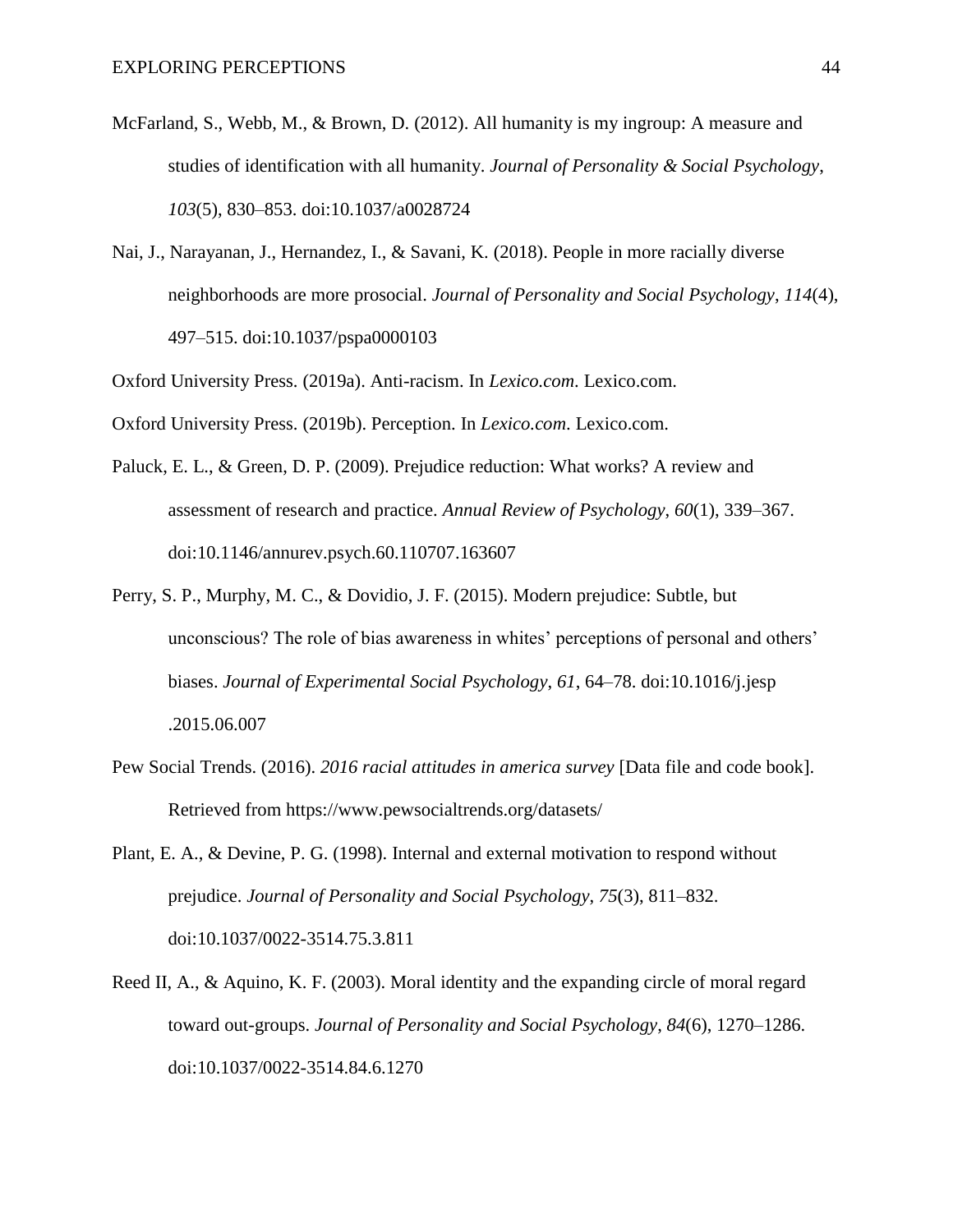McFarland, S., Webb, M., & Brown, D. (2012). All humanity is my ingroup: A measure and studies of identification with all humanity. *Journal of Personality & Social Psychology*, *103*(5), 830–853. doi:10.1037/a0028724

Nai, J., Narayanan, J., Hernandez, I., & Savani, K. (2018). People in more racially diverse neighborhoods are more prosocial. *Journal of Personality and Social Psychology*, *114*(4), 497–515. doi:10.1037/pspa0000103

Oxford University Press. (2019a). Anti-racism. In *Lexico.com*. Lexico.com.

Oxford University Press. (2019b). Perception. In *Lexico.com*. Lexico.com.

Paluck, E. L., & Green, D. P. (2009). Prejudice reduction: What works? A review and assessment of research and practice. *Annual Review of Psychology*, *60*(1), 339–367. doi:10.1146/annurev.psych.60.110707.163607

Perry, S. P., Murphy, M. C., & Dovidio, J. F. (2015). Modern prejudice: Subtle, but unconscious? The role of bias awareness in whites' perceptions of personal and others' biases. *Journal of Experimental Social Psychology*, *61*, 64–78. doi:10.1016/j.jesp .2015.06.007

Pew Social Trends. (2016). *2016 racial attitudes in america survey* [Data file and code book]. Retrieved from https://www.pewsocialtrends.org/datasets/

Plant, E. A., & Devine, P. G. (1998). Internal and external motivation to respond without prejudice. *Journal of Personality and Social Psychology*, *75*(3), 811–832. doi:10.1037/0022-3514.75.3.811

Reed II, A., & Aquino, K. F. (2003). Moral identity and the expanding circle of moral regard toward out-groups. *Journal of Personality and Social Psychology*, *84*(6), 1270–1286. doi:10.1037/0022-3514.84.6.1270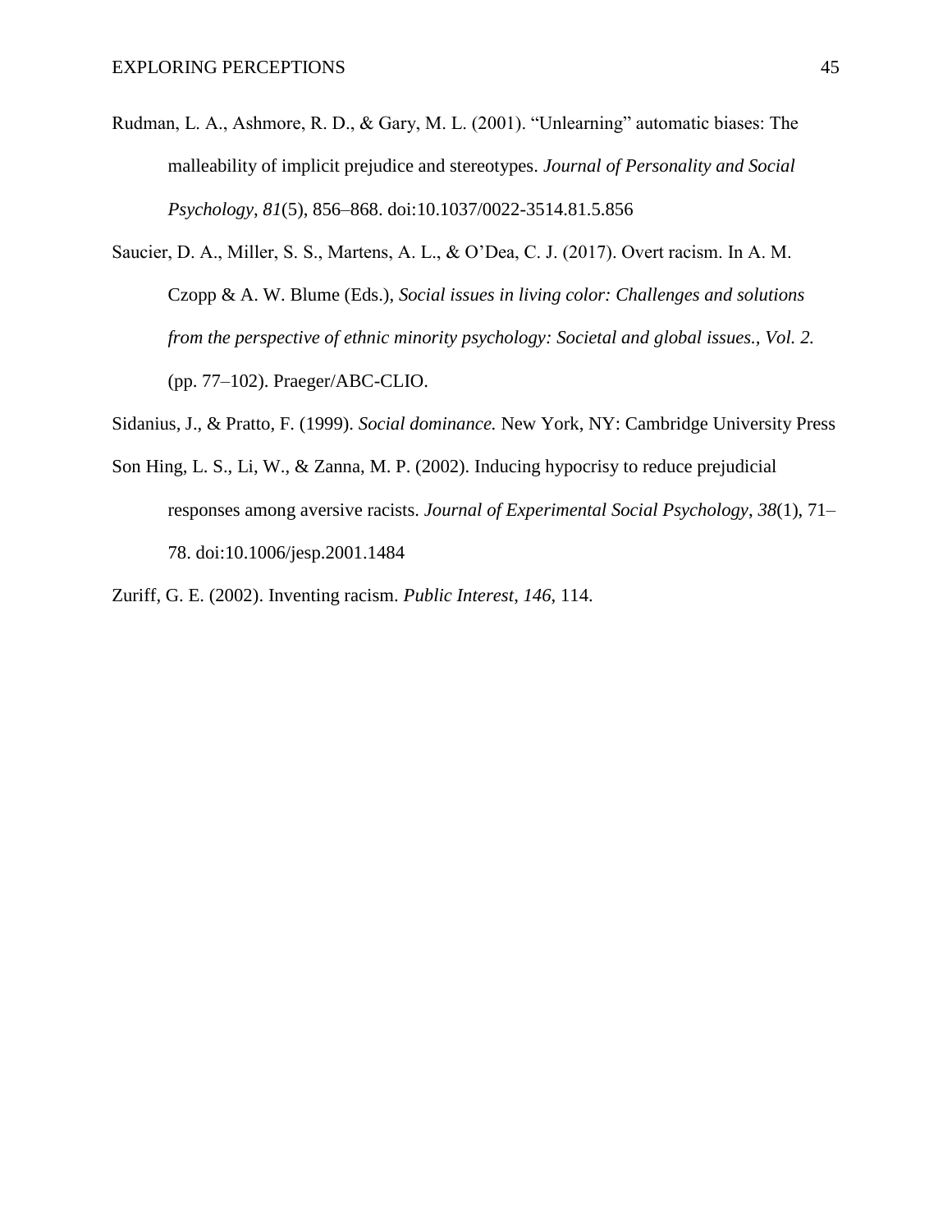Rudman, L. A., Ashmore, R. D., & Gary, M. L. (2001). "Unlearning" automatic biases: The malleability of implicit prejudice and stereotypes. *Journal of Personality and Social Psychology*, *81*(5), 856–868. doi:10.1037/0022-3514.81.5.856

Saucier, D. A., Miller, S. S., Martens, A. L., & O'Dea, C. J. (2017). Overt racism. In A. M. Czopp & A. W. Blume (Eds.), *Social issues in living color: Challenges and solutions from the perspective of ethnic minority psychology: Societal and global issues., Vol. 2.* (pp. 77–102). Praeger/ABC-CLIO.

Sidanius, J., & Pratto, F. (1999). *Social dominance.* New York, NY: Cambridge University Press

Son Hing, L. S., Li, W., & Zanna, M. P. (2002). Inducing hypocrisy to reduce prejudicial responses among aversive racists. *Journal of Experimental Social Psychology*, *38*(1), 71–78. doi:10.1006/jesp.2001.1484

Zuriff, G. E. (2002). Inventing racism. *Public Interest*, *146*, 114.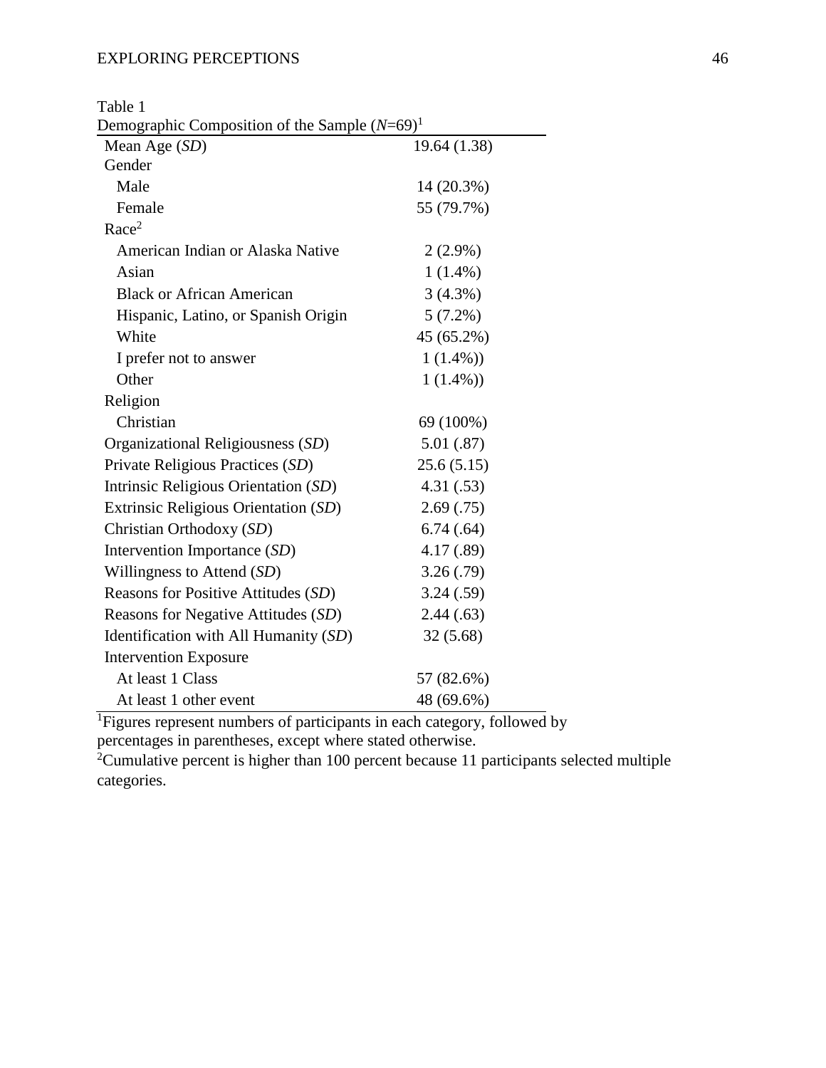Table 1

Demographic Composition of the Sample (*N*=69)[1]

| | |
|---|---|
| Mean Age (*SD*) | 19.64 (1.38) |
| Gender | |
| Male | 14 (20.3%) |
| Female | 55 (79.7%) |
| Race[2] | |
| American Indian or Alaska Native | 2 (2.9%) |
| Asian | 1 (1.4%) |
| Black or African American | 3 (4.3%) |
| Hispanic, Latino, or Spanish Origin | 5 (7.2%) |
| White | 45 (65.2%) |
| I prefer not to answer | 1 (1.4%)) |
| Other | 1 (1.4%)) |
| Religion | |
| Christian | 69 (100%) |
| Organizational Religiousness (*SD*) | 5.01 (.87) |
| Private Religious Practices (*SD*) | 25.6 (5.15) |
| Intrinsic Religious Orientation (*SD*) | 4.31 (.53) |
| Extrinsic Religious Orientation (*SD*) | 2.69 (.75) |
| Christian Orthodoxy (*SD*) | 6.74 (.64) |
| Intervention Importance (*SD*) | 4.17 (.89) |
| Willingness to Attend (*SD*) | 3.26 (.79) |
| Reasons for Positive Attitudes (*SD*) | 3.24 (.59) |
| Reasons for Negative Attitudes (*SD*) | 2.44 (.63) |
| Identification with All Humanity (*SD*) | 32 (5.68) |
| Intervention Exposure | |
| At least 1 Class | 57 (82.6%) |
| At least 1 other event | 48 (69.6%) |

[1]Figures represent numbers of participants in each category, followed by percentages in parentheses, except where stated otherwise.

[2]Cumulative percent is higher than 100 percent because 11 participants selected multiple categories.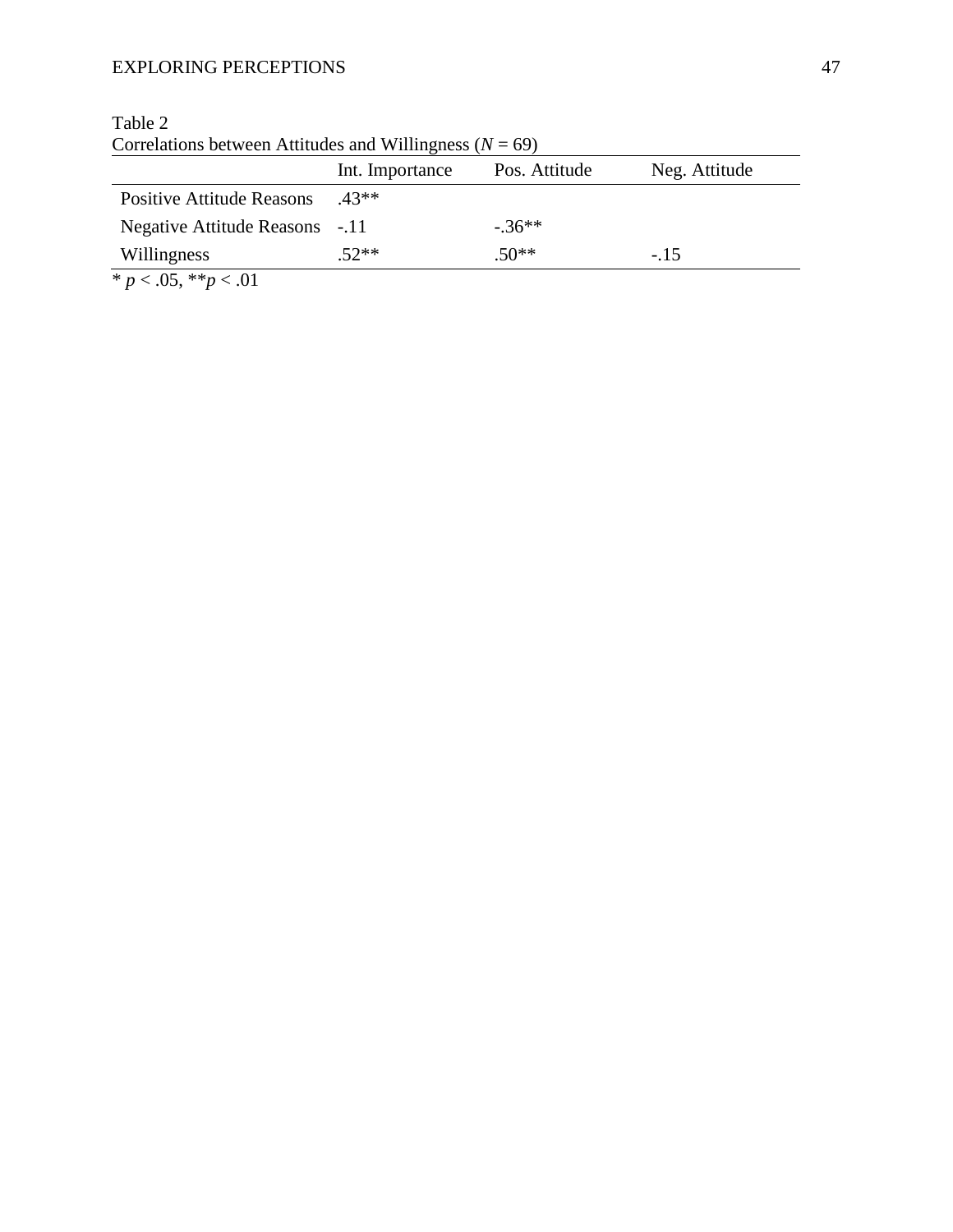Table 2
Correlations between Attitudes and Willingness (*N* = 69)

| | Int. Importance | Pos. Attitude | Neg. Attitude |
|---|---|---|---|
| Positive Attitude Reasons | .43** | | |
| Negative Attitude Reasons | -.11 | -.36** | |
| Willingness | .52** | .50** | -.15 |

* $p < .05$, ** $p < .01$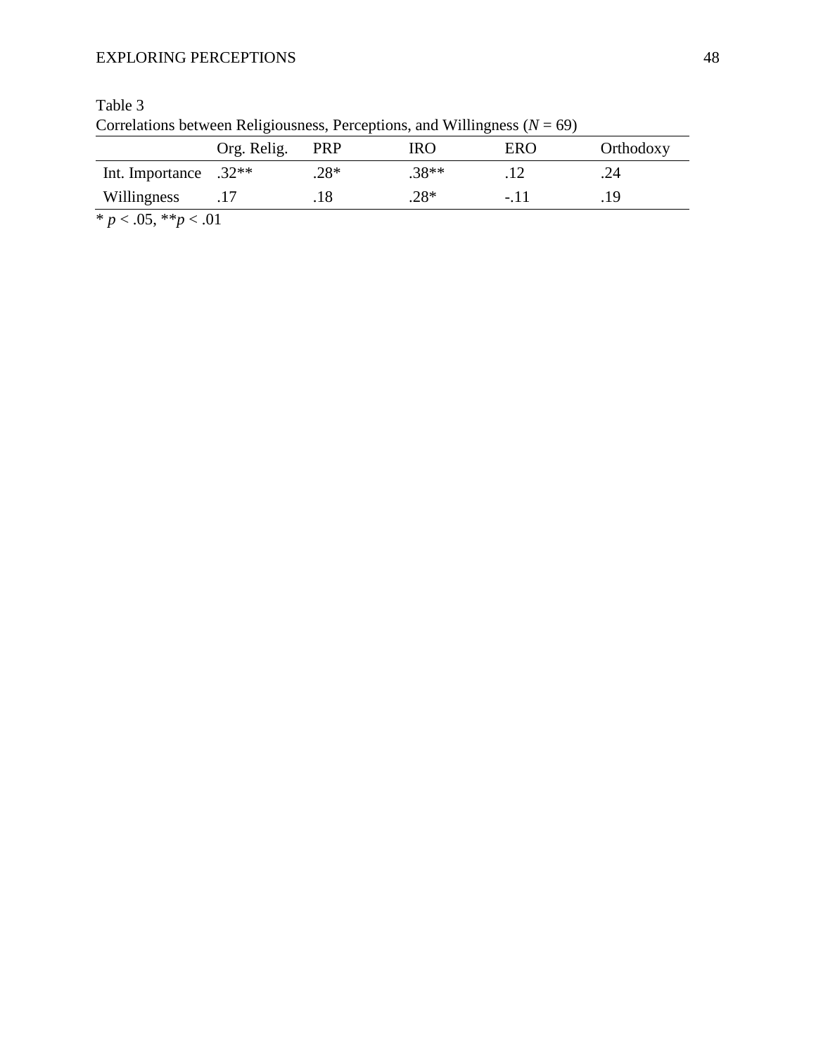Table 3

Correlations between Religiousness, Perceptions, and Willingness (*N* = 69)

| | Org. Relig. | PRP | IRO | ERO | Orthodoxy |
|---|---|---|---|---|---|
| Int. Importance | .32** | .28* | .38** | .12 | .24 |
| Willingness | .17 | .18 | .28* | -.11 | .19 |

\* $p < .05$, ** $p < .01$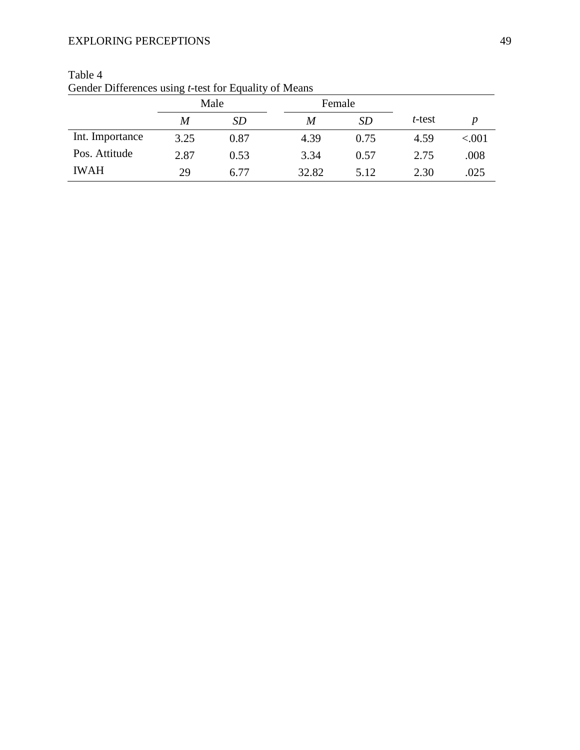Table 4
Gender Differences using *t*-test for Equality of Means

| | Male | | Female | | | |
|---|---|---|---|---|---|---|
| | *M* | *SD* | *M* | *SD* | *t*-test | *p* |
| Int. Importance | 3.25 | 0.87 | 4.39 | 0.75 | 4.59 | <.001 |
| Pos. Attitude | 2.87 | 0.53 | 3.34 | 0.57 | 2.75 | .008 |
| IWAH | 29 | 6.77 | 32.82 | 5.12 | 2.30 | .025 |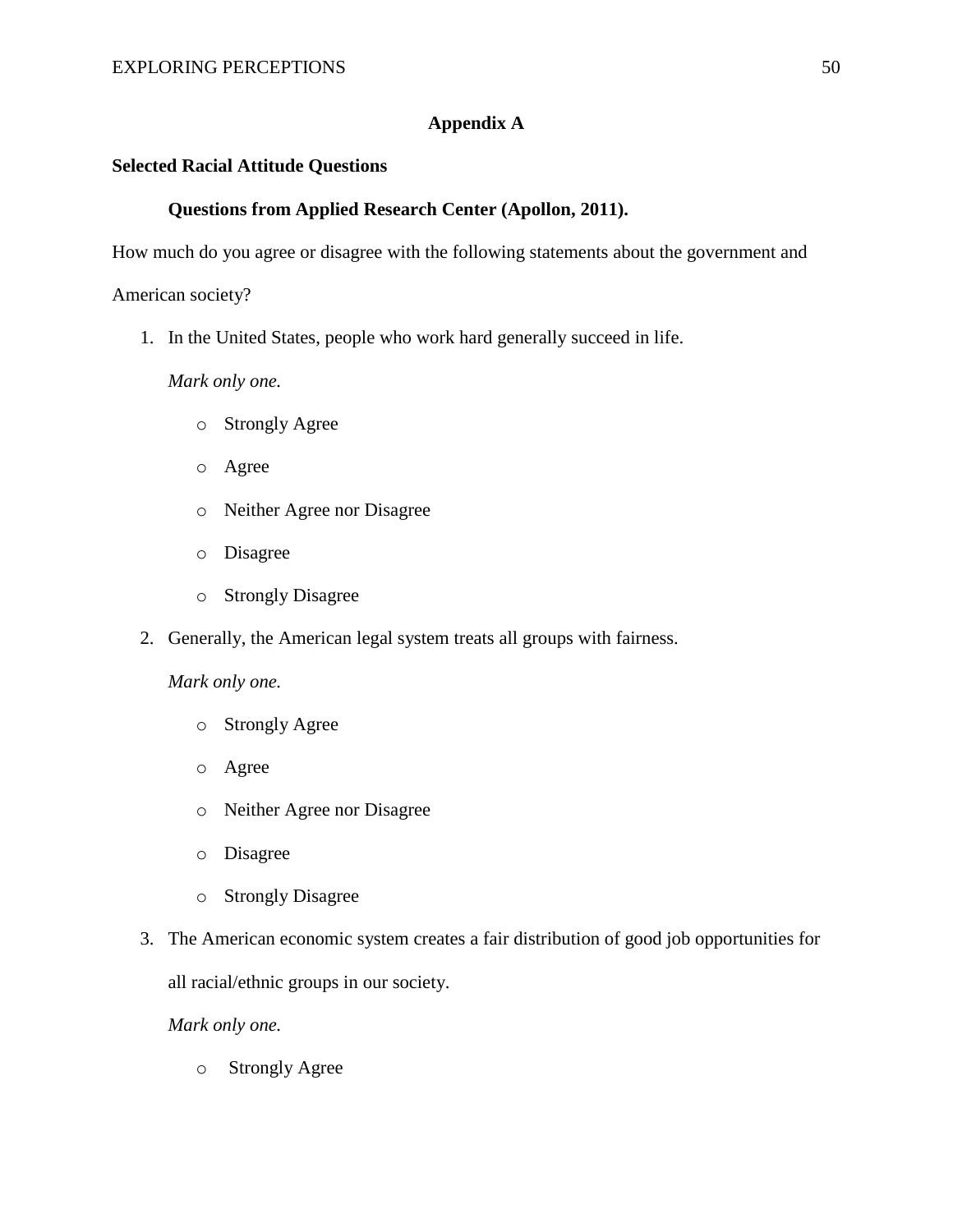# Appendix A

## Selected Racial Attitude Questions

### Questions from Applied Research Center (Apollon, 2011).

How much do you agree or disagree with the following statements about the government and American society?

1. In the United States, people who work hard generally succeed in life.

   *Mark only only one.*

   - Strongly Agree
   - Agree
   - Neither Agree nor Disagree
   - Disagree
   - Strongly Disagree

2. Generally, the American legal system treats all groups with fairness.

   *Mark only one.*

   - Strongly Agree
   - Agree
   - Neither Agree nor Disagree
   - Disagree
   - Strongly Disagree

3. The American economic system creates a fair distribution of good job opportunities for all racial/ethnic groups in our society.

   *Mark only one.*

   - Strongly Agree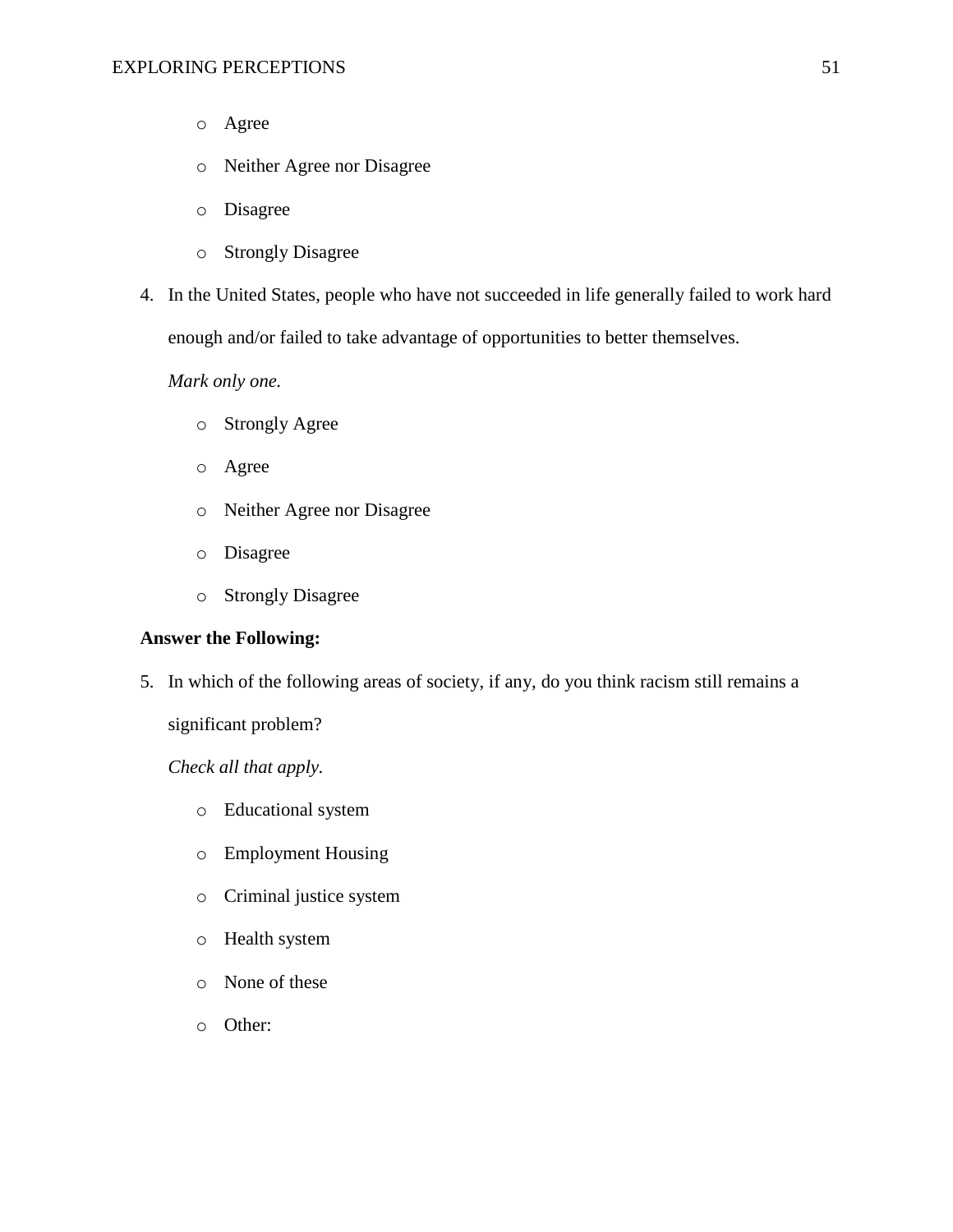- Agree
- Neither Agree nor Disagree
- Disagree
- Strongly Disagree

4. In the United States, people who have not succeeded in life generally failed to work hard enough and/or failed to take advantage of opportunities to better themselves.

   *Mark only one.*

   - Strongly Agree
   - Agree
   - Neither Agree nor Disagree
   - Disagree
   - Strongly Disagree

**Answer the Following:**

5. In which of the following areas of society, if any, do you think racism still remains a significant problem?

   *Check all that apply.*

   - Educational system
   - Employment Housing
   - Criminal justice system
   - Health system
   - None of these
   - Other: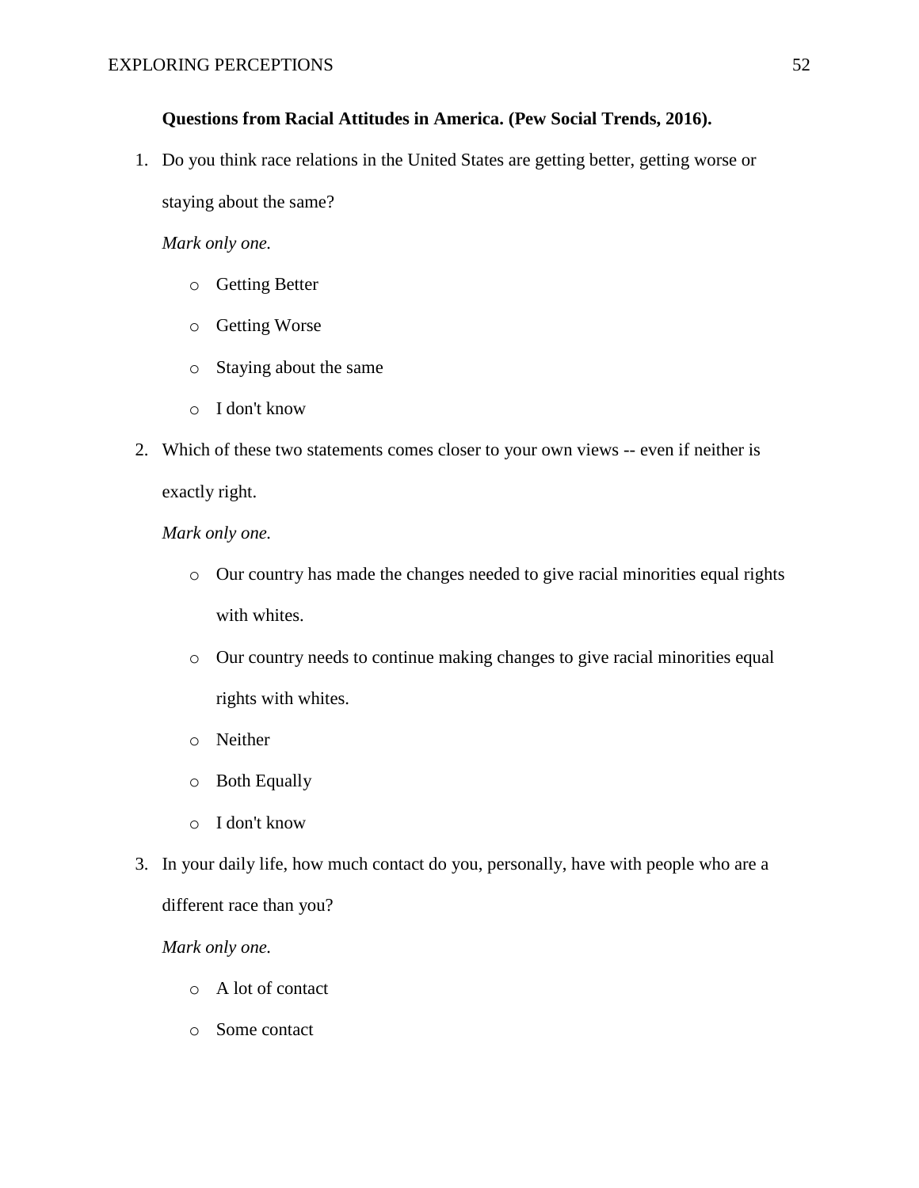**Questions from Racial Attitudes in America. (Pew Social Trends, 2016).**

1. Do you think race relations in the United States are getting better, getting worse or staying about the same?

   *Mark only one.*

   - Getting Better
   - Getting Worse
   - Staying about the same
   - I don't know

2. Which of these two statements comes closer to your own views -- even if neither is exactly right.

   *Mark only one.*

   - Our country has made the changes needed to give racial minorities equal rights with whites.
   - Our country needs to continue making changes to give racial minorities equal rights with whites.
   - Neither
   - Both Equally
   - I don't know

3. In your daily life, how much contact do you, personally, have with people who are a different race than you?

   *Mark only one.*

   - A lot of contact
   - Some contact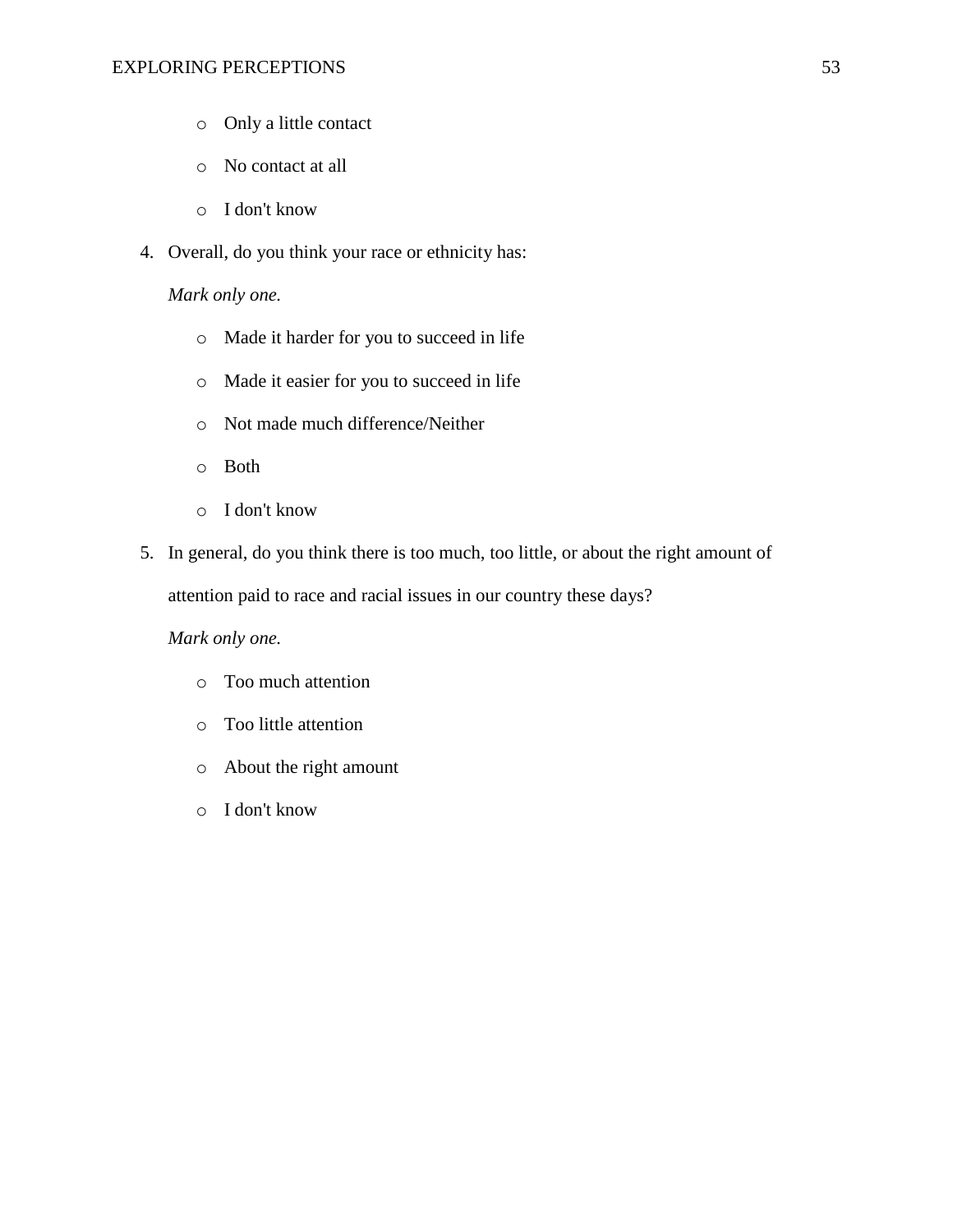- Only a little contact
- No contact at all
- I don't know

4. Overall, do you think your race or ethnicity has:

   *Mark only one.*

   - Made it harder for you to succeed in life
   - Made it easier for you to succeed in life
   - Not made much difference/Neither
   - Both
   - I don't know

5. In general, do you think there is too much, too little, or about the right amount of attention paid to race and racial issues in our country these days?

   *Mark only one.*

   - Too much attention
   - Too little attention
   - About the right amount
   - I don't know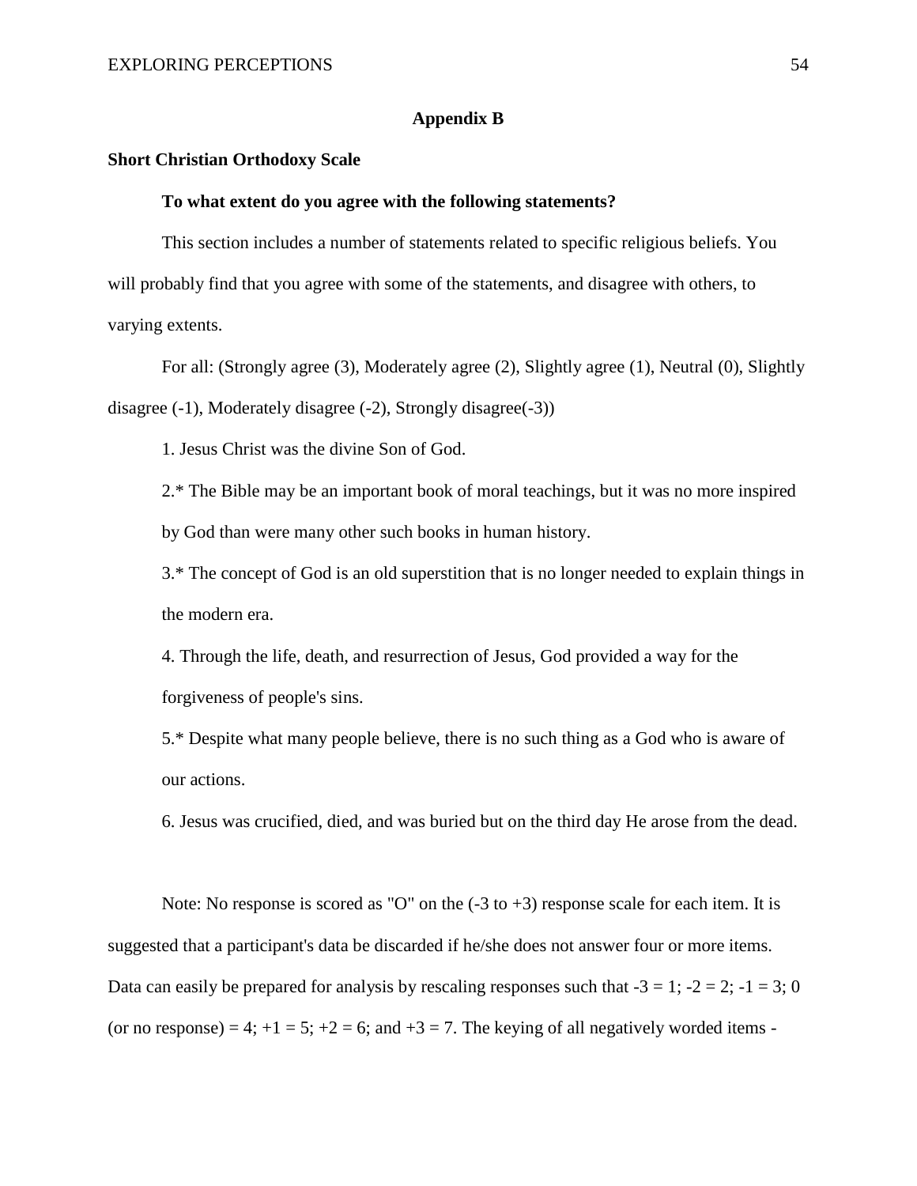## Appendix B

### Short Christian Orthodoxy Scale

**To what extent do you agree with the following statements?**

This section includes a number of statements related to specific religious beliefs. You will probably find that you agree with some of the statements, and disagree with others, to varying extents.

For all: (Strongly agree (3), Moderately agree (2), Slightly agree (1), Neutral (0), Slightly disagree (-1), Moderately disagree (-2), Strongly disagree(-3))

1. Jesus Christ was the divine Son of God.

2.* The Bible may be an important book of moral teachings, but it was no more inspired by God than were many other such books in human history.

3.* The concept of God is an old superstition that is no longer needed to explain things in the modern era.

4. Through the life, death, and resurrection of Jesus, God provided a way for the forgiveness of people's sins.

5.* Despite what many people believe, there is no such thing as a God who is aware of our actions.

6. Jesus was crucified, died, and was buried but on the third day He arose from the dead.

Note: No response is scored as "O" on the (-3 to +3) response scale for each item. It is suggested that a participant's data be discarded if he/she does not answer four or more items. Data can easily be prepared for analysis by rescaling responses such that -3 = 1; -2 = 2; -1 = 3; 0 (or no response) = 4; +1 = 5; +2 = 6; and +3 = 7. The keying of all negatively worded items -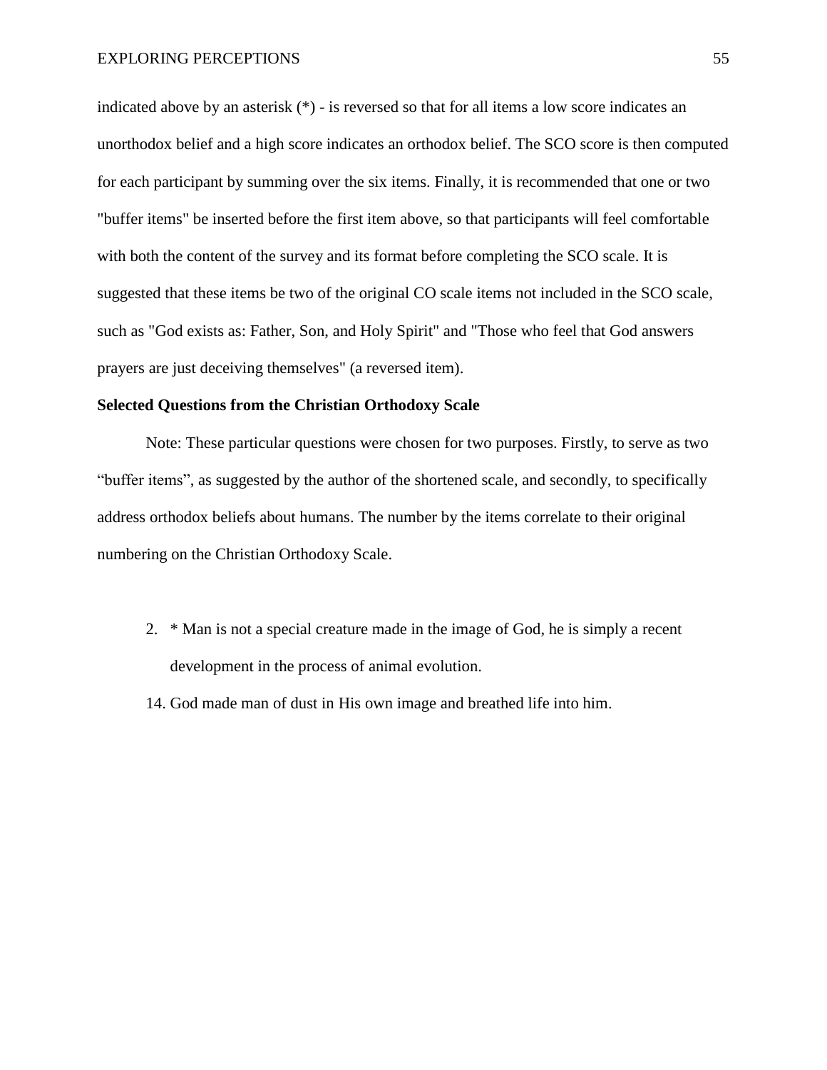indicated above by an asterisk (*) - is reversed so that for all items a low score indicates an unorthodox belief and a high score indicates an orthodox belief. The SCO score is then computed for each participant by summing over the six items. Finally, it is recommended that one or two "buffer items" be inserted before the first item above, so that participants will feel comfortable with both the content of the survey and its format before completing the SCO scale. It is suggested that these items be two of the original CO scale items not included in the SCO scale, such as "God exists as: Father, Son, and Holy Spirit" and "Those who feel that God answers prayers are just deceiving themselves" (a reversed item).

**Selected Questions from the Christian Orthodoxy Scale**

Note: These particular questions were chosen for two purposes. Firstly, to serve as two "buffer items", as suggested by the author of the shortened scale, and secondly, to specifically address orthodox beliefs about humans. The number by the items correlate to their original numbering on the Christian Orthodoxy Scale.

2. * Man is not a special creature made in the image of God, he is simply a recent development in the process of animal evolution.

14. God made man of dust in His own image and breathed life into him.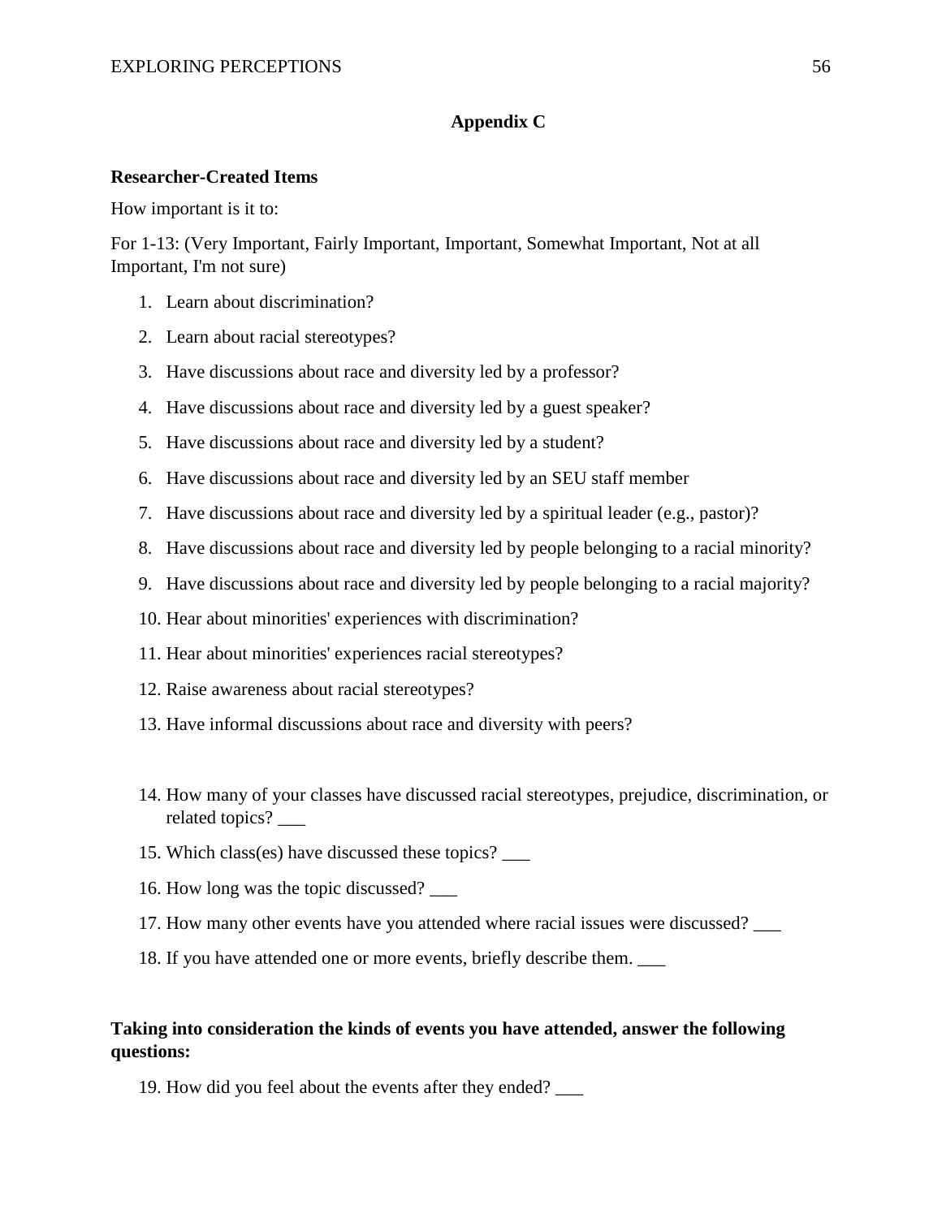## Appendix C

**Researcher-Created Items**

How important is it to:

For 1-13: (Very Important, Fairly Important, Important, Somewhat Important, Not at all Important, I'm not sure)

1. Learn about discrimination?
2. Learn about racial stereotypes?
3. Have discussions about race and diversity led by a professor?
4. Have discussions about race and diversity led by a guest speaker?
5. Have discussions about race and diversity led by a student?
6. Have discussions about race and diversity led by an SEU staff member
7. Have discussions about race and diversity led by a spiritual leader (e.g., pastor)?
8. Have discussions about race and diversity led by people belonging to a racial minority?
9. Have discussions about race and diversity led by people belonging to a racial majority?
10. Hear about minorities' experiences with discrimination?
11. Hear about minorities' experiences racial stereotypes?
12. Raise awareness about racial stereotypes?
13. Have informal discussions about race and diversity with peers?

14. How many of your classes have discussed racial stereotypes, prejudice, discrimination, or related topics? ___
15. Which class(es) have discussed these topics? ___
16. How long was the topic discussed? ___
17. How many other events have you attended where racial issues were discussed? ___
18. If you have attended one or more events, briefly describe them. ___

**Taking into consideration the kinds of events you have attended, answer the following questions:**

19. How did you feel about the events after they ended? ___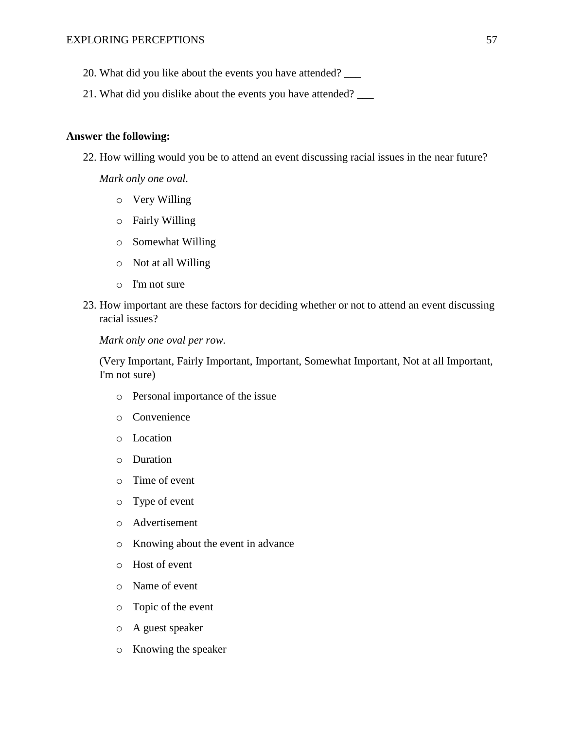20. What did you like about the events you have attended? ___

21. What did you dislike about the events you have attended? ___

**Answer the following:**

22. How willing would you be to attend an event discussing racial issues in the near future?

    *Mark only one oval.*

    - Very Willing
    - Fairly Willing
    - Somewhat Willing
    - Not at all Willing
    - I'm not sure

23. How important are these factors for deciding whether or not to attend an event discussing racial issues?

    *Mark only one oval per row.*

    (Very Important, Fairly Important, Important, Somewhat Important, Not at all Important, I'm not sure)

    - Personal importance of the issue
    - Convenience
    - Location
    - Duration
    - Time of event
    - Type of event
    - Advertisement
    - Knowing about the event in advance
    - Host of event
    - Name of event
    - Topic of the event
    - A guest speaker
    - Knowing the speaker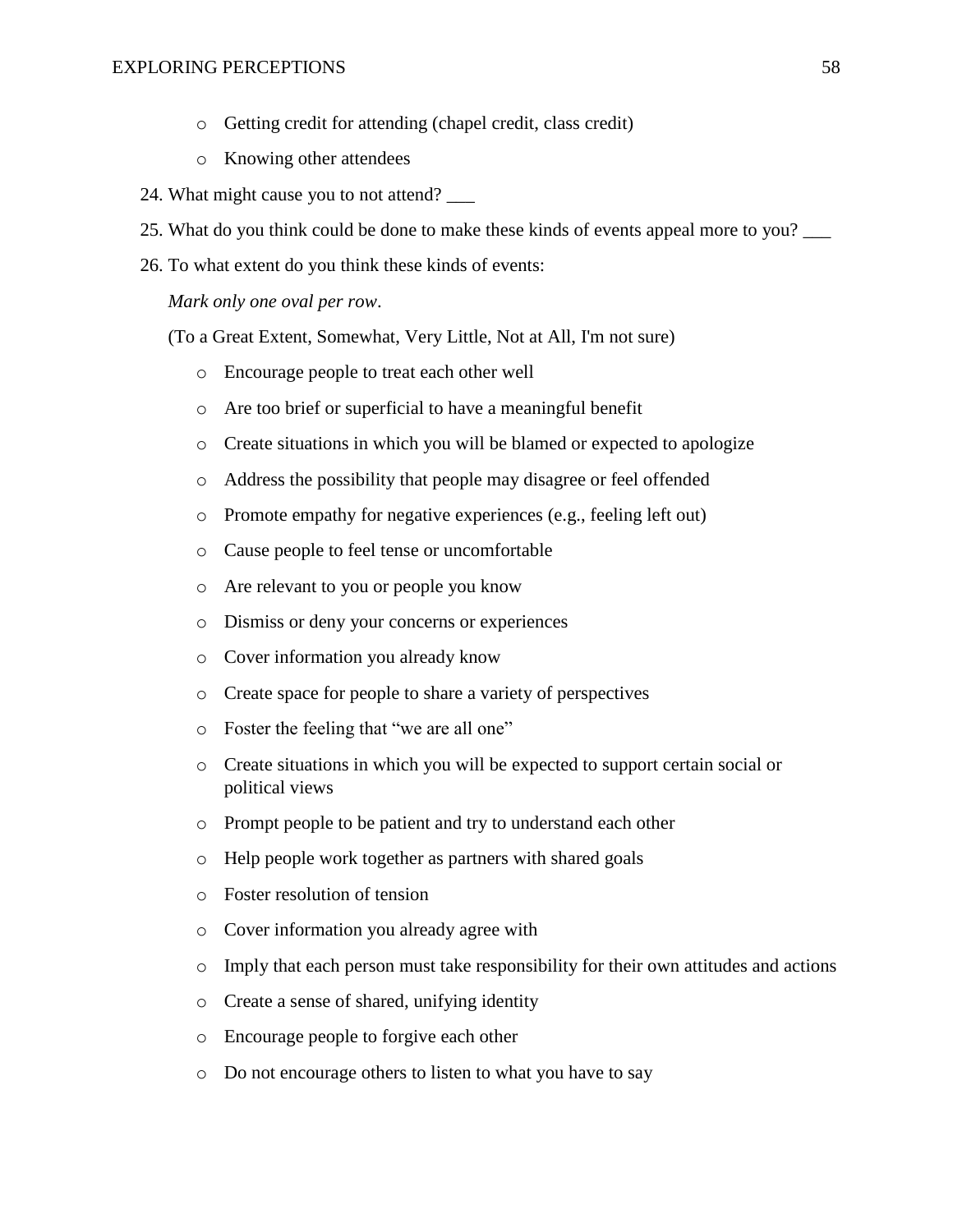- Getting credit for attending (chapel credit, class credit)
- Knowing other attendees

24. What might cause you to not attend? ___

25. What do you think could be done to make these kinds of events appeal more to you? ___

26. To what extent do you think these kinds of events:

    *Mark only one oval per row*.

    (To a Great Extent, Somewhat, Very Little, Not at All, I'm not sure)

    - Encourage people to treat each other well
    - Are too brief or superficial to have a meaningful benefit
    - Create situations in which you will be blamed or expected to apologize
    - Address the possibility that people may disagree or feel offended
    - Promote empathy for negative experiences (e.g., feeling left out)
    - Cause people to feel tense or uncomfortable
    - Are relevant to you or people you know
    - Dismiss or deny your concerns or experiences
    - Cover information you already know
    - Create space for people to share a variety of perspectives
    - Foster the feeling that "we are all one"
    - Create situations in which you will be expected to support certain social or political views
    - Prompt people to be patient and try to understand each other
    - Help people work together as partners with shared goals
    - Foster resolution of tension
    - Cover information you already agree with
    - Imply that each person must take responsibility for their own attitudes and actions
    - Create a sense of shared, unifying identity
    - Encourage people to forgive each other
    - Do not encourage others to listen to what you have to say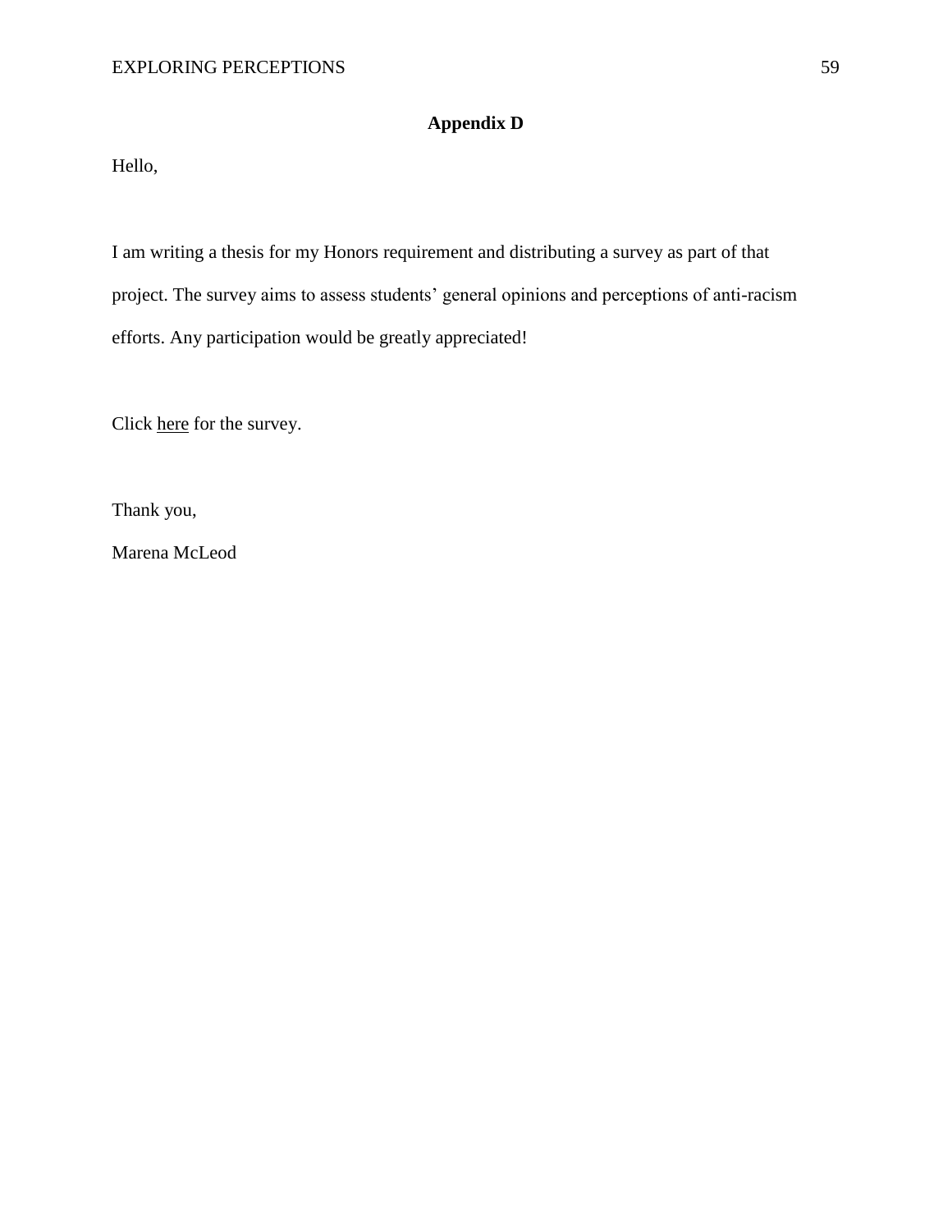# Appendix D

Hello,

I am writing a thesis for my Honors requirement and distributing a survey as part of that project. The survey aims to assess students' general opinions and perceptions of anti-racism efforts. Any participation would be greatly appreciated!

Click here for the survey.

Thank you,

Marena McLeod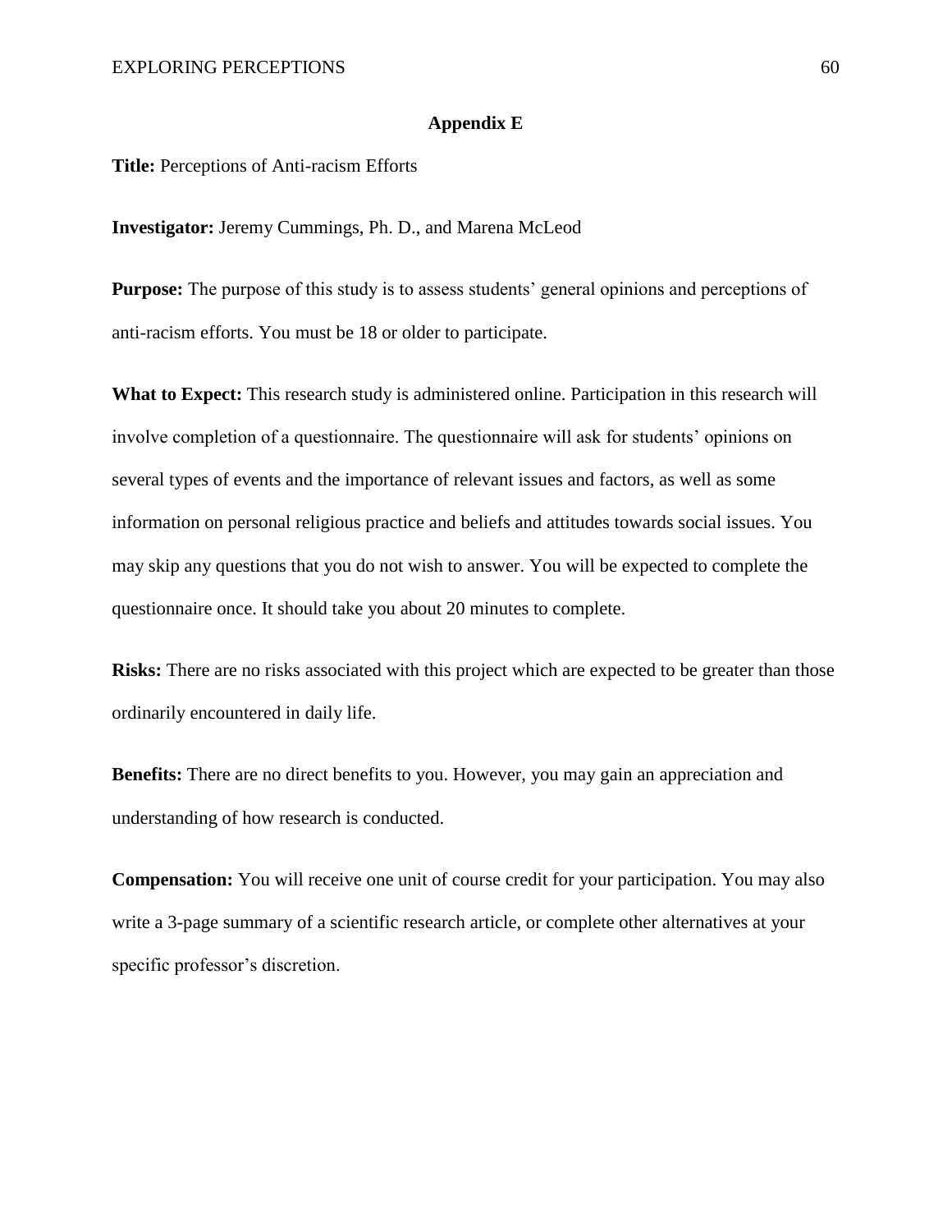## Appendix E

**Title:** Perceptions of Anti-racism Efforts

**Investigator:** Jeremy Cummings, Ph. D., and Marena McLeod

**Purpose:** The purpose of this study is to assess students' general opinions and perceptions of anti-racism efforts. You must be 18 or older to participate.

**What to Expect:** This research study is administered online. Participation in this research will involve completion of a questionnaire. The questionnaire will ask for students' opinions on several types of events and the importance of relevant issues and factors, as well as some information on personal religious practice and beliefs and attitudes towards social issues. You may skip any questions that you do not wish to answer. You will be expected to complete the questionnaire once. It should take you about 20 minutes to complete.

**Risks:** There are no risks associated with this project which are expected to be greater than those ordinarily encountered in daily life.

**Benefits:** There are no direct benefits to you. However, you may gain an appreciation and understanding of how research is conducted.

**Compensation:** You will receive one unit of course credit for your participation. You may also write a 3-page summary of a scientific research article, or complete other alternatives at your specific professor's discretion.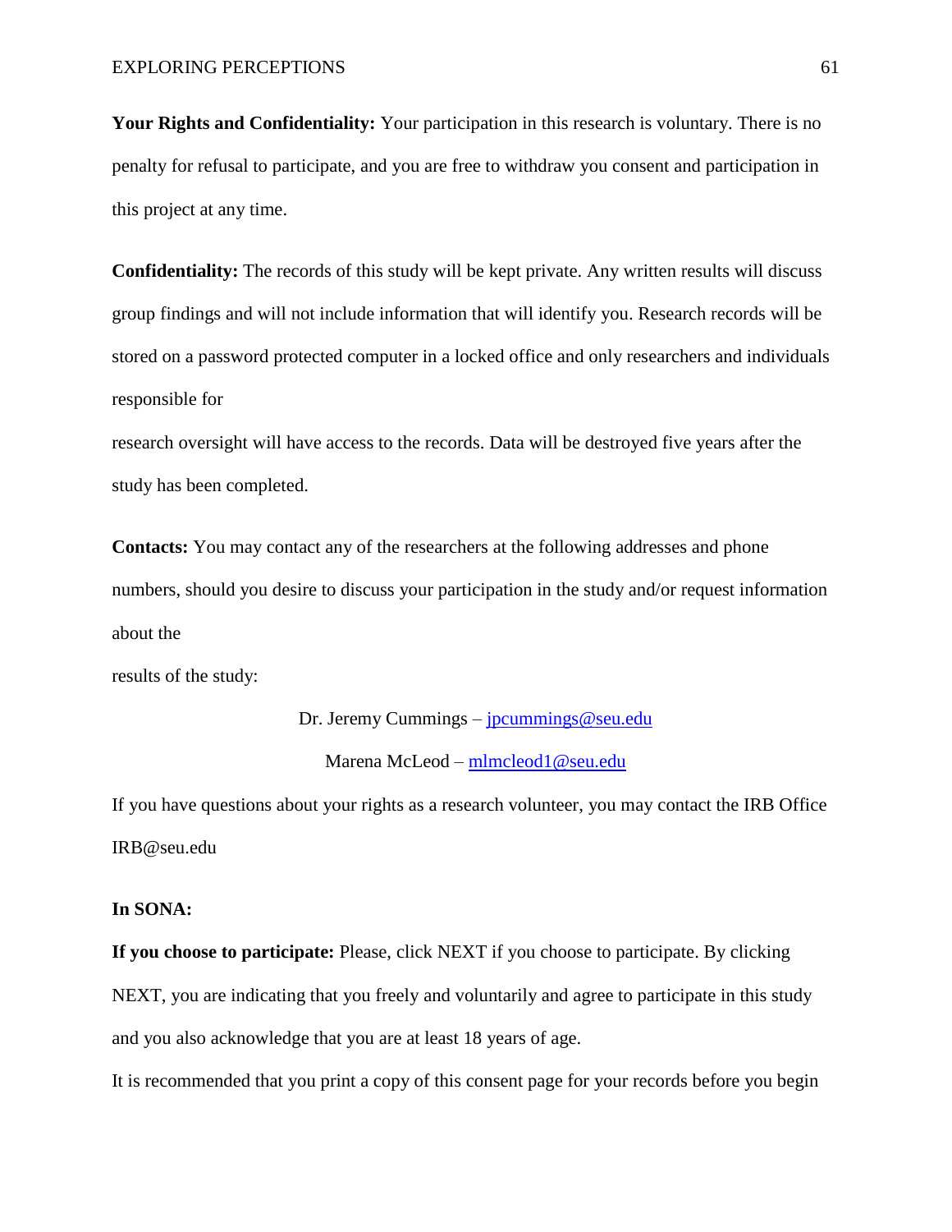**Your Rights and Confidentiality:** Your participation in this research is voluntary. There is no penalty for refusal to participate, and you are free to withdraw you consent and participation in this project at any time.

**Confidentiality:** The records of this study will be kept private. Any written results will discuss group findings and will not include information that will identify you. Research records will be stored on a password protected computer in a locked office and only researchers and individuals responsible for research oversight will have access to the records. Data will be destroyed five years after the study has been completed.

**Contacts:** You may contact any of the researchers at the following addresses and phone numbers, should you desire to discuss your participation in the study and/or request information about the results of the study:

Dr. Jeremy Cummings – jpcummings@seu.edu

Marena McLeod – mlmcleod1@seu.edu

If you have questions about your rights as a research volunteer, you may contact the IRB Office IRB@seu.edu

**In SONA:**

**If you choose to participate:** Please, click NEXT if you choose to participate. By clicking NEXT, you are indicating that you freely and voluntarily and agree to participate in this study and you also acknowledge that you are at least 18 years of age.

It is recommended that you print a copy of this consent page for your records before you begin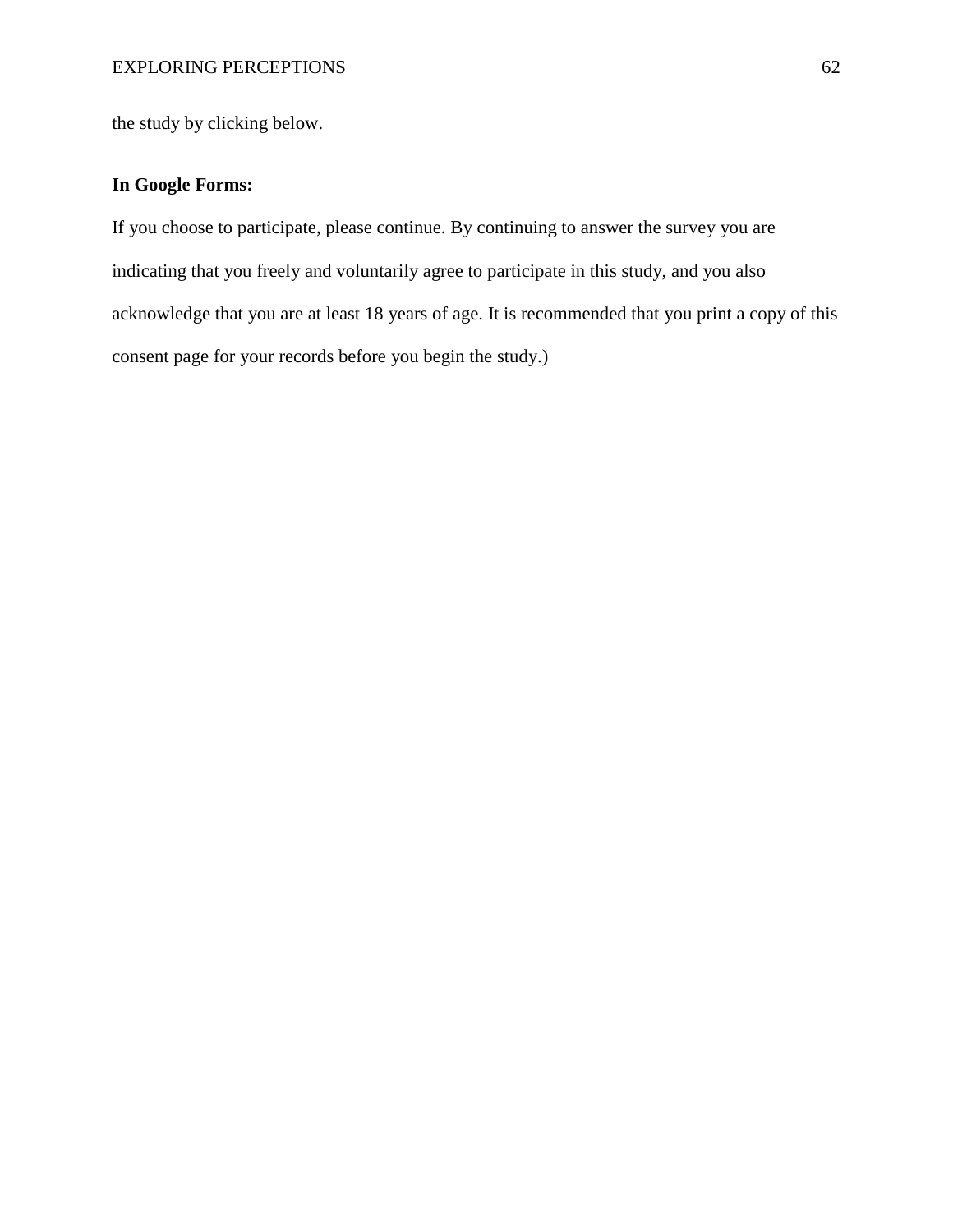the study by clicking below.

**In Google Forms:**

If you choose to participate, please continue. By continuing to answer the survey you are indicating that you freely and voluntarily agree to participate in this study, and you also acknowledge that you are at least 18 years of age. It is recommended that you print a copy of this consent page for your records before you begin the study.)